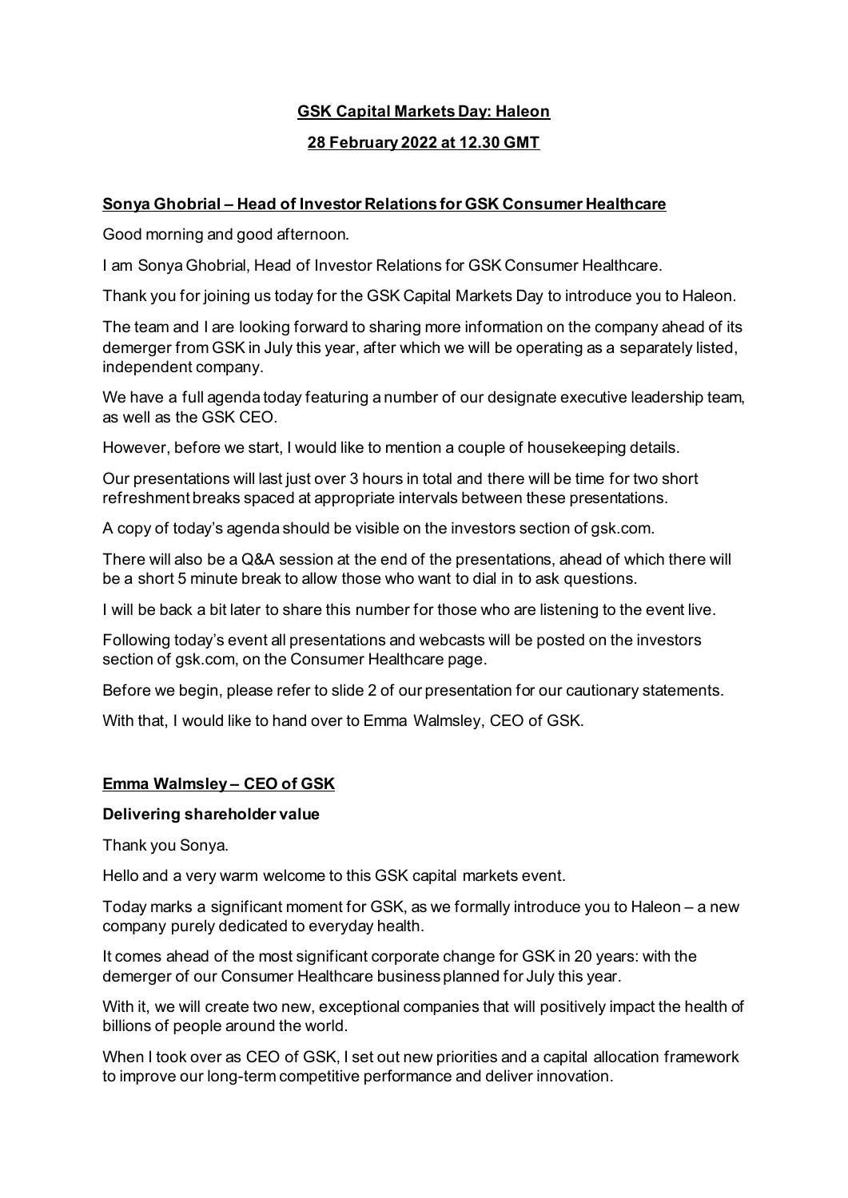# GSK Capital Markets Day: Haleon

## 28 February 2022 at 12.30 GMT

### Sonya Ghobrial – Head of Investor Relations for GSK Consumer Healthcare

Good morning and good afternoon.

I am Sonya Ghobrial, Head of Investor Relations for GSK Consumer Healthcare.

Thank you for joining us today for the GSK Capital Markets Day to introduce you to Haleon.

The team and I are looking forward to sharing more information on the company ahead of its demerger from GSK in July this year, after which we will be operating as a separately listed, independent company.

We have a full agenda today featuring a number of our designate executive leadership team, as well as the GSK CEO.

However, before we start, I would like to mention a couple of housekeeping details.

Our presentations will last just over 3 hours in total and there will be time for two short refreshment breaks spaced at appropriate intervals between these presentations.

A copy of today's agenda should be visible on the investors section of gsk.com.

There will also be a Q&A session at the end of the presentations, ahead of which there will be a short 5 minute break to allow those who want to dial in to ask questions.

I will be back a bit later to share this number for those who are listening to the event live.

Following today's event all presentations and webcasts will be posted on the investors section of gsk.com, on the Consumer Healthcare page.

Before we begin, please refer to slide 2 of our presentation for our cautionary statements.

With that, I would like to hand over to Emma Walmsley, CEO of GSK.

### Emma Walmsley – CEO of GSK

**Delivering shareholder value**

Thank you Sonya.

Hello and a very warm welcome to this GSK capital markets event.

Today marks a significant moment for GSK, as we formally introduce you to Haleon – a new company purely dedicated to everyday health.

It comes ahead of the most significant corporate change for GSK in 20 years: with the demerger of our Consumer Healthcare business planned for July this year.

With it, we will create two new, exceptional companies that will positively impact the health of billions of people around the world.

When I took over as CEO of GSK, I set out new priorities and a capital allocation framework to improve our long-term competitive performance and deliver innovation.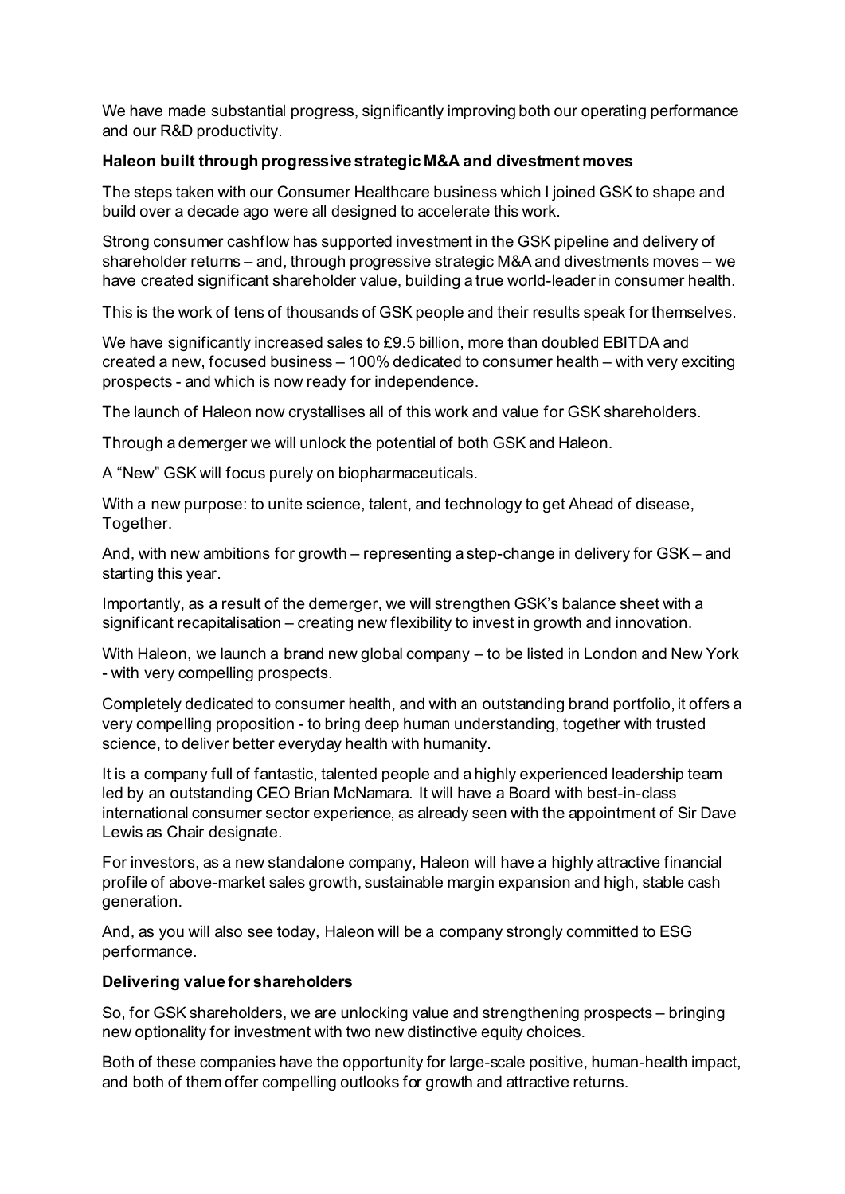We have made substantial progress, significantly improving both our operating performance and our R&D productivity.

**Haleon built through progressive strategic M&A and divestment moves**

The steps taken with our Consumer Healthcare business which I joined GSK to shape and build over a decade ago were all designed to accelerate this work.

Strong consumer cashflow has supported investment in the GSK pipeline and delivery of shareholder returns – and, through progressive strategic M&A and divestments moves – we have created significant shareholder value, building a true world-leader in consumer health.

This is the work of tens of thousands of GSK people and their results speak for themselves.

We have significantly increased sales to £9.5 billion, more than doubled EBITDA and created a new, focused business – 100% dedicated to consumer health – with very exciting prospects - and which is now ready for independence.

The launch of Haleon now crystallises all of this work and value for GSK shareholders.

Through a demerger we will unlock the potential of both GSK and Haleon.

A "New" GSK will focus purely on biopharmaceuticals.

With a new purpose: to unite science, talent, and technology to get Ahead of disease, Together.

And, with new ambitions for growth – representing a step-change in delivery for GSK – and starting this year.

Importantly, as a result of the demerger, we will strengthen GSK's balance sheet with a significant recapitalisation – creating new flexibility to invest in growth and innovation.

With Haleon, we launch a brand new global company – to be listed in London and New York - with very compelling prospects.

Completely dedicated to consumer health, and with an outstanding brand portfolio, it offers a very compelling proposition - to bring deep human understanding, together with trusted science, to deliver better everyday health with humanity.

It is a company full of fantastic, talented people and a highly experienced leadership team led by an outstanding CEO Brian McNamara. It will have a Board with best-in-class international consumer sector experience, as already seen with the appointment of Sir Dave Lewis as Chair designate.

For investors, as a new standalone company, Haleon will have a highly attractive financial profile of above-market sales growth, sustainable margin expansion and high, stable cash generation.

And, as you will also see today, Haleon will be a company strongly committed to ESG performance.

**Delivering value for shareholders**

So, for GSK shareholders, we are unlocking value and strengthening prospects – bringing new optionality for investment with two new distinctive equity choices.

Both of these companies have the opportunity for large-scale positive, human-health impact, and both of them offer compelling outlooks for growth and attractive returns.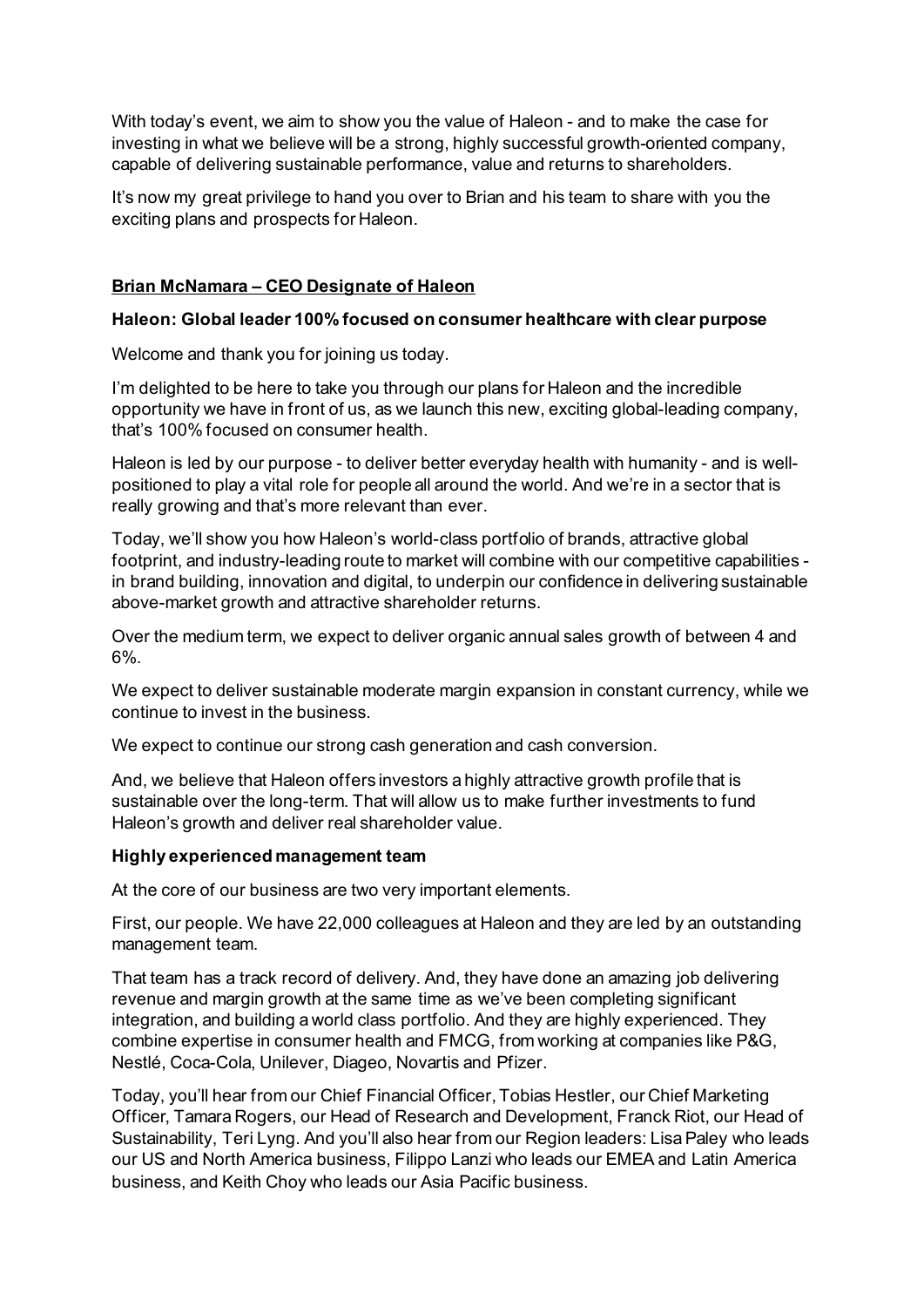With today's event, we aim to show you the value of Haleon - and to make the case for investing in what we believe will be a strong, highly successful growth-oriented company, capable of delivering sustainable performance, value and returns to shareholders.

It's now my great privilege to hand you over to Brian and his team to share with you the exciting plans and prospects for Haleon.

## <u>Brian McNamara – CEO Designate of Haleon</u>

### Haleon: Global leader 100% focused on consumer healthcare with clear purpose

Welcome and thank you for joining us today.

I'm delighted to be here to take you through our plans for Haleon and the incredible opportunity we have in front of us, as we launch this new, exciting global-leading company, that's 100% focused on consumer health.

Haleon is led by our purpose - to deliver better everyday health with humanity - and is well-positioned to play a vital role for people all around the world. And we're in a sector that is really growing and that's more relevant than ever.

Today, we'll show you how Haleon's world-class portfolio of brands, attractive global footprint, and industry-leading route to market will combine with our competitive capabilities - in brand building, innovation and digital, to underpin our confidence in delivering sustainable above-market growth and attractive shareholder returns.

Over the medium term, we expect to deliver organic annual sales growth of between 4 and 6%.

We expect to deliver sustainable moderate margin expansion in constant currency, while we continue to invest in the business.

We expect to continue our strong cash generation and cash conversion.

And, we believe that Haleon offers investors a highly attractive growth profile that is sustainable over the long-term. That will allow us to make further investments to fund Haleon's growth and deliver real shareholder value.

### Highly experienced management team

At the core of our business are two very important elements.

First, our people. We have 22,000 colleagues at Haleon and they are led by an outstanding management team.

That team has a track record of delivery. And, they have done an amazing job delivering revenue and margin growth at the same time as we've been completing significant integration, and building a world class portfolio. And they are highly experienced. They combine expertise in consumer health and FMCG, from working at companies like P&G, Nestlé, Coca-Cola, Unilever, Diageo, Novartis and Pfizer.

Today, you'll hear from our Chief Financial Officer, Tobias Hestler, our Chief Marketing Officer, Tamara Rogers, our Head of Research and Development, Franck Riot, our Head of Sustainability, Teri Lyng. And you'll also hear from our Region leaders: Lisa Paley who leads our US and North America business, Filippo Lanzi who leads our EMEA and Latin America business, and Keith Choy who leads our Asia Pacific business.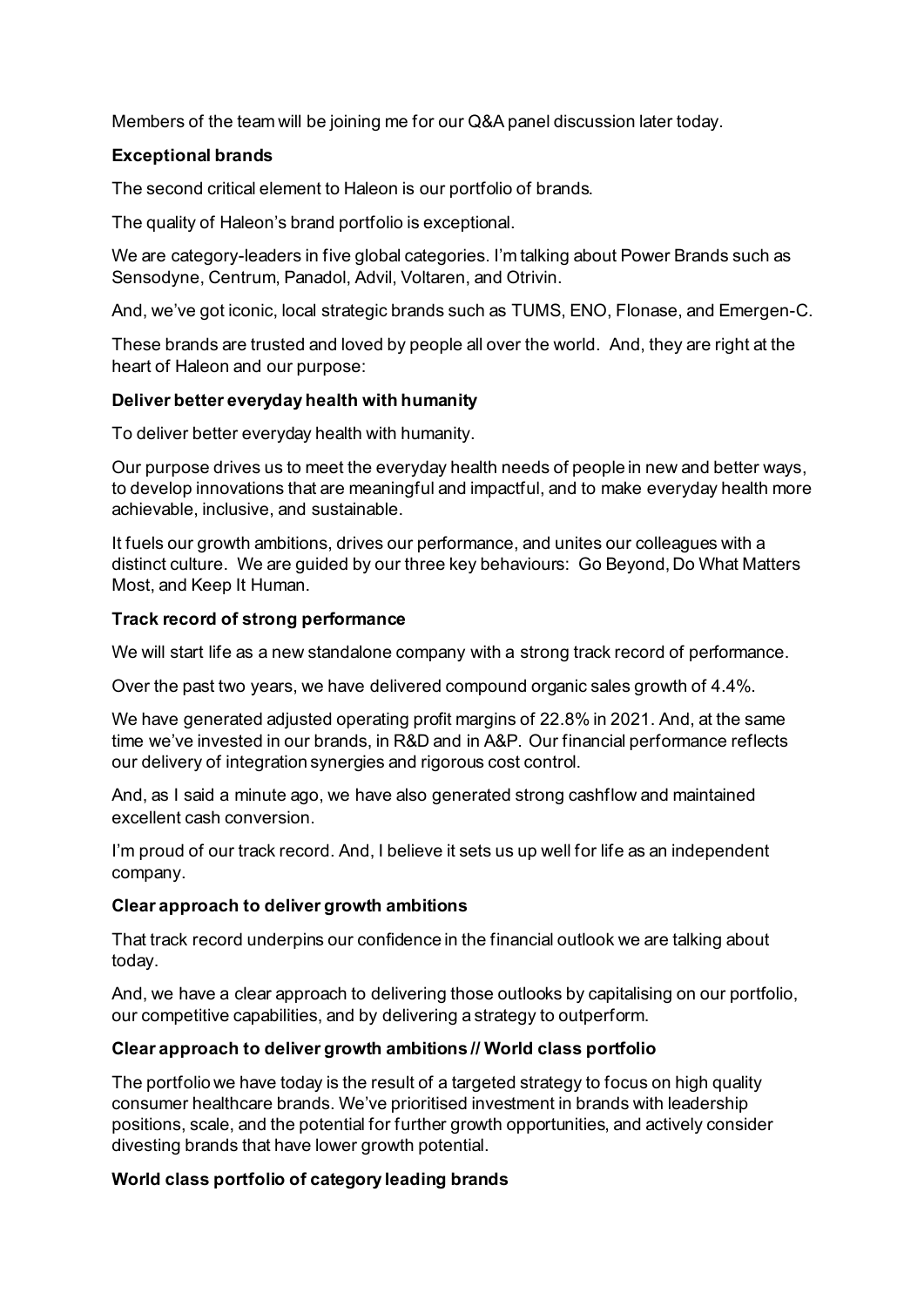Members of the team will be joining me for our Q&A panel discussion later today.

**Exceptional brands**

The second critical element to Haleon is our portfolio of brands.

The quality of Haleon's brand portfolio is exceptional.

We are category-leaders in five global categories. I'm talking about Power Brands such as Sensodyne, Centrum, Panadol, Advil, Voltaren, and Otrivin.

And, we've got iconic, local strategic brands such as TUMS, ENO, Flonase, and Emergen-C.

These brands are trusted and loved by people all over the world. And, they are right at the heart of Haleon and our purpose:

**Deliver better everyday health with humanity**

To deliver better everyday health with humanity.

Our purpose drives us to meet the everyday health needs of people in new and better ways, to develop innovations that are meaningful and impactful, and to make everyday health more achievable, inclusive, and sustainable.

It fuels our growth ambitions, drives our performance, and unites our colleagues with a distinct culture. We are guided by our three key behaviours: Go Beyond, Do What Matters Most, and Keep It Human.

**Track record of strong performance**

We will start life as a new standalone company with a strong track record of performance.

Over the past two years, we have delivered compound organic sales growth of 4.4%.

We have generated adjusted operating profit margins of 22.8% in 2021. And, at the same time we've invested in our brands, in R&D and in A&P. Our financial performance reflects our delivery of integration synergies and rigorous cost control.

And, as I said a minute ago, we have also generated strong cashflow and maintained excellent cash conversion.

I'm proud of our track record. And, I believe it sets us up well for life as an independent company.

**Clear approach to deliver growth ambitions**

That track record underpins our confidence in the financial outlook we are talking about today.

And, we have a clear approach to delivering those outlooks by capitalising on our portfolio, our competitive capabilities, and by delivering a strategy to outperform.

**Clear approach to deliver growth ambitions // World class portfolio**

The portfolio we have today is the result of a targeted strategy to focus on high quality consumer healthcare brands. We've prioritised investment in brands with leadership positions, scale, and the potential for further growth opportunities, and actively consider divesting brands that have lower growth potential.

**World class portfolio of category leading brands**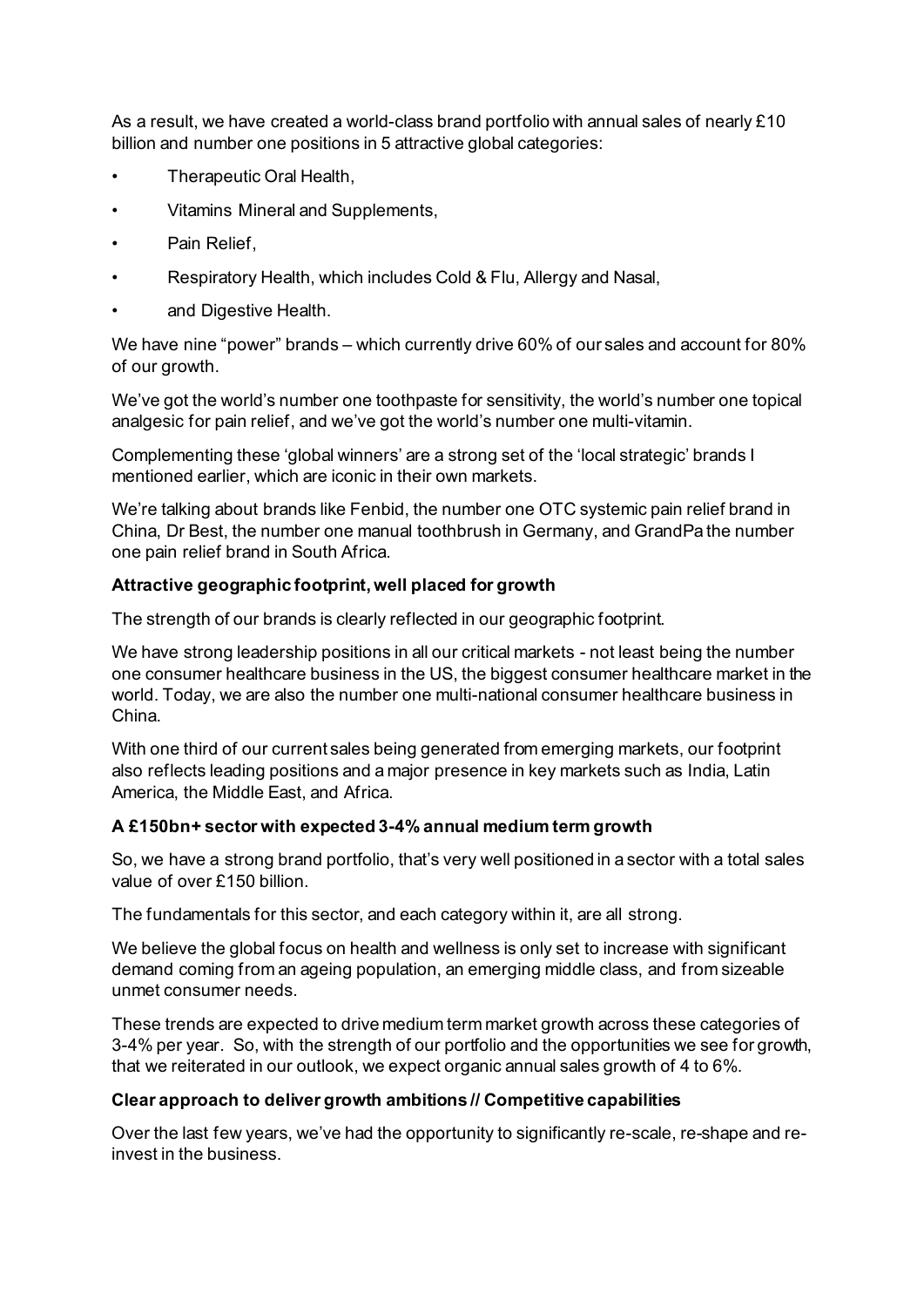As a result, we have created a world-class brand portfolio with annual sales of nearly £10 billion and number one positions in 5 attractive global categories:

- Therapeutic Oral Health,
- Vitamins Mineral and Supplements,
- Pain Relief,
- Respiratory Health, which includes Cold & Flu, Allergy and Nasal,
- and Digestive Health.

We have nine "power" brands – which currently drive 60% of our sales and account for 80% of our growth.

We've got the world's number one toothpaste for sensitivity, the world's number one topical analgesic for pain relief, and we've got the world's number one multi-vitamin.

Complementing these 'global winners' are a strong set of the 'local strategic' brands I mentioned earlier, which are iconic in their own markets.

We're talking about brands like Fenbid, the number one OTC systemic pain relief brand in China, Dr Best, the number one manual toothbrush in Germany, and GrandPa the number one pain relief brand in South Africa.

**Attractive geographic footprint, well placed for growth**

The strength of our brands is clearly reflected in our geographic footprint.

We have strong leadership positions in all our critical markets - not least being the number one consumer healthcare business in the US, the biggest consumer healthcare market in the world. Today, we are also the number one multi-national consumer healthcare business in China.

With one third of our current sales being generated from emerging markets, our footprint also reflects leading positions and a major presence in key markets such as India, Latin America, the Middle East, and Africa.

**A £150bn+ sector with expected 3-4% annual medium term growth**

So, we have a strong brand portfolio, that's very well positioned in a sector with a total sales value of over £150 billion.

The fundamentals for this sector, and each category within it, are all strong.

We believe the global focus on health and wellness is only set to increase with significant demand coming from an ageing population, an emerging middle class, and from sizeable unmet consumer needs.

These trends are expected to drive medium term market growth across these categories of 3-4% per year. So, with the strength of our portfolio and the opportunities we see for growth, that we reiterated in our outlook, we expect organic annual sales growth of 4 to 6%.

**Clear approach to deliver growth ambitions // Competitive capabilities**

Over the last few years, we've had the opportunity to significantly re-scale, re-shape and re-invest in the business.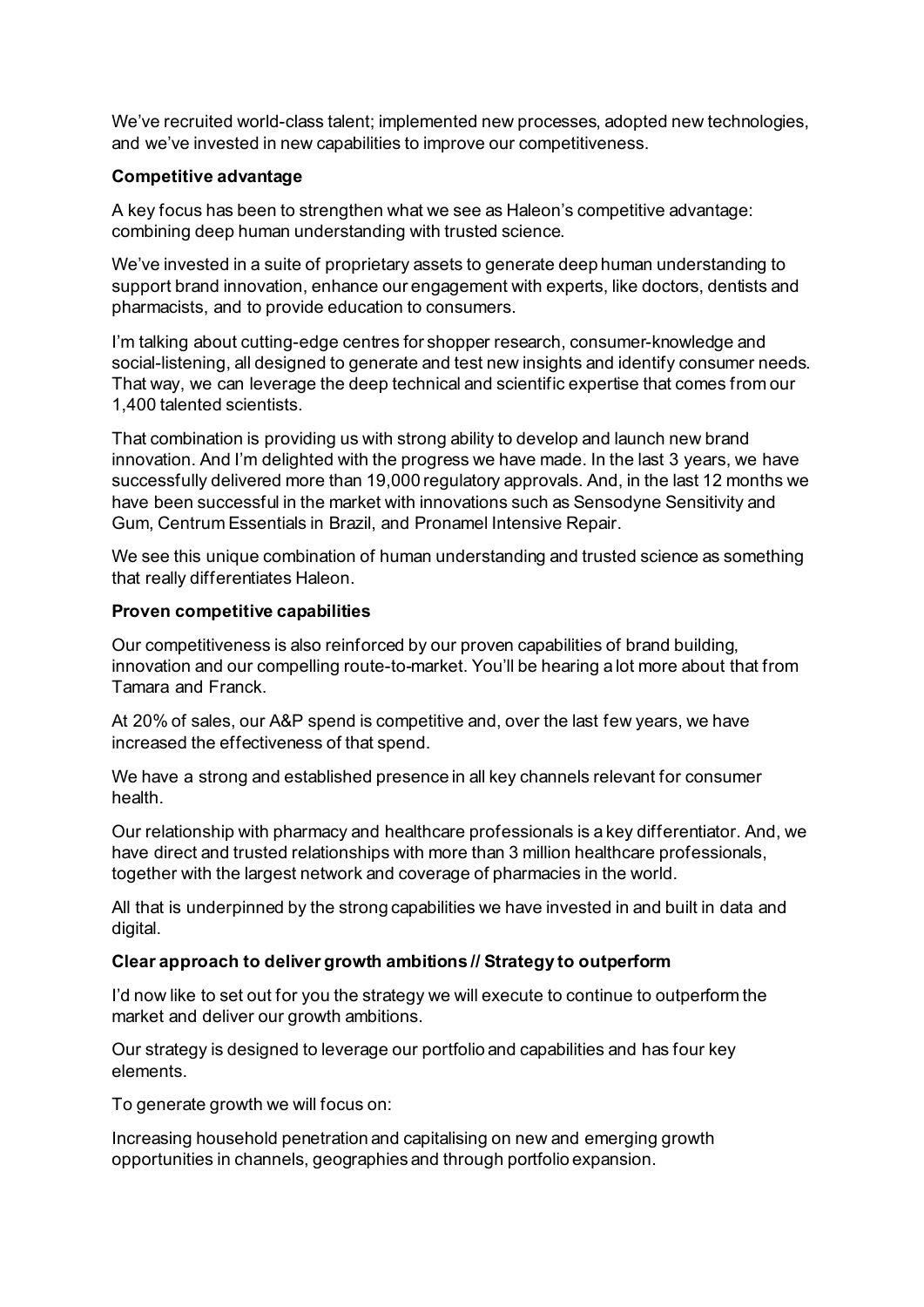We've recruited world-class talent; implemented new processes, adopted new technologies, and we've invested in new capabilities to improve our competitiveness.

**Competitive advantage**

A key focus has been to strengthen what we see as Haleon's competitive advantage: combining deep human understanding with trusted science.

We've invested in a suite of proprietary assets to generate deep human understanding to support brand innovation, enhance our engagement with experts, like doctors, dentists and pharmacists, and to provide education to consumers.

I'm talking about cutting-edge centres for shopper research, consumer-knowledge and social-listening, all designed to generate and test new insights and identify consumer needs. That way, we can leverage the deep technical and scientific expertise that comes from our 1,400 talented scientists.

That combination is providing us with strong ability to develop and launch new brand innovation. And I'm delighted with the progress we have made. In the last 3 years, we have successfully delivered more than 19,000 regulatory approvals. And, in the last 12 months we have been successful in the market with innovations such as Sensodyne Sensitivity and Gum, Centrum Essentials in Brazil, and Pronamel Intensive Repair.

We see this unique combination of human understanding and trusted science as something that really differentiates Haleon.

**Proven competitive capabilities**

Our competitiveness is also reinforced by our proven capabilities of brand building, innovation and our compelling route-to-market. You'll be hearing a lot more about that from Tamara and Franck.

At 20% of sales, our A&P spend is competitive and, over the last few years, we have increased the effectiveness of that spend.

We have a strong and established presence in all key channels relevant for consumer health.

Our relationship with pharmacy and healthcare professionals is a key differentiator. And, we have direct and trusted relationships with more than 3 million healthcare professionals, together with the largest network and coverage of pharmacies in the world.

All that is underpinned by the strong capabilities we have invested in and built in data and digital.

**Clear approach to deliver growth ambitions // Strategy to outperform**

I'd now like to set out for you the strategy we will execute to continue to outperform the market and deliver our growth ambitions.

Our strategy is designed to leverage our portfolio and capabilities and has four key elements.

To generate growth we will focus on:

Increasing household penetration and capitalising on new and emerging growth opportunities in channels, geographies and through portfolio expansion.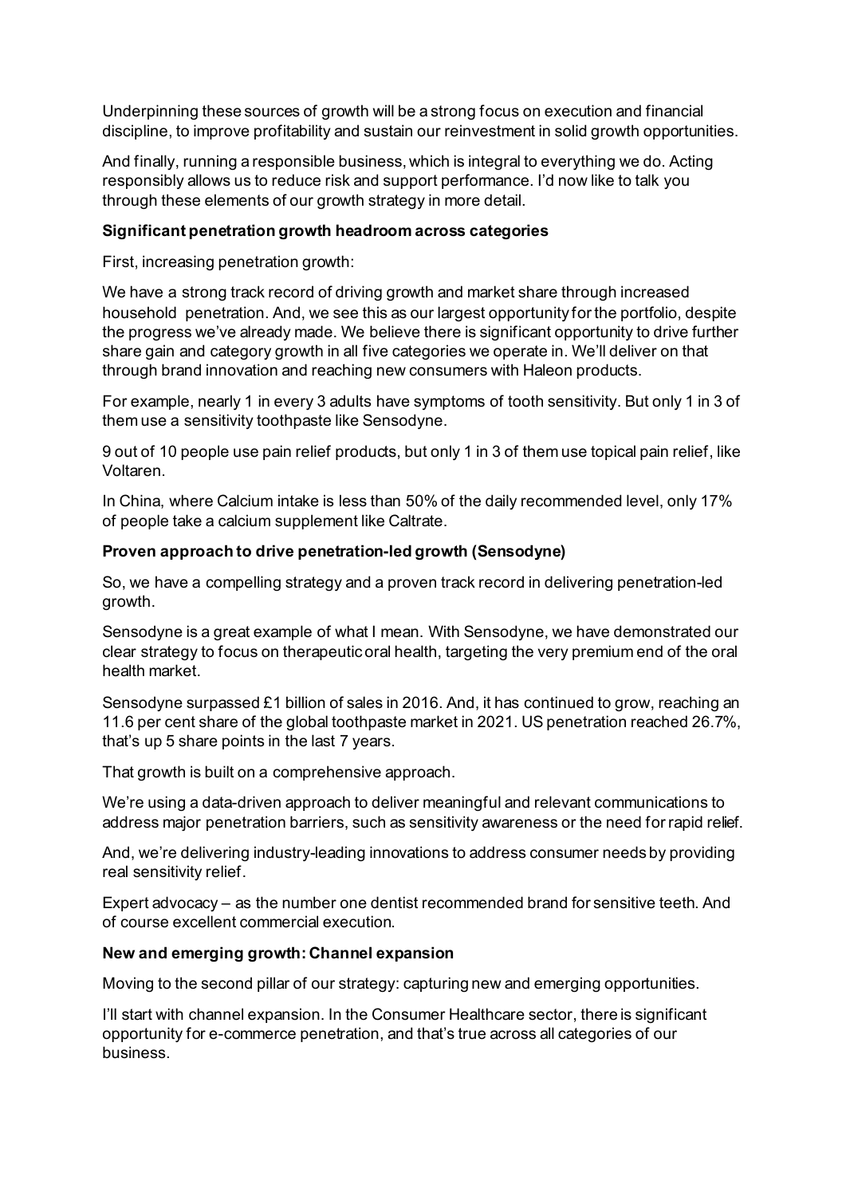Underpinning these sources of growth will be a strong focus on execution and financial discipline, to improve profitability and sustain our reinvestment in solid growth opportunities.

And finally, running a responsible business, which is integral to everything we do. Acting responsibly allows us to reduce risk and support performance. I'd now like to talk you through these elements of our growth strategy in more detail.

**Significant penetration growth headroom across categories**

First, increasing penetration growth:

We have a strong track record of driving growth and market share through increased household penetration. And, we see this as our largest opportunity for the portfolio, despite the progress we've already made. We believe there is significant opportunity to drive further share gain and category growth in all five categories we operate in. We'll deliver on that through brand innovation and reaching new consumers with Haleon products.

For example, nearly 1 in every 3 adults have symptoms of tooth sensitivity. But only 1 in 3 of them use a sensitivity toothpaste like Sensodyne.

9 out of 10 people use pain relief products, but only 1 in 3 of them use topical pain relief, like Voltaren.

In China, where Calcium intake is less than 50% of the daily recommended level, only 17% of people take a calcium supplement like Caltrate.

**Proven approach to drive penetration-led growth (Sensodyne)**

So, we have a compelling strategy and a proven track record in delivering penetration-led growth.

Sensodyne is a great example of what I mean. With Sensodyne, we have demonstrated our clear strategy to focus on therapeutic oral health, targeting the very premium end of the oral health market.

Sensodyne surpassed £1 billion of sales in 2016. And, it has continued to grow, reaching an 11.6 per cent share of the global toothpaste market in 2021. US penetration reached 26.7%, that's up 5 share points in the last 7 years.

That growth is built on a comprehensive approach.

We're using a data-driven approach to deliver meaningful and relevant communications to address major penetration barriers, such as sensitivity awareness or the need for rapid relief.

And, we're delivering industry-leading innovations to address consumer needs by providing real sensitivity relief.

Expert advocacy – as the number one dentist recommended brand for sensitive teeth. And of course excellent commercial execution.

**New and emerging growth: Channel expansion**

Moving to the second pillar of our strategy: capturing new and emerging opportunities.

I'll start with channel expansion. In the Consumer Healthcare sector, there is significant opportunity for e-commerce penetration, and that's true across all categories of our business.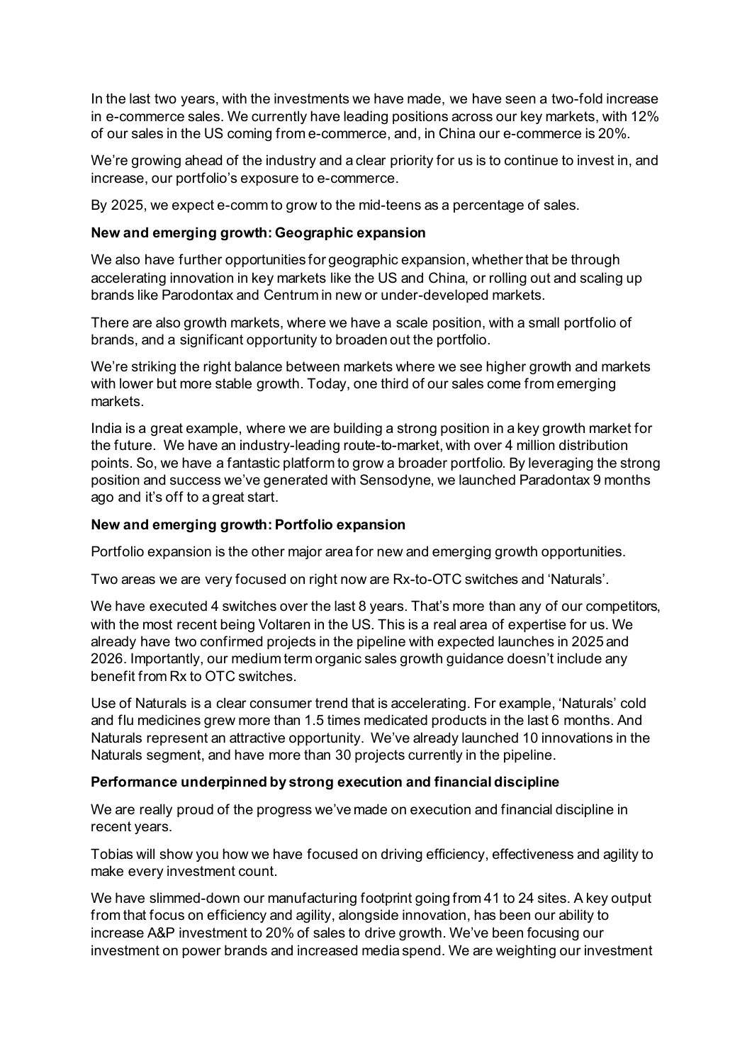In the last two years, with the investments we have made, we have seen a two-fold increase in e-commerce sales. We currently have leading positions across our key markets, with 12% of our sales in the US coming from e-commerce, and, in China our e-commerce is 20%.

We're growing ahead of the industry and a clear priority for us is to continue to invest in, and increase, our portfolio's exposure to e-commerce.

By 2025, we expect e-comm to grow to the mid-teens as a percentage of sales.

**New and emerging growth: Geographic expansion**

We also have further opportunities for geographic expansion, whether that be through accelerating innovation in key markets like the US and China, or rolling out and scaling up brands like Parodontax and Centrum in new or under-developed markets.

There are also growth markets, where we have a scale position, with a small portfolio of brands, and a significant opportunity to broaden out the portfolio.

We're striking the right balance between markets where we see higher growth and markets with lower but more stable growth. Today, one third of our sales come from emerging markets.

India is a great example, where we are building a strong position in a key growth market for the future. We have an industry-leading route-to-market, with over 4 million distribution points. So, we have a fantastic platform to grow a broader portfolio. By leveraging the strong position and success we've generated with Sensodyne, we launched Paradontax 9 months ago and it's off to a great start.

**New and emerging growth: Portfolio expansion**

Portfolio expansion is the other major area for new and emerging growth opportunities.

Two areas we are very focused on right now are Rx-to-OTC switches and 'Naturals'.

We have executed 4 switches over the last 8 years. That's more than any of our competitors, with the most recent being Voltaren in the US. This is a real area of expertise for us. We already have two confirmed projects in the pipeline with expected launches in 2025 and 2026. Importantly, our medium term organic sales growth guidance doesn't include any benefit from Rx to OTC switches.

Use of Naturals is a clear consumer trend that is accelerating. For example, 'Naturals' cold and flu medicines grew more than 1.5 times medicated products in the last 6 months. And Naturals represent an attractive opportunity. We've already launched 10 innovations in the Naturals segment, and have more than 30 projects currently in the pipeline.

**Performance underpinned by strong execution and financial discipline**

We are really proud of the progress we've made on execution and financial discipline in recent years.

Tobias will show you how we have focused on driving efficiency, effectiveness and agility to make every investment count.

We have slimmed-down our manufacturing footprint going from 41 to 24 sites. A key output from that focus on efficiency and agility, alongside innovation, has been our ability to increase A&P investment to 20% of sales to drive growth. We've been focusing our investment on power brands and increased media spend. We are weighting our investment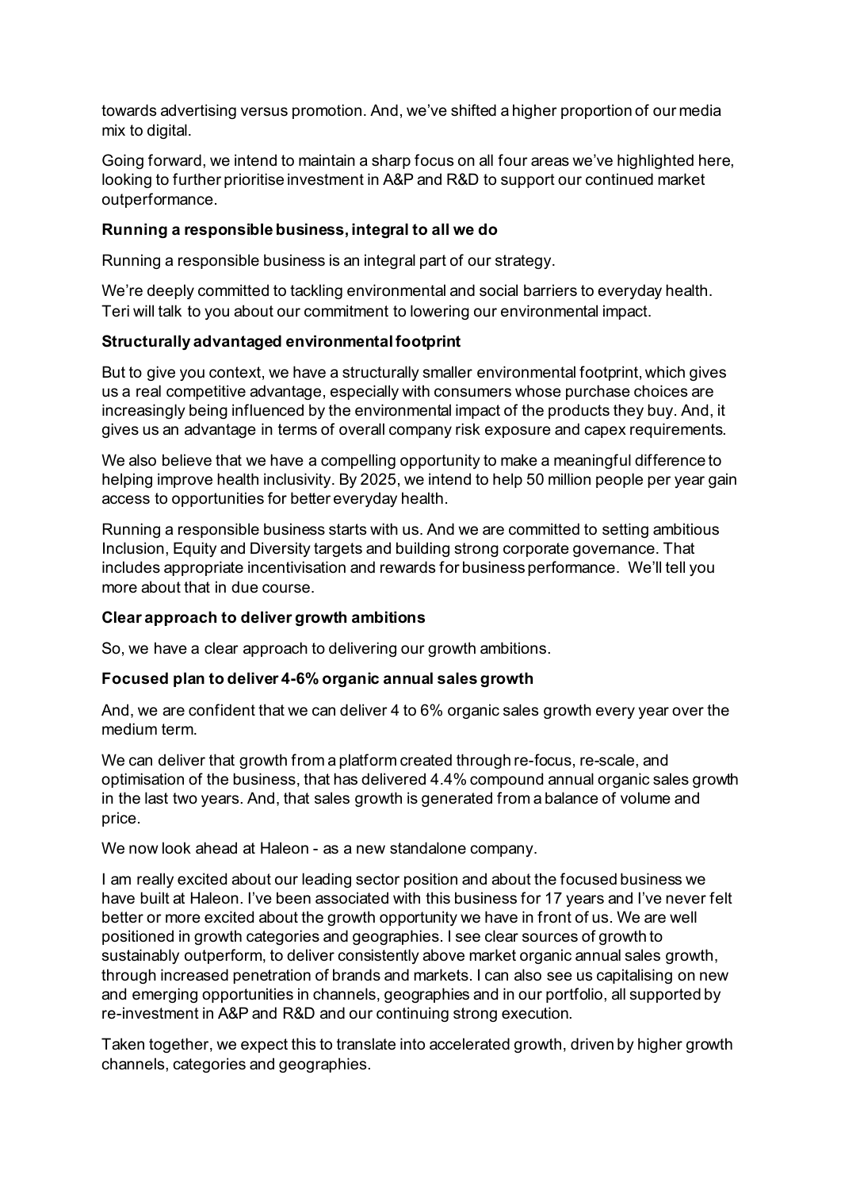towards advertising versus promotion. And, we've shifted a higher proportion of our media mix to digital.

Going forward, we intend to maintain a sharp focus on all four areas we've highlighted here, looking to further prioritise investment in A&P and R&D to support our continued market outperformance.

**Running a responsible business, integral to all we do**

Running a responsible business is an integral part of our strategy.

We're deeply committed to tackling environmental and social barriers to everyday health. Teri will talk to you about our commitment to lowering our environmental impact.

**Structurally advantaged environmental footprint**

But to give you context, we have a structurally smaller environmental footprint, which gives us a real competitive advantage, especially with consumers whose purchase choices are increasingly being influenced by the environmental impact of the products they buy. And, it gives us an advantage in terms of overall company risk exposure and capex requirements.

We also believe that we have a compelling opportunity to make a meaningful difference to helping improve health inclusivity. By 2025, we intend to help 50 million people per year gain access to opportunities for better everyday health.

Running a responsible business starts with us. And we are committed to setting ambitious Inclusion, Equity and Diversity targets and building strong corporate governance. That includes appropriate incentivisation and rewards for business performance. We'll tell you more about that in due course.

**Clear approach to deliver growth ambitions**

So, we have a clear approach to delivering our growth ambitions.

**Focused plan to deliver 4-6% organic annual sales growth**

And, we are confident that we can deliver 4 to 6% organic sales growth every year over the medium term.

We can deliver that growth from a platform created through re-focus, re-scale, and optimisation of the business, that has delivered 4.4% compound annual organic sales growth in the last two years. And, that sales growth is generated from a balance of volume and price.

We now look ahead at Haleon - as a new standalone company.

I am really excited about our leading sector position and about the focused business we have built at Haleon. I've been associated with this business for 17 years and I've never felt better or more excited about the growth opportunity we have in front of us. We are well positioned in growth categories and geographies. I see clear sources of growth to sustainably outperform, to deliver consistently above market organic annual sales growth, through increased penetration of brands and markets. I can also see us capitalising on new and emerging opportunities in channels, geographies and in our portfolio, all supported by re-investment in A&P and R&D and our continuing strong execution.

Taken together, we expect this to translate into accelerated growth, driven by higher growth channels, categories and geographies.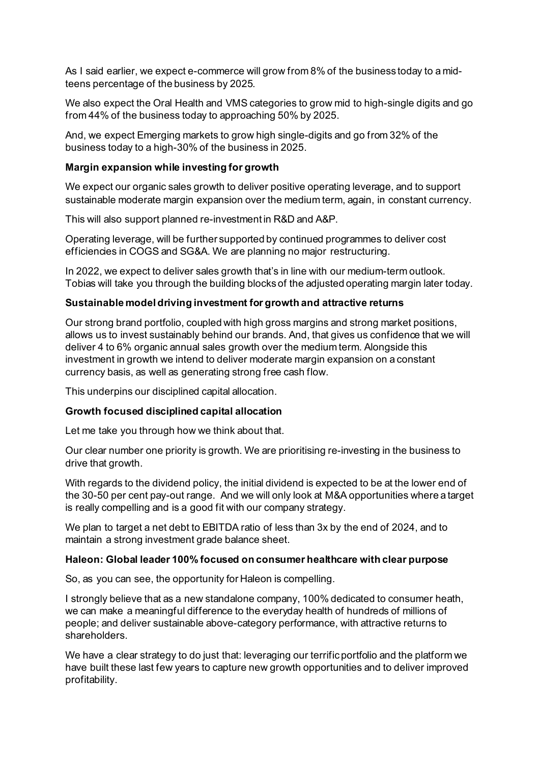As I said earlier, we expect e-commerce will grow from 8% of the business today to a mid-teens percentage of the business by 2025.

We also expect the Oral Health and VMS categories to grow mid to high-single digits and go from 44% of the business today to approaching 50% by 2025.

And, we expect Emerging markets to grow high single-digits and go from 32% of the business today to a high-30% of the business in 2025.

**Margin expansion while investing for growth**

We expect our organic sales growth to deliver positive operating leverage, and to support sustainable moderate margin expansion over the medium term, again, in constant currency.

This will also support planned re-investment in R&D and A&P.

Operating leverage, will be further supported by continued programmes to deliver cost efficiencies in COGS and SG&A. We are planning no major restructuring.

In 2022, we expect to deliver sales growth that's in line with our medium-term outlook. Tobias will take you through the building blocks of the adjusted operating margin later today.

**Sustainable model driving investment for growth and attractive returns**

Our strong brand portfolio, coupled with high gross margins and strong market positions, allows us to invest sustainably behind our brands. And, that gives us confidence that we will deliver 4 to 6% organic annual sales growth over the medium term. Alongside this investment in growth we intend to deliver moderate margin expansion on a constant currency basis, as well as generating strong free cash flow.

This underpins our disciplined capital allocation.

**Growth focused disciplined capital allocation**

Let me take you through how we think about that.

Our clear number one priority is growth. We are prioritising re-investing in the business to drive that growth.

With regards to the dividend policy, the initial dividend is expected to be at the lower end of the 30-50 per cent pay-out range. And we will only look at M&A opportunities where a target is really compelling and is a good fit with our company strategy.

We plan to target a net debt to EBITDA ratio of less than 3x by the end of 2024, and to maintain a strong investment grade balance sheet.

**Haleon: Global leader 100% focused on consumer healthcare with clear purpose**

So, as you can see, the opportunity for Haleon is compelling.

I strongly believe that as a new standalone company, 100% dedicated to consumer heath, we can make a meaningful difference to the everyday health of hundreds of millions of people; and deliver sustainable above-category performance, with attractive returns to shareholders.

We have a clear strategy to do just that: leveraging our terrific portfolio and the platform we have built these last few years to capture new growth opportunities and to deliver improved profitability.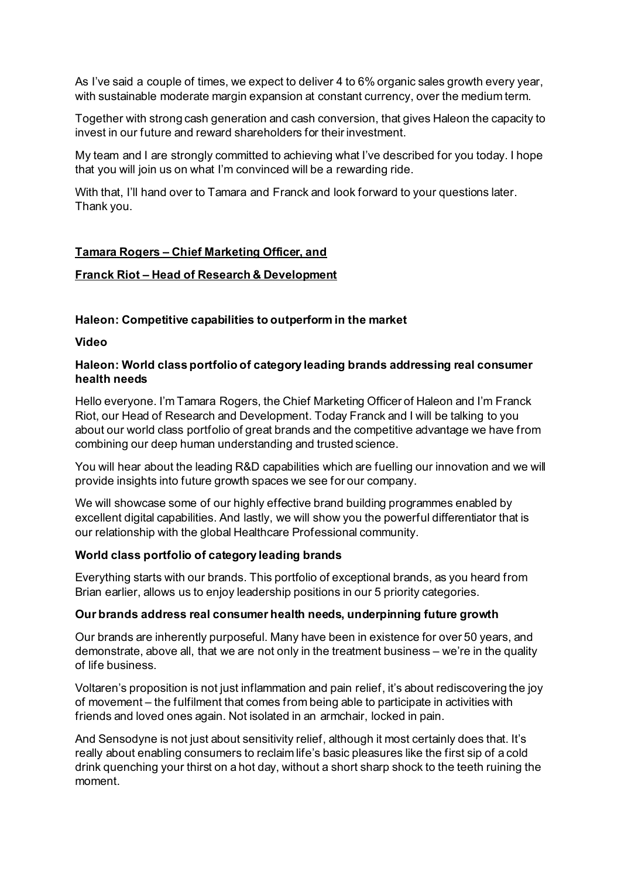As I've said a couple of times, we expect to deliver 4 to 6% organic sales growth every year, with sustainable moderate margin expansion at constant currency, over the medium term.

Together with strong cash generation and cash conversion, that gives Haleon the capacity to invest in our future and reward shareholders for their investment.

My team and I are strongly committed to achieving what I've described for you today. I hope that you will join us on what I'm convinced will be a rewarding ride.

With that, I'll hand over to Tamara and Franck and look forward to your questions later. Thank you.

## Tamara Rogers – Chief Marketing Officer, and

## Franck Riot – Head of Research & Development

### Haleon: Competitive capabilities to outperform in the market

**Video**

### Haleon: World class portfolio of category leading brands addressing real consumer health needs

Hello everyone. I'm Tamara Rogers, the Chief Marketing Officer of Haleon and I'm Franck Riot, our Head of Research and Development. Today Franck and I will be talking to you about our world class portfolio of great brands and the competitive advantage we have from combining our deep human understanding and trusted science.

You will hear about the leading R&D capabilities which are fuelling our innovation and we will provide insights into future growth spaces we see for our company.

We will showcase some of our highly effective brand building programmes enabled by excellent digital capabilities. And lastly, we will show you the powerful differentiator that is our relationship with the global Healthcare Professional community.

### World class portfolio of category leading brands

Everything starts with our brands. This portfolio of exceptional brands, as you heard from Brian earlier, allows us to enjoy leadership positions in our 5 priority categories.

### Our brands address real consumer health needs, underpinning future growth

Our brands are inherently purposeful. Many have been in existence for over 50 years, and demonstrate, above all, that we are not only in the treatment business – we're in the quality of life business.

Voltaren's proposition is not just inflammation and pain relief, it's about rediscovering the joy of movement – the fulfilment that comes from being able to participate in activities with friends and loved ones again. Not isolated in an armchair, locked in pain.

And Sensodyne is not just about sensitivity relief, although it most certainly does that. It's really about enabling consumers to reclaim life's basic pleasures like the first sip of a cold drink quenching your thirst on a hot day, without a short sharp shock to the teeth ruining the moment.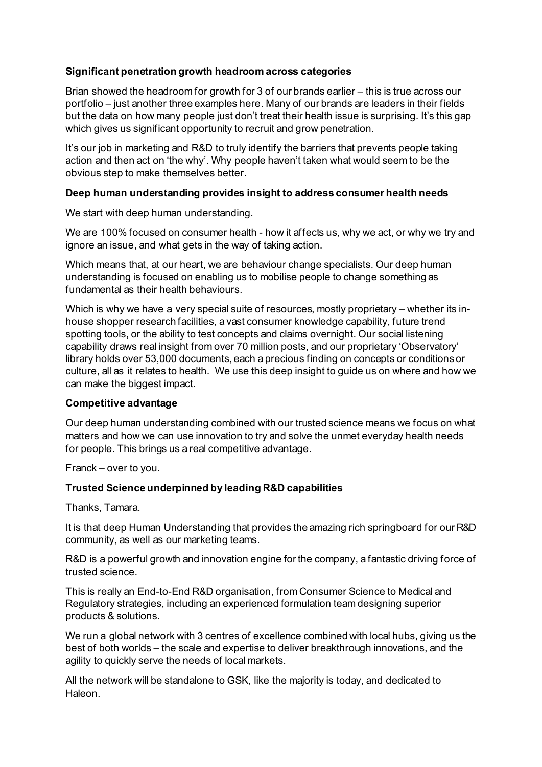**Significant penetration growth headroom across categories**

Brian showed the headroom for growth for 3 of our brands earlier – this is true across our portfolio – just another three examples here. Many of our brands are leaders in their fields but the data on how many people just don't treat their health issue is surprising. It's this gap which gives us significant opportunity to recruit and grow penetration.

It's our job in marketing and R&D to truly identify the barriers that prevents people taking action and then act on 'the why'. Why people haven't taken what would seem to be the obvious step to make themselves better.

**Deep human understanding provides insight to address consumer health needs**

We start with deep human understanding.

We are 100% focused on consumer health - how it affects us, why we act, or why we try and ignore an issue, and what gets in the way of taking action.

Which means that, at our heart, we are behaviour change specialists. Our deep human understanding is focused on enabling us to mobilise people to change something as fundamental as their health behaviours.

Which is why we have a very special suite of resources, mostly proprietary – whether its in-house shopper research facilities, a vast consumer knowledge capability, future trend spotting tools, or the ability to test concepts and claims overnight. Our social listening capability draws real insight from over 70 million posts, and our proprietary 'Observatory' library holds over 53,000 documents, each a precious finding on concepts or conditions or culture, all as it relates to health. We use this deep insight to guide us on where and how we can make the biggest impact.

**Competitive advantage**

Our deep human understanding combined with our trusted science means we focus on what matters and how we can use innovation to try and solve the unmet everyday health needs for people. This brings us a real competitive advantage.

Franck – over to you.

**Trusted Science underpinned by leading R&D capabilities**

Thanks, Tamara.

It is that deep Human Understanding that provides the amazing rich springboard for our R&D community, as well as our marketing teams.

R&D is a powerful growth and innovation engine for the company, a fantastic driving force of trusted science.

This is really an End-to-End R&D organisation, from Consumer Science to Medical and Regulatory strategies, including an experienced formulation team designing superior products & solutions.

We run a global network with 3 centres of excellence combined with local hubs, giving us the best of both worlds – the scale and expertise to deliver breakthrough innovations, and the agility to quickly serve the needs of local markets.

All the network will be standalone to GSK, like the majority is today, and dedicated to Haleon.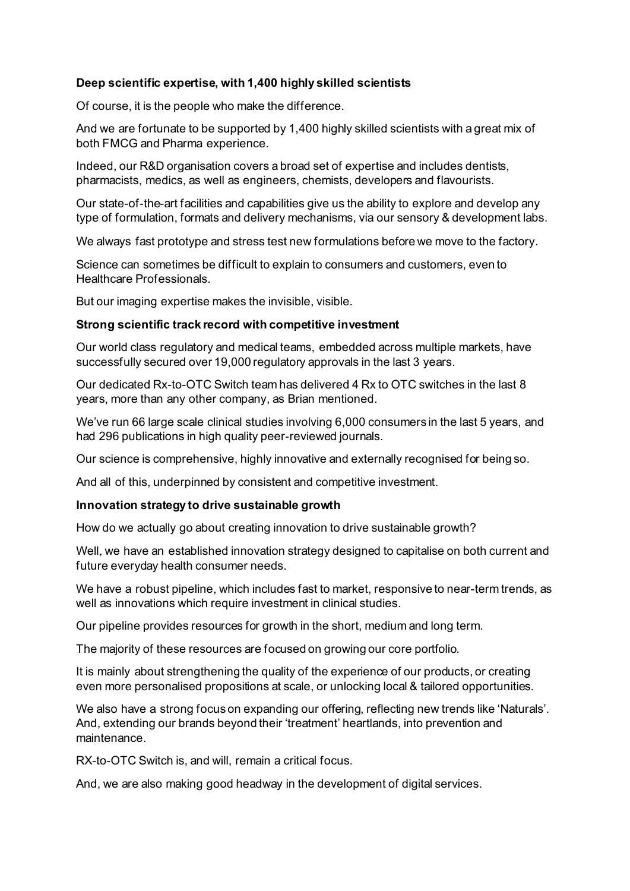**Deep scientific expertise, with 1,400 highly skilled scientists**

Of course, it is the people who make the difference.

And we are fortunate to be supported by 1,400 highly skilled scientists with a great mix of both FMCG and Pharma experience.

Indeed, our R&D organisation covers a broad set of expertise and includes dentists, pharmacists, medics, as well as engineers, chemists, developers and flavourists.

Our state-of-the-art facilities and capabilities give us the ability to explore and develop any type of formulation, formats and delivery mechanisms, via our sensory & development labs.

We always fast prototype and stress test new formulations before we move to the factory.

Science can sometimes be difficult to explain to consumers and customers, even to Healthcare Professionals.

But our imaging expertise makes the invisible, visible.

**Strong scientific track record with competitive investment**

Our world class regulatory and medical teams, embedded across multiple markets, have successfully secured over 19,000 regulatory approvals in the last 3 years.

Our dedicated Rx-to-OTC Switch team has delivered 4 Rx to OTC switches in the last 8 years, more than any other company, as Brian mentioned.

We've run 66 large scale clinical studies involving 6,000 consumers in the last 5 years, and had 296 publications in high quality peer-reviewed journals.

Our science is comprehensive, highly innovative and externally recognised for being so.

And all of this, underpinned by consistent and competitive investment.

**Innovation strategy to drive sustainable growth**

How do we actually go about creating innovation to drive sustainable growth?

Well, we have an established innovation strategy designed to capitalise on both current and future everyday health consumer needs.

We have a robust pipeline, which includes fast to market, responsive to near-term trends, as well as innovations which require investment in clinical studies.

Our pipeline provides resources for growth in the short, medium and long term.

The majority of these resources are focused on growing our core portfolio.

It is mainly about strengthening the quality of the experience of our products, or creating even more personalised propositions at scale, or unlocking local & tailored opportunities.

We also have a strong focus on expanding our offering, reflecting new trends like 'Naturals'. And, extending our brands beyond their 'treatment' heartlands, into prevention and maintenance.

RX-to-OTC Switch is, and will, remain a critical focus.

And, we are also making good headway in the development of digital services.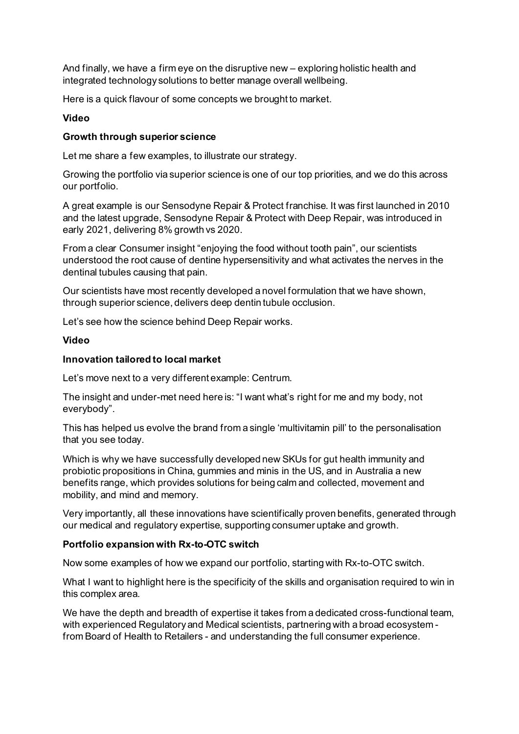And finally, we have a firm eye on the disruptive new – exploring holistic health and integrated technology solutions to better manage overall wellbeing.

Here is a quick flavour of some concepts we brought to market.

**Video**

**Growth through superior science**

Let me share a few examples, to illustrate our strategy.

Growing the portfolio via superior science is one of our top priorities, and we do this across our portfolio.

A great example is our Sensodyne Repair & Protect franchise. It was first launched in 2010 and the latest upgrade, Sensodyne Repair & Protect with Deep Repair, was introduced in early 2021, delivering 8% growth vs 2020.

From a clear Consumer insight "enjoying the food without tooth pain", our scientists understood the root cause of dentine hypersensitivity and what activates the nerves in the dentinal tubules causing that pain.

Our scientists have most recently developed a novel formulation that we have shown, through superior science, delivers deep dentin tubule occlusion.

Let's see how the science behind Deep Repair works.

**Video**

**Innovation tailored to local market**

Let's move next to a very different example: Centrum.

The insight and under-met need here is: "I want what's right for me and my body, not everybody".

This has helped us evolve the brand from a single 'multivitamin pill' to the personalisation that you see today.

Which is why we have successfully developed new SKUs for gut health immunity and probiotic propositions in China, gummies and minis in the US, and in Australia a new benefits range, which provides solutions for being calm and collected, movement and mobility, and mind and memory.

Very importantly, all these innovations have scientifically proven benefits, generated through our medical and regulatory expertise, supporting consumer uptake and growth.

**Portfolio expansion with Rx-to-OTC switch**

Now some examples of how we expand our portfolio, starting with Rx-to-OTC switch.

What I want to highlight here is the specificity of the skills and organisation required to win in this complex area.

We have the depth and breadth of expertise it takes from a dedicated cross-functional team, with experienced Regulatory and Medical scientists, partnering with a broad ecosystem - from Board of Health to Retailers - and understanding the full consumer experience.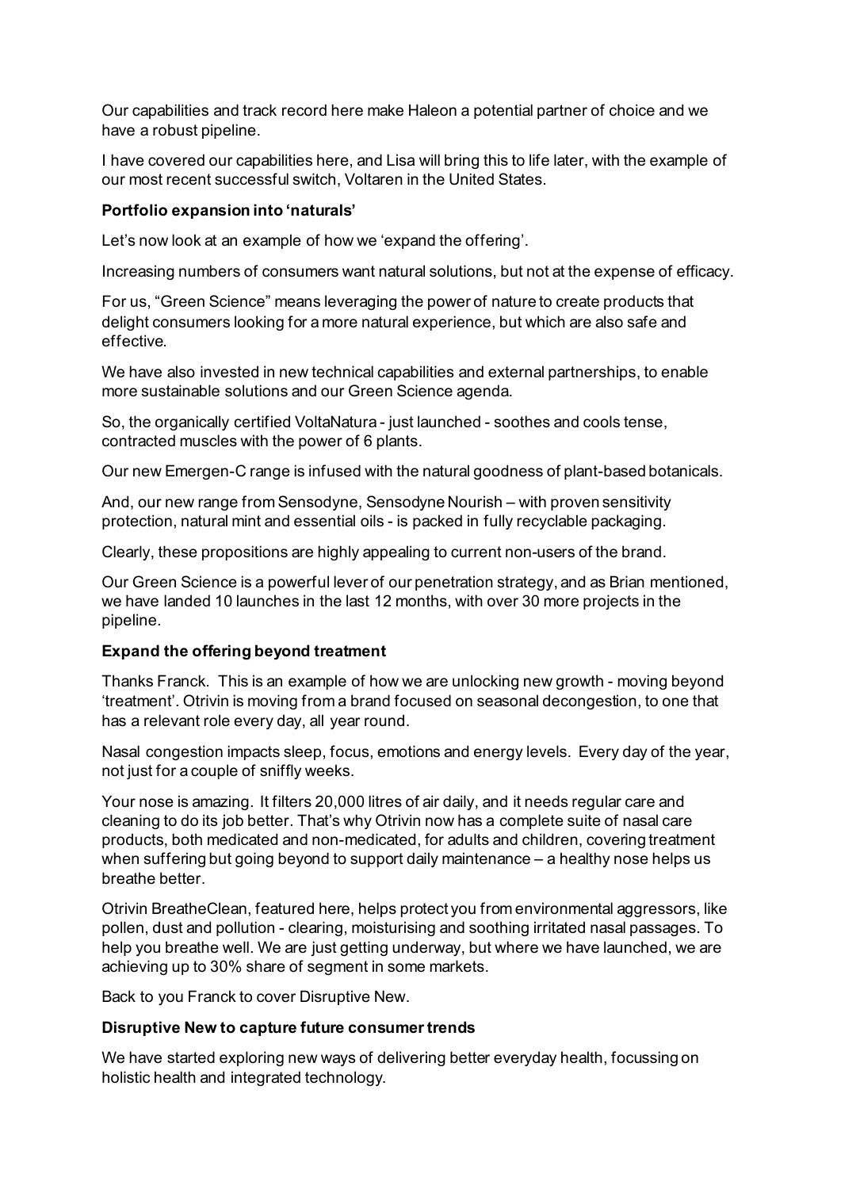Our capabilities and track record here make Haleon a potential partner of choice and we have a robust pipeline.

I have covered our capabilities here, and Lisa will bring this to life later, with the example of our most recent successful switch, Voltaren in the United States.

**Portfolio expansion into 'naturals'**

Let's now look at an example of how we 'expand the offering'.

Increasing numbers of consumers want natural solutions, but not at the expense of efficacy.

For us, "Green Science" means leveraging the power of nature to create products that delight consumers looking for a more natural experience, but which are also safe and effective.

We have also invested in new technical capabilities and external partnerships, to enable more sustainable solutions and our Green Science agenda.

So, the organically certified VoltaNatura - just launched - soothes and cools tense, contracted muscles with the power of 6 plants.

Our new Emergen-C range is infused with the natural goodness of plant-based botanicals.

And, our new range from Sensodyne, Sensodyne Nourish – with proven sensitivity protection, natural mint and essential oils - is packed in fully recyclable packaging.

Clearly, these propositions are highly appealing to current non-users of the brand.

Our Green Science is a powerful lever of our penetration strategy, and as Brian mentioned, we have landed 10 launches in the last 12 months, with over 30 more projects in the pipeline.

**Expand the offering beyond treatment**

Thanks Franck. This is an example of how we are unlocking new growth - moving beyond 'treatment'. Otrivin is moving from a brand focused on seasonal decongestion, to one that has a relevant role every day, all year round.

Nasal congestion impacts sleep, focus, emotions and energy levels. Every day of the year, not just for a couple of sniffly weeks.

Your nose is amazing. It filters 20,000 litres of air daily, and it needs regular care and cleaning to do its job better. That's why Otrivin now has a complete suite of nasal care products, both medicated and non-medicated, for adults and children, covering treatment when suffering but going beyond to support daily maintenance – a healthy nose helps us breathe better.

Otrivin BreatheClean, featured here, helps protect you from environmental aggressors, like pollen, dust and pollution - clearing, moisturising and soothing irritated nasal passages. To help you breathe well. We are just getting underway, but where we have launched, we are achieving up to 30% share of segment in some markets.

Back to you Franck to cover Disruptive New.

**Disruptive New to capture future consumer trends**

We have started exploring new ways of delivering better everyday health, focussing on holistic health and integrated technology.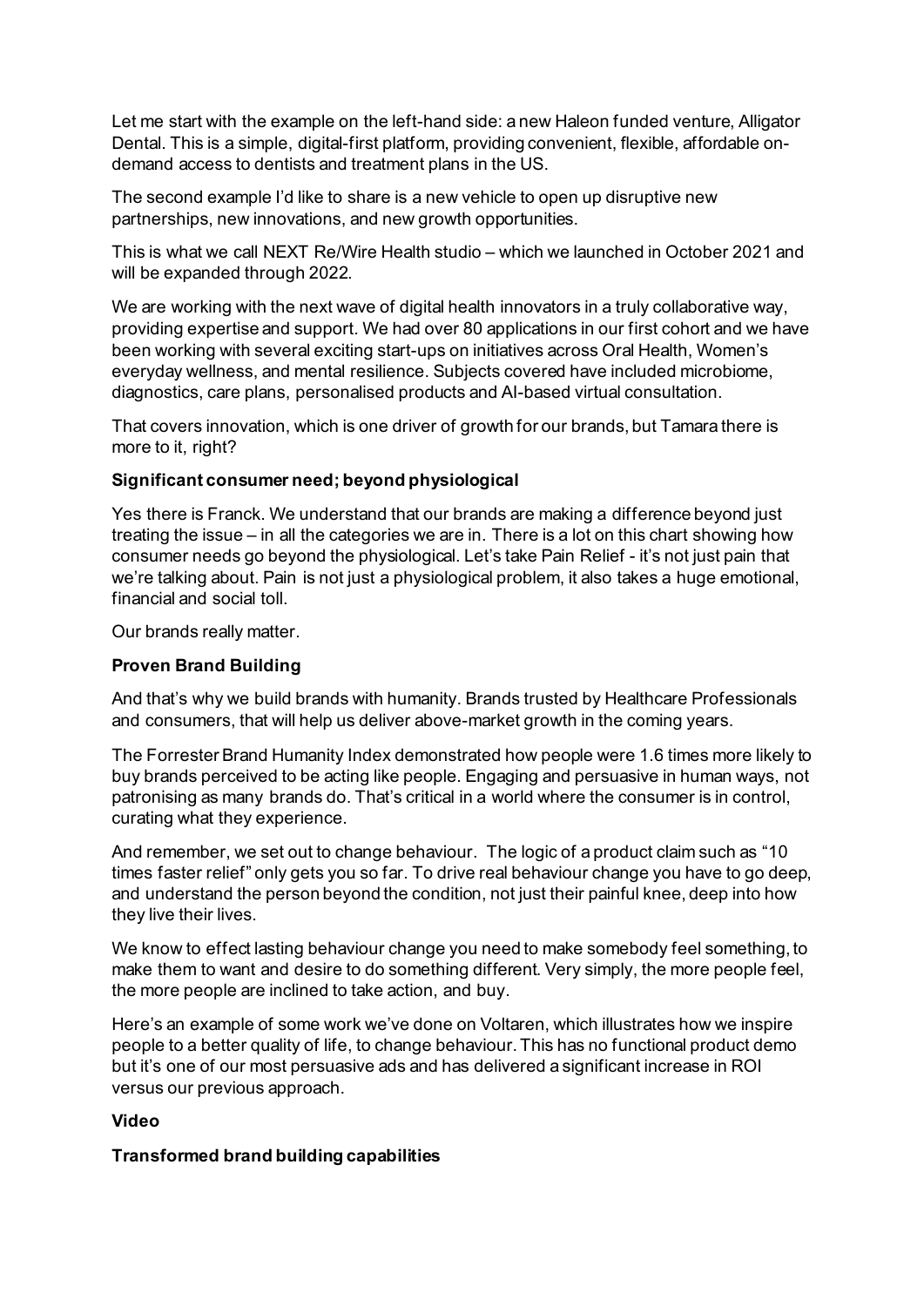Let me start with the example on the left-hand side: a new Haleon funded venture, Alligator Dental. This is a simple, digital-first platform, providing convenient, flexible, affordable on-demand access to dentists and treatment plans in the US.

The second example I'd like to share is a new vehicle to open up disruptive new partnerships, new innovations, and new growth opportunities.

This is what we call NEXT Re/Wire Health studio – which we launched in October 2021 and will be expanded through 2022.

We are working with the next wave of digital health innovators in a truly collaborative way, providing expertise and support. We had over 80 applications in our first cohort and we have been working with several exciting start-ups on initiatives across Oral Health, Women's everyday wellness, and mental resilience. Subjects covered have included microbiome, diagnostics, care plans, personalised products and AI-based virtual consultation.

That covers innovation, which is one driver of growth for our brands, but Tamara there is more to it, right?

**Significant consumer need; beyond physiological**

Yes there is Franck. We understand that our brands are making a difference beyond just treating the issue – in all the categories we are in. There is a lot on this chart showing how consumer needs go beyond the physiological. Let's take Pain Relief - it's not just pain that we're talking about. Pain is not just a physiological problem, it also takes a huge emotional, financial and social toll.

Our brands really matter.

**Proven Brand Building**

And that's why we build brands with humanity. Brands trusted by Healthcare Professionals and consumers, that will help us deliver above-market growth in the coming years.

The Forrester Brand Humanity Index demonstrated how people were 1.6 times more likely to buy brands perceived to be acting like people. Engaging and persuasive in human ways, not patronising as many brands do. That's critical in a world where the consumer is in control, curating what they experience.

And remember, we set out to change behaviour. The logic of a product claim such as "10 times faster relief" only gets you so far. To drive real behaviour change you have to go deep, and understand the person beyond the condition, not just their painful knee, deep into how they live their lives.

We know to effect lasting behaviour change you need to make somebody feel something, to make them to want and desire to do something different. Very simply, the more people feel, the more people are inclined to take action, and buy.

Here's an example of some work we've done on Voltaren, which illustrates how we inspire people to a better quality of life, to change behaviour. This has no functional product demo but it's one of our most persuasive ads and has delivered a significant increase in ROI versus our previous approach.

**Video**

**Transformed brand building capabilities**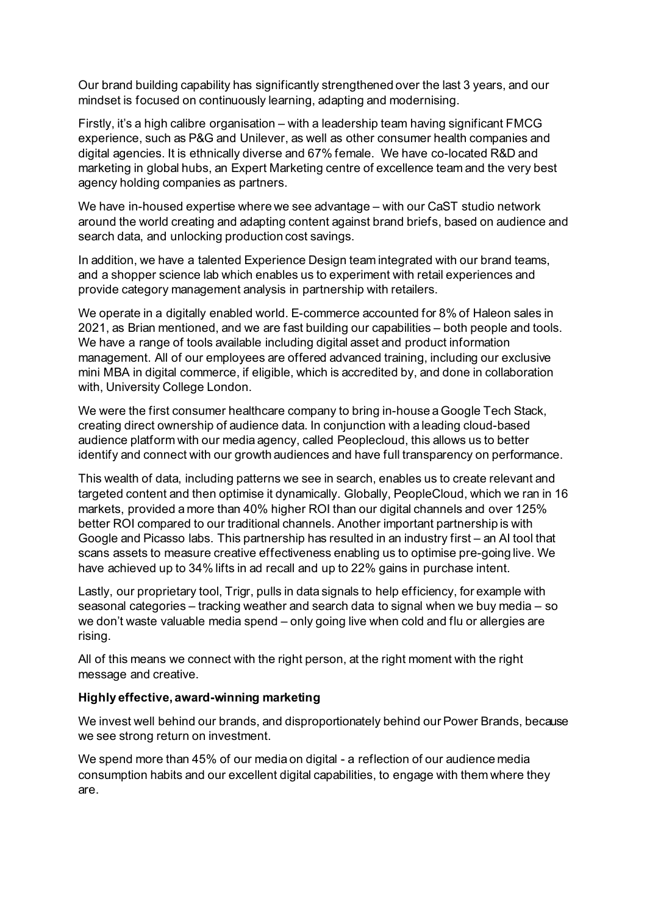Our brand building capability has significantly strengthened over the last 3 years, and our mindset is focused on continuously learning, adapting and modernising.

Firstly, it's a high calibre organisation – with a leadership team having significant FMCG experience, such as P&G and Unilever, as well as other consumer health companies and digital agencies. It is ethnically diverse and 67% female. We have co-located R&D and marketing in global hubs, an Expert Marketing centre of excellence team and the very best agency holding companies as partners.

We have in-housed expertise where we see advantage – with our CaST studio network around the world creating and adapting content against brand briefs, based on audience and search data, and unlocking production cost savings.

In addition, we have a talented Experience Design team integrated with our brand teams, and a shopper science lab which enables us to experiment with retail experiences and provide category management analysis in partnership with retailers.

We operate in a digitally enabled world. E-commerce accounted for 8% of Haleon sales in 2021, as Brian mentioned, and we are fast building our capabilities – both people and tools. We have a range of tools available including digital asset and product information management. All of our employees are offered advanced training, including our exclusive mini MBA in digital commerce, if eligible, which is accredited by, and done in collaboration with, University College London.

We were the first consumer healthcare company to bring in-house a Google Tech Stack, creating direct ownership of audience data. In conjunction with a leading cloud-based audience platform with our media agency, called Peoplecloud, this allows us to better identify and connect with our growth audiences and have full transparency on performance.

This wealth of data, including patterns we see in search, enables us to create relevant and targeted content and then optimise it dynamically. Globally, PeopleCloud, which we ran in 16 markets, provided a more than 40% higher ROI than our digital channels and over 125% better ROI compared to our traditional channels. Another important partnership is with Google and Picasso labs. This partnership has resulted in an industry first – an AI tool that scans assets to measure creative effectiveness enabling us to optimise pre-going live. We have achieved up to 34% lifts in ad recall and up to 22% gains in purchase intent.

Lastly, our proprietary tool, Trigr, pulls in data signals to help efficiency, for example with seasonal categories – tracking weather and search data to signal when we buy media – so we don't waste valuable media spend – only going live when cold and flu or allergies are rising.

All of this means we connect with the right person, at the right moment with the right message and creative.

**Highly effective, award-winning marketing**

We invest well behind our brands, and disproportionately behind our Power Brands, because we see strong return on investment.

We spend more than 45% of our media on digital - a reflection of our audience media consumption habits and our excellent digital capabilities, to engage with them where they are.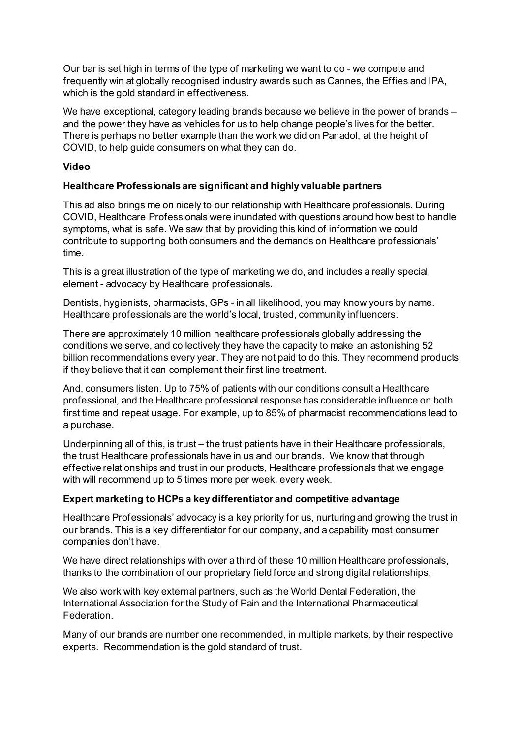Our bar is set high in terms of the type of marketing we want to do - we compete and frequently win at globally recognised industry awards such as Cannes, the Effies and IPA, which is the gold standard in effectiveness.

We have exceptional, category leading brands because we believe in the power of brands – and the power they have as vehicles for us to help change people's lives for the better. There is perhaps no better example than the work we did on Panadol, at the height of COVID, to help guide consumers on what they can do.

**Video**

**Healthcare Professionals are significant and highly valuable partners**

This ad also brings me on nicely to our relationship with Healthcare professionals. During COVID, Healthcare Professionals were inundated with questions around how best to handle symptoms, what is safe. We saw that by providing this kind of information we could contribute to supporting both consumers and the demands on Healthcare professionals' time.

This is a great illustration of the type of marketing we do, and includes a really special element - advocacy by Healthcare professionals.

Dentists, hygienists, pharmacists, GPs - in all likelihood, you may know yours by name. Healthcare professionals are the world's local, trusted, community influencers.

There are approximately 10 million healthcare professionals globally addressing the conditions we serve, and collectively they have the capacity to make an astonishing 52 billion recommendations every year. They are not paid to do this. They recommend products if they believe that it can complement their first line treatment.

And, consumers listen. Up to 75% of patients with our conditions consult a Healthcare professional, and the Healthcare professional response has considerable influence on both first time and repeat usage. For example, up to 85% of pharmacist recommendations lead to a purchase.

Underpinning all of this, is trust – the trust patients have in their Healthcare professionals, the trust Healthcare professionals have in us and our brands. We know that through effective relationships and trust in our products, Healthcare professionals that we engage with will recommend up to 5 times more per week, every week.

**Expert marketing to HCPs a key differentiator and competitive advantage**

Healthcare Professionals' advocacy is a key priority for us, nurturing and growing the trust in our brands. This is a key differentiator for our company, and a capability most consumer companies don't have.

We have direct relationships with over a third of these 10 million Healthcare professionals, thanks to the combination of our proprietary field force and strong digital relationships.

We also work with key external partners, such as the World Dental Federation, the International Association for the Study of Pain and the International Pharmaceutical Federation.

Many of our brands are number one recommended, in multiple markets, by their respective experts. Recommendation is the gold standard of trust.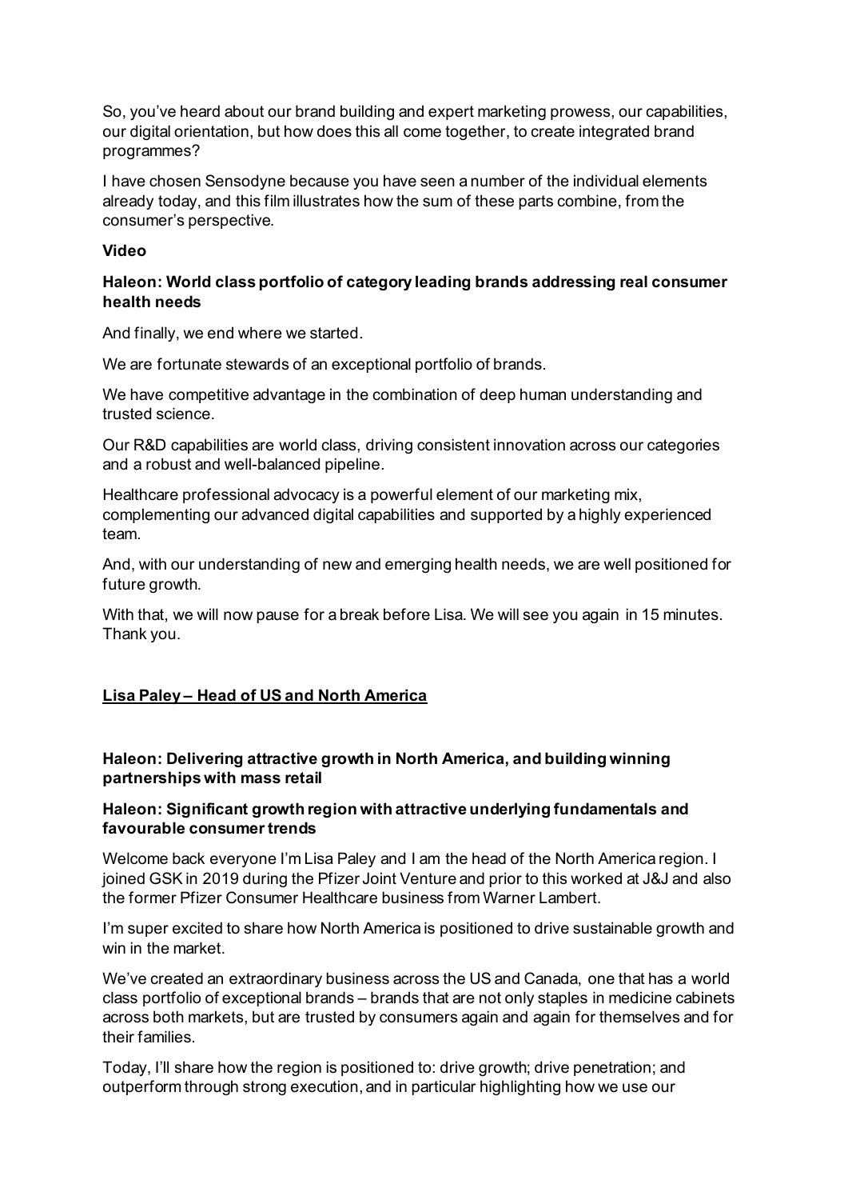So, you've heard about our brand building and expert marketing prowess, our capabilities, our digital orientation, but how does this all come together, to create integrated brand programmes?

I have chosen Sensodyne because you have seen a number of the individual elements already today, and this film illustrates how the sum of these parts combine, from the consumer's perspective.

**Video**

**Haleon: World class portfolio of category leading brands addressing real consumer health needs**

And finally, we end where we started.

We are fortunate stewards of an exceptional portfolio of brands.

We have competitive advantage in the combination of deep human understanding and trusted science.

Our R&D capabilities are world class, driving consistent innovation across our categories and a robust and well-balanced pipeline.

Healthcare professional advocacy is a powerful element of our marketing mix, complementing our advanced digital capabilities and supported by a highly experienced team.

And, with our understanding of new and emerging health needs, we are well positioned for future growth.

With that, we will now pause for a break before Lisa. We will see you again in 15 minutes. Thank you.

## Lisa Paley – Head of US and North America

**Haleon: Delivering attractive growth in North America, and building winning partnerships with mass retail**

**Haleon: Significant growth region with attractive underlying fundamentals and favourable consumer trends**

Welcome back everyone I'm Lisa Paley and I am the head of the North America region. I joined GSK in 2019 during the Pfizer Joint Venture and prior to this worked at J&J and also the former Pfizer Consumer Healthcare business from Warner Lambert.

I'm super excited to share how North America is positioned to drive sustainable growth and win in the market.

We've created an extraordinary business across the US and Canada, one that has a world class portfolio of exceptional brands – brands that are not only staples in medicine cabinets across both markets, but are trusted by consumers again and again for themselves and for their families.

Today, I'll share how the region is positioned to: drive growth; drive penetration; and outperform through strong execution, and in particular highlighting how we use our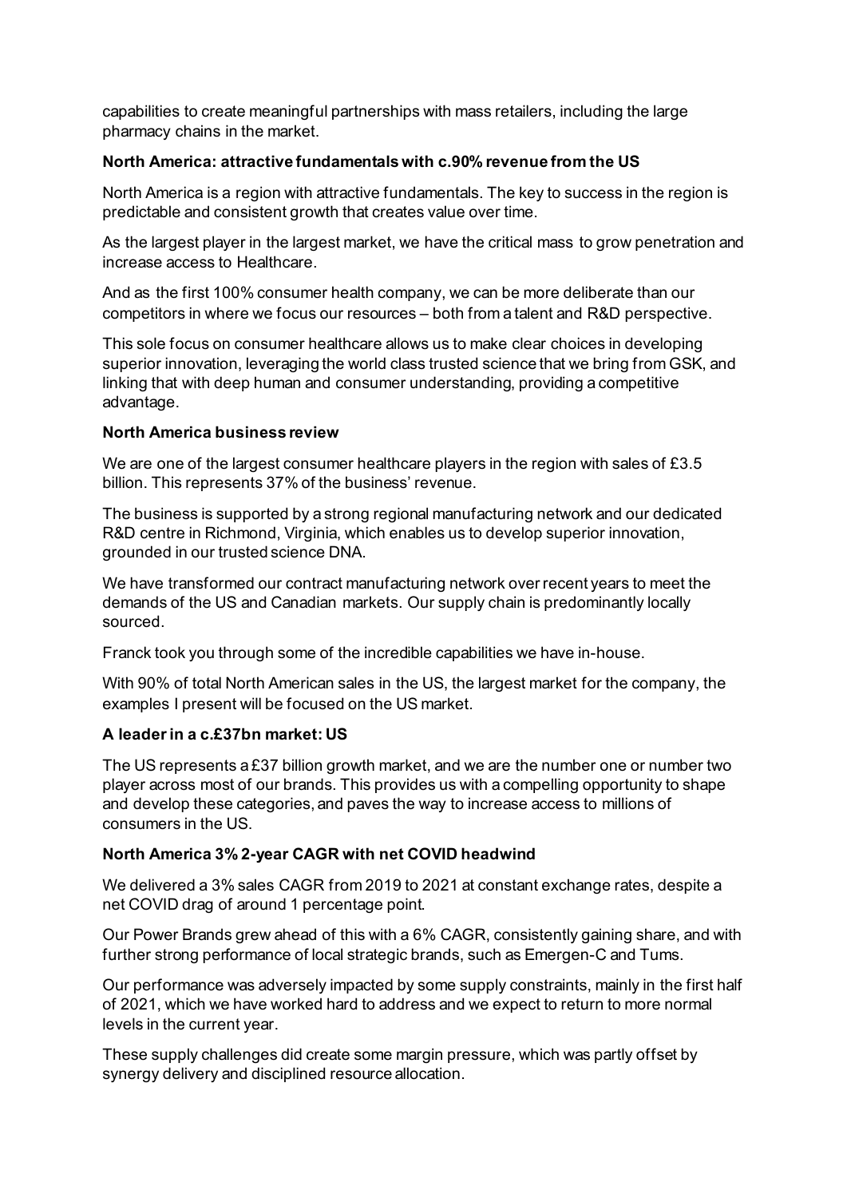capabilities to create meaningful partnerships with mass retailers, including the large pharmacy chains in the market.

**North America: attractive fundamentals with c.90% revenue from the US**

North America is a region with attractive fundamentals. The key to success in the region is predictable and consistent growth that creates value over time.

As the largest player in the largest market, we have the critical mass to grow penetration and increase access to Healthcare.

And as the first 100% consumer health company, we can be more deliberate than our competitors in where we focus our resources – both from a talent and R&D perspective.

This sole focus on consumer healthcare allows us to make clear choices in developing superior innovation, leveraging the world class trusted science that we bring from GSK, and linking that with deep human and consumer understanding, providing a competitive advantage.

**North America business review**

We are one of the largest consumer healthcare players in the region with sales of £3.5 billion. This represents 37% of the business' revenue.

The business is supported by a strong regional manufacturing network and our dedicated R&D centre in Richmond, Virginia, which enables us to develop superior innovation, grounded in our trusted science DNA.

We have transformed our contract manufacturing network over recent years to meet the demands of the US and Canadian markets. Our supply chain is predominantly locally sourced.

Franck took you through some of the incredible capabilities we have in-house.

With 90% of total North American sales in the US, the largest market for the company, the examples I present will be focused on the US market.

**A leader in a c.£37bn market: US**

The US represents a £37 billion growth market, and we are the number one or number two player across most of our brands. This provides us with a compelling opportunity to shape and develop these categories, and paves the way to increase access to millions of consumers in the US.

**North America 3% 2-year CAGR with net COVID headwind**

We delivered a 3% sales CAGR from 2019 to 2021 at constant exchange rates, despite a net COVID drag of around 1 percentage point.

Our Power Brands grew ahead of this with a 6% CAGR, consistently gaining share, and with further strong performance of local strategic brands, such as Emergen-C and Tums.

Our performance was adversely impacted by some supply constraints, mainly in the first half of 2021, which we have worked hard to address and we expect to return to more normal levels in the current year.

These supply challenges did create some margin pressure, which was partly offset by synergy delivery and disciplined resource allocation.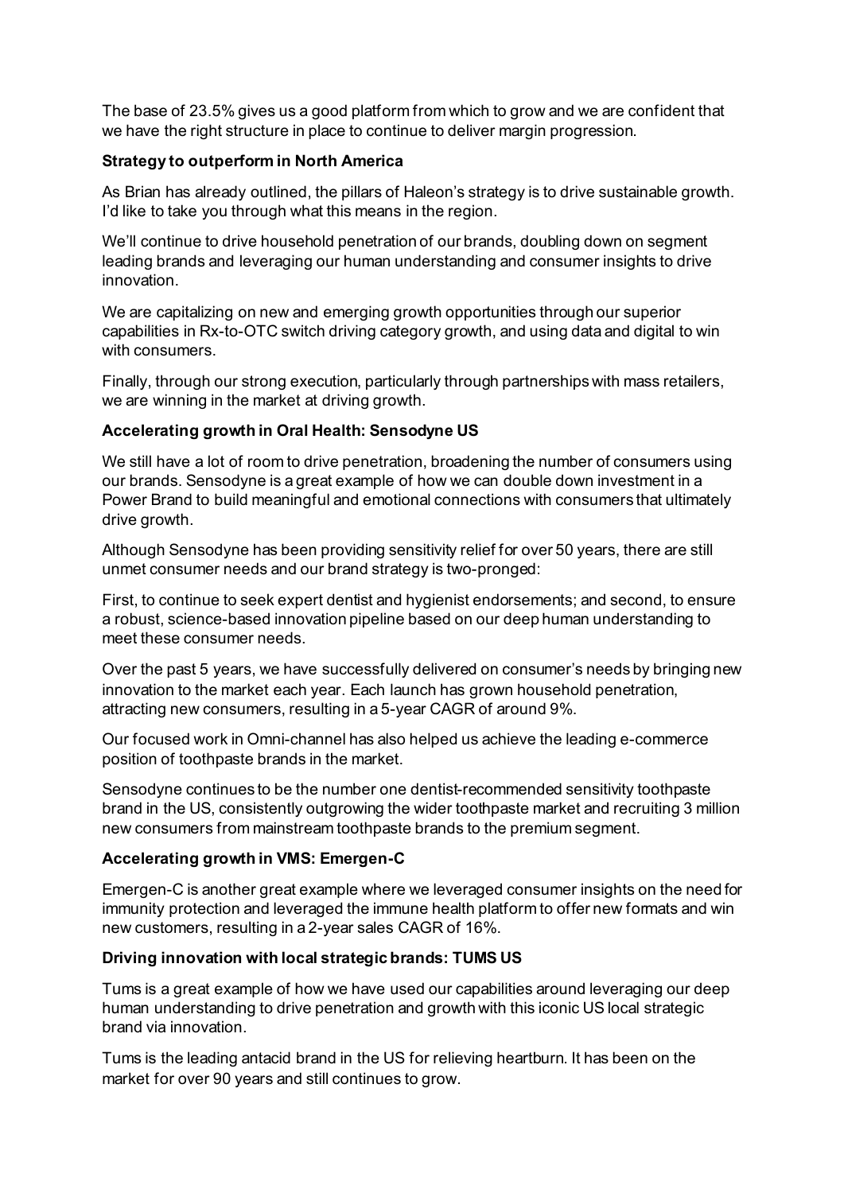The base of 23.5% gives us a good platform from which to grow and we are confident that we have the right structure in place to continue to deliver margin progression.

**Strategy to outperform in North America**

As Brian has already outlined, the pillars of Haleon's strategy is to drive sustainable growth. I'd like to take you through what this means in the region.

We'll continue to drive household penetration of our brands, doubling down on segment leading brands and leveraging our human understanding and consumer insights to drive innovation.

We are capitalizing on new and emerging growth opportunities through our superior capabilities in Rx-to-OTC switch driving category growth, and using data and digital to win with consumers.

Finally, through our strong execution, particularly through partnerships with mass retailers, we are winning in the market at driving growth.

**Accelerating growth in Oral Health: Sensodyne US**

We still have a lot of room to drive penetration, broadening the number of consumers using our brands. Sensodyne is a great example of how we can double down investment in a Power Brand to build meaningful and emotional connections with consumers that ultimately drive growth.

Although Sensodyne has been providing sensitivity relief for over 50 years, there are still unmet consumer needs and our brand strategy is two-pronged:

First, to continue to seek expert dentist and hygienist endorsements; and second, to ensure a robust, science-based innovation pipeline based on our deep human understanding to meet these consumer needs.

Over the past 5 years, we have successfully delivered on consumer's needs by bringing new innovation to the market each year. Each launch has grown household penetration, attracting new consumers, resulting in a 5-year CAGR of around 9%.

Our focused work in Omni-channel has also helped us achieve the leading e-commerce position of toothpaste brands in the market.

Sensodyne continues to be the number one dentist-recommended sensitivity toothpaste brand in the US, consistently outgrowing the wider toothpaste market and recruiting 3 million new consumers from mainstream toothpaste brands to the premium segment.

**Accelerating growth in VMS: Emergen-C**

Emergen-C is another great example where we leveraged consumer insights on the need for immunity protection and leveraged the immune health platform to offer new formats and win new customers, resulting in a 2-year sales CAGR of 16%.

**Driving innovation with local strategic brands: TUMS US**

Tums is a great example of how we have used our capabilities around leveraging our deep human understanding to drive penetration and growth with this iconic US local strategic brand via innovation.

Tums is the leading antacid brand in the US for relieving heartburn. It has been on the market for over 90 years and still continues to grow.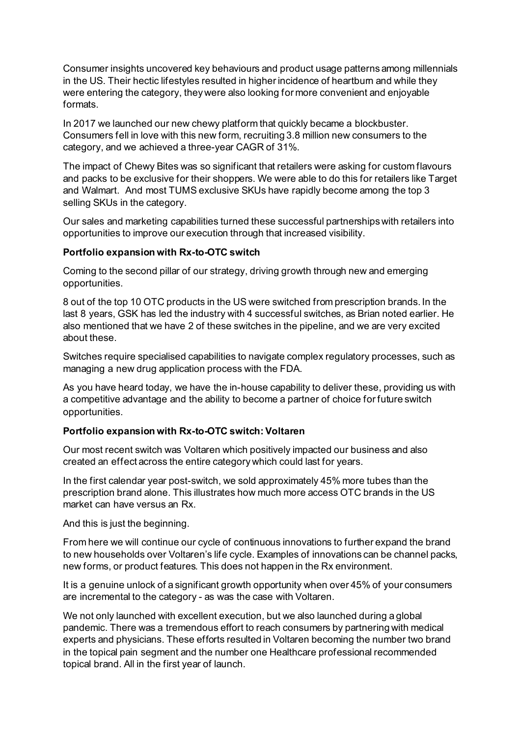Consumer insights uncovered key behaviours and product usage patterns among millennials in the US. Their hectic lifestyles resulted in higher incidence of heartburn and while they were entering the category, they were also looking for more convenient and enjoyable formats.

In 2017 we launched our new chewy platform that quickly became a blockbuster. Consumers fell in love with this new form, recruiting 3.8 million new consumers to the category, and we achieved a three-year CAGR of 31%.

The impact of Chewy Bites was so significant that retailers were asking for custom flavours and packs to be exclusive for their shoppers. We were able to do this for retailers like Target and Walmart. And most TUMS exclusive SKUs have rapidly become among the top 3 selling SKUs in the category.

Our sales and marketing capabilities turned these successful partnerships with retailers into opportunities to improve our execution through that increased visibility.

**Portfolio expansion with Rx-to-OTC switch**

Coming to the second pillar of our strategy, driving growth through new and emerging opportunities.

8 out of the top 10 OTC products in the US were switched from prescription brands. In the last 8 years, GSK has led the industry with 4 successful switches, as Brian noted earlier. He also mentioned that we have 2 of these switches in the pipeline, and we are very excited about these.

Switches require specialised capabilities to navigate complex regulatory processes, such as managing a new drug application process with the FDA.

As you have heard today, we have the in-house capability to deliver these, providing us with a competitive advantage and the ability to become a partner of choice for future switch opportunities.

**Portfolio expansion with Rx-to-OTC switch: Voltaren**

Our most recent switch was Voltaren which positively impacted our business and also created an effect across the entire category which could last for years.

In the first calendar year post-switch, we sold approximately 45% more tubes than the prescription brand alone. This illustrates how much more access OTC brands in the US market can have versus an Rx.

And this is just the beginning.

From here we will continue our cycle of continuous innovations to further expand the brand to new households over Voltaren's life cycle. Examples of innovations can be channel packs, new forms, or product features. This does not happen in the Rx environment.

It is a genuine unlock of a significant growth opportunity when over 45% of your consumers are incremental to the category - as was the case with Voltaren.

We not only launched with excellent execution, but we also launched during a global pandemic. There was a tremendous effort to reach consumers by partnering with medical experts and physicians. These efforts resulted in Voltaren becoming the number two brand in the topical pain segment and the number one Healthcare professional recommended topical brand. All in the first year of launch.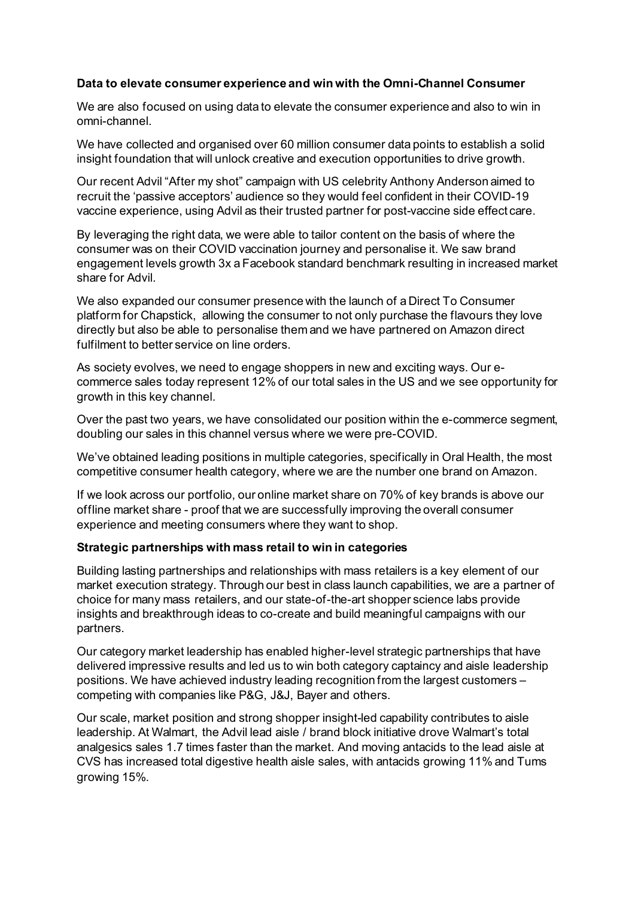**Data to elevate consumer experience and win with the Omni-Channel Consumer**

We are also focused on using data to elevate the consumer experience and also to win in omni-channel.

We have collected and organised over 60 million consumer data points to establish a solid insight foundation that will unlock creative and execution opportunities to drive growth.

Our recent Advil "After my shot" campaign with US celebrity Anthony Anderson aimed to recruit the 'passive acceptors' audience so they would feel confident in their COVID-19 vaccine experience, using Advil as their trusted partner for post-vaccine side effect care.

By leveraging the right data, we were able to tailor content on the basis of where the consumer was on their COVID vaccination journey and personalise it. We saw brand engagement levels growth 3x a Facebook standard benchmark resulting in increased market share for Advil.

We also expanded our consumer presence with the launch of a Direct To Consumer platform for Chapstick, allowing the consumer to not only purchase the flavours they love directly but also be able to personalise them and we have partnered on Amazon direct fulfilment to better service on line orders.

As society evolves, we need to engage shoppers in new and exciting ways. Our e-commerce sales today represent 12% of our total sales in the US and we see opportunity for growth in this key channel.

Over the past two years, we have consolidated our position within the e-commerce segment, doubling our sales in this channel versus where we were pre-COVID.

We've obtained leading positions in multiple categories, specifically in Oral Health, the most competitive consumer health category, where we are the number one brand on Amazon.

If we look across our portfolio, our online market share on 70% of key brands is above our offline market share - proof that we are successfully improving the overall consumer experience and meeting consumers where they want to shop.

**Strategic partnerships with mass retail to win in categories**

Building lasting partnerships and relationships with mass retailers is a key element of our market execution strategy. Through our best in class launch capabilities, we are a partner of choice for many mass retailers, and our state-of-the-art shopper science labs provide insights and breakthrough ideas to co-create and build meaningful campaigns with our partners.

Our category market leadership has enabled higher-level strategic partnerships that have delivered impressive results and led us to win both category captaincy and aisle leadership positions. We have achieved industry leading recognition from the largest customers – competing with companies like P&G, J&J, Bayer and others.

Our scale, market position and strong shopper insight-led capability contributes to aisle leadership. At Walmart, the Advil lead aisle / brand block initiative drove Walmart's total analgesics sales 1.7 times faster than the market. And moving antacids to the lead aisle at CVS has increased total digestive health aisle sales, with antacids growing 11% and Tums growing 15%.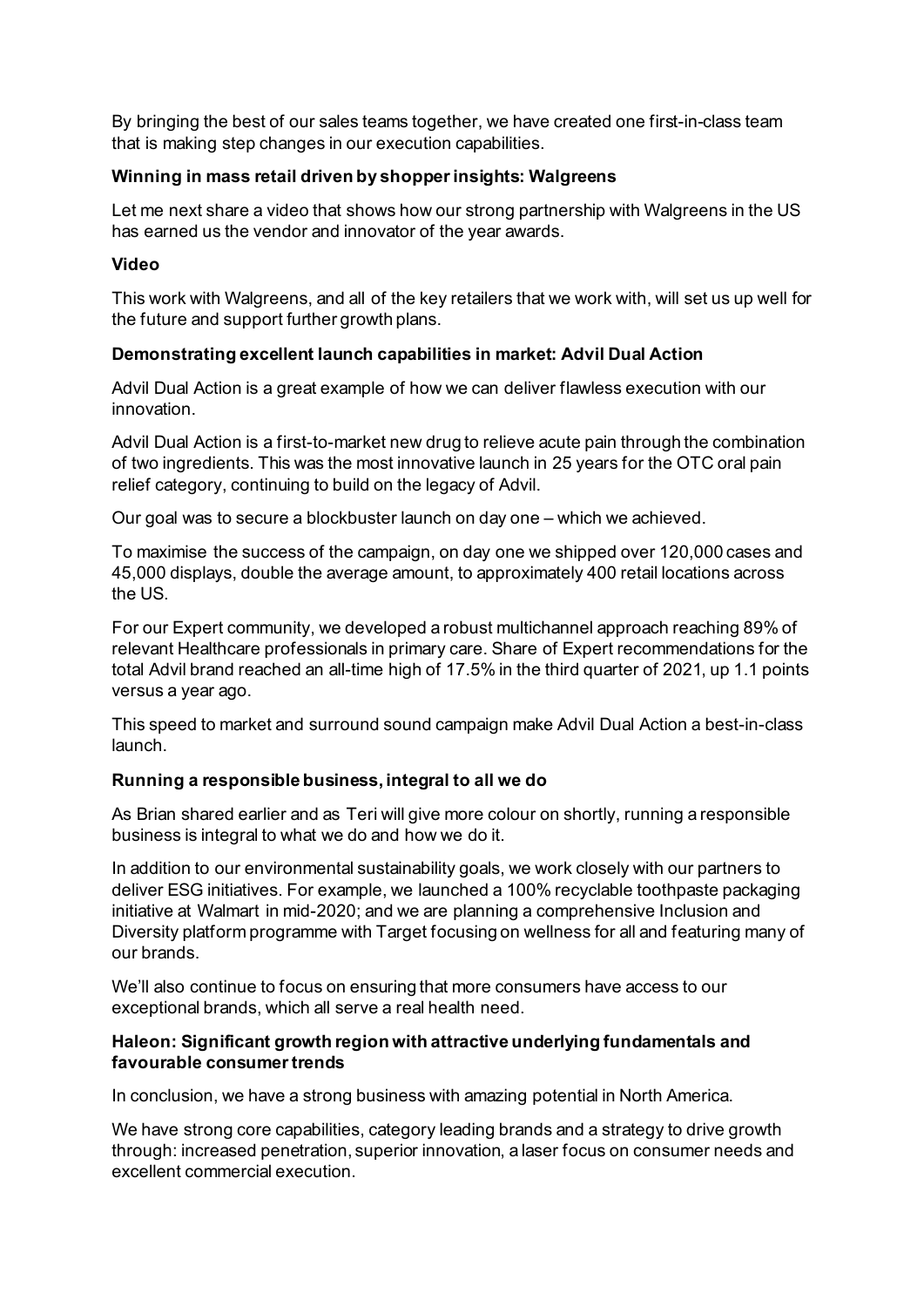By bringing the best of our sales teams together, we have created one first-in-class team that is making step changes in our execution capabilities.

**Winning in mass retail driven by shopper insights: Walgreens**

Let me next share a video that shows how our strong partnership with Walgreens in the US has earned us the vendor and innovator of the year awards.

**Video**

This work with Walgreens, and all of the key retailers that we work with, will set us up well for the future and support further growth plans.

**Demonstrating excellent launch capabilities in market: Advil Dual Action**

Advil Dual Action is a great example of how we can deliver flawless execution with our innovation.

Advil Dual Action is a first-to-market new drug to relieve acute pain through the combination of two ingredients. This was the most innovative launch in 25 years for the OTC oral pain relief category, continuing to build on the legacy of Advil.

Our goal was to secure a blockbuster launch on day one – which we achieved.

To maximise the success of the campaign, on day one we shipped over 120,000 cases and 45,000 displays, double the average amount, to approximately 400 retail locations across the US.

For our Expert community, we developed a robust multichannel approach reaching 89% of relevant Healthcare professionals in primary care. Share of Expert recommendations for the total Advil brand reached an all-time high of 17.5% in the third quarter of 2021, up 1.1 points versus a year ago.

This speed to market and surround sound campaign make Advil Dual Action a best-in-class launch.

**Running a responsible business, integral to all we do**

As Brian shared earlier and as Teri will give more colour on shortly, running a responsible business is integral to what we do and how we do it.

In addition to our environmental sustainability goals, we work closely with our partners to deliver ESG initiatives. For example, we launched a 100% recyclable toothpaste packaging initiative at Walmart in mid-2020; and we are planning a comprehensive Inclusion and Diversity platform programme with Target focusing on wellness for all and featuring many of our brands.

We'll also continue to focus on ensuring that more consumers have access to our exceptional brands, which all serve a real health need.

**Haleon: Significant growth region with attractive underlying fundamentals and favourable consumer trends**

In conclusion, we have a strong business with amazing potential in North America.

We have strong core capabilities, category leading brands and a strategy to drive growth through: increased penetration, superior innovation, a laser focus on consumer needs and excellent commercial execution.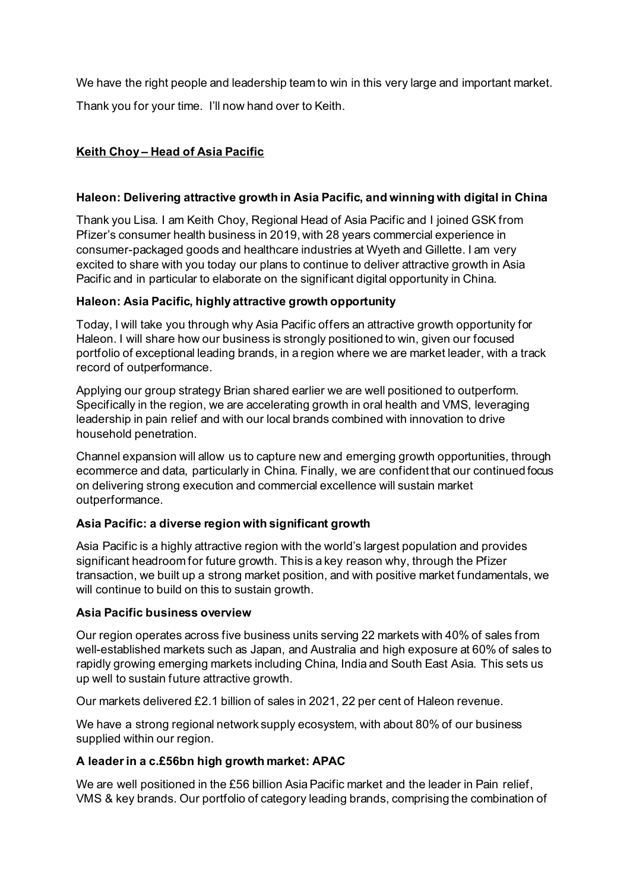We have the right people and leadership team to win in this very large and important market.

Thank you for your time. I'll now hand over to Keith.

## Keith Choy – Head of Asia Pacific

### Haleon: Delivering attractive growth in Asia Pacific, and winning with digital in China

Thank you Lisa. I am Keith Choy, Regional Head of Asia Pacific and I joined GSK from Pfizer's consumer health business in 2019, with 28 years commercial experience in consumer-packaged goods and healthcare industries at Wyeth and Gillette. I am very excited to share with you today our plans to continue to deliver attractive growth in Asia Pacific and in particular to elaborate on the significant digital opportunity in China.

### Haleon: Asia Pacific, highly attractive growth opportunity

Today, I will take you through why Asia Pacific offers an attractive growth opportunity for Haleon. I will share how our business is strongly positioned to win, given our focused portfolio of exceptional leading brands, in a region where we are market leader, with a track record of outperformance.

Applying our group strategy Brian shared earlier we are well positioned to outperform. Specifically in the region, we are accelerating growth in oral health and VMS, leveraging leadership in pain relief and with our local brands combined with innovation to drive household penetration.

Channel expansion will allow us to capture new and emerging growth opportunities, through ecommerce and data, particularly in China. Finally, we are confident that our continued focus on delivering strong execution and commercial excellence will sustain market outperformance.

### Asia Pacific: a diverse region with significant growth

Asia Pacific is a highly attractive region with the world's largest population and provides significant headroom for future growth. This is a key reason why, through the Pfizer transaction, we built up a strong market position, and with positive market fundamentals, we will continue to build on this to sustain growth.

### Asia Pacific business overview

Our region operates across five business units serving 22 markets with 40% of sales from well-established markets such as Japan, and Australia and high exposure at 60% of sales to rapidly growing emerging markets including China, India and South East Asia. This sets us up well to sustain future attractive growth.

Our markets delivered £2.1 billion of sales in 2021, 22 per cent of Haleon revenue.

We have a strong regional network supply ecosystem, with about 80% of our business supplied within our region.

### A leader in a c.£56bn high growth market: APAC

We are well positioned in the £56 billion Asia Pacific market and the leader in Pain relief, VMS & key brands. Our portfolio of category leading brands, comprising the combination of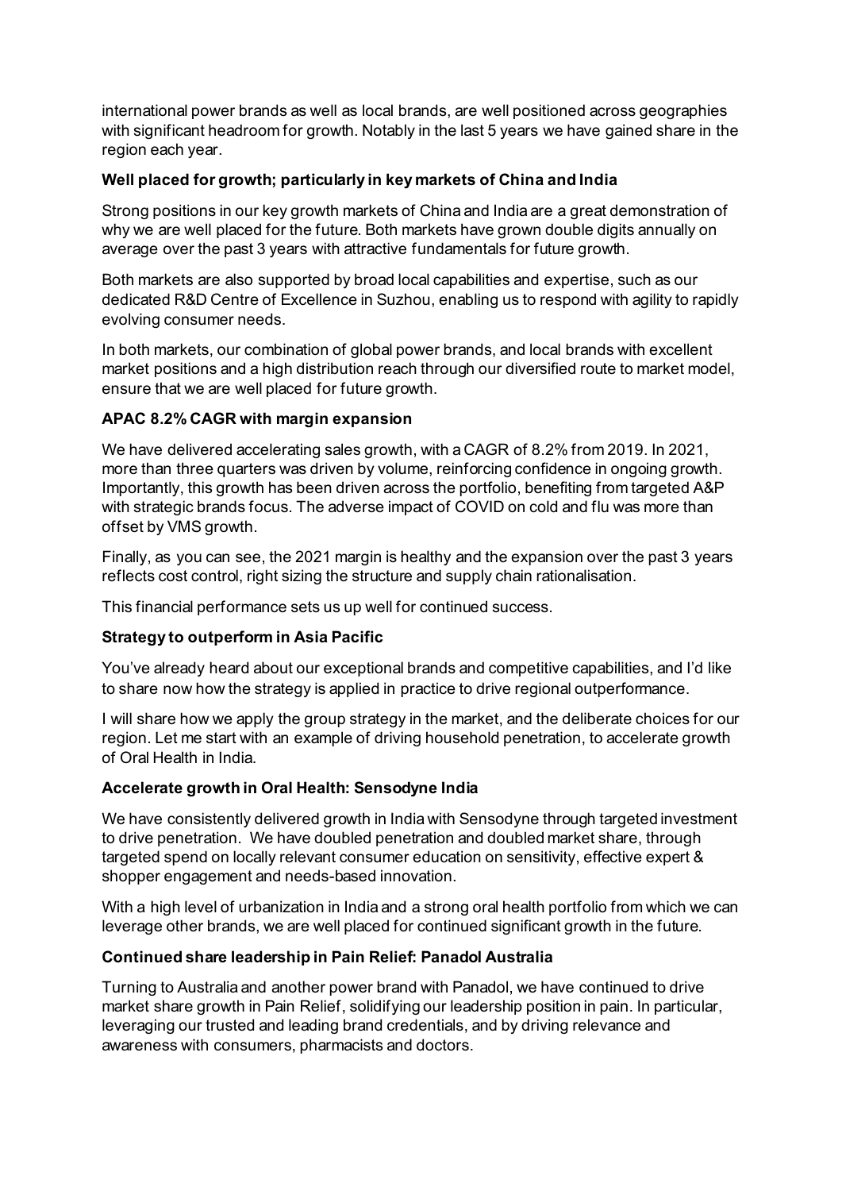international power brands as well as local brands, are well positioned across geographies with significant headroom for growth. Notably in the last 5 years we have gained share in the region each year.

**Well placed for growth; particularly in key markets of China and India**

Strong positions in our key growth markets of China and India are a great demonstration of why we are well placed for the future. Both markets have grown double digits annually on average over the past 3 years with attractive fundamentals for future growth.

Both markets are also supported by broad local capabilities and expertise, such as our dedicated R&D Centre of Excellence in Suzhou, enabling us to respond with agility to rapidly evolving consumer needs.

In both markets, our combination of global power brands, and local brands with excellent market positions and a high distribution reach through our diversified route to market model, ensure that we are well placed for future growth.

**APAC 8.2% CAGR with margin expansion**

We have delivered accelerating sales growth, with a CAGR of 8.2% from 2019. In 2021, more than three quarters was driven by volume, reinforcing confidence in ongoing growth. Importantly, this growth has been driven across the portfolio, benefiting from targeted A&P with strategic brands focus. The adverse impact of COVID on cold and flu was more than offset by VMS growth.

Finally, as you can see, the 2021 margin is healthy and the expansion over the past 3 years reflects cost control, right sizing the structure and supply chain rationalisation.

This financial performance sets us up well for continued success.

**Strategy to outperform in Asia Pacific**

You've already heard about our exceptional brands and competitive capabilities, and I'd like to share now how the strategy is applied in practice to drive regional outperformance.

I will share how we apply the group strategy in the market, and the deliberate choices for our region. Let me start with an example of driving household penetration, to accelerate growth of Oral Health in India.

**Accelerate growth in Oral Health: Sensodyne India**

We have consistently delivered growth in India with Sensodyne through targeted investment to drive penetration. We have doubled penetration and doubled market share, through targeted spend on locally relevant consumer education on sensitivity, effective expert & shopper engagement and needs-based innovation.

With a high level of urbanization in India and a strong oral health portfolio from which we can leverage other brands, we are well placed for continued significant growth in the future.

**Continued share leadership in Pain Relief: Panadol Australia**

Turning to Australia and another power brand with Panadol, we have continued to drive market share growth in Pain Relief, solidifying our leadership position in pain. In particular, leveraging our trusted and leading brand credentials, and by driving relevance and awareness with consumers, pharmacists and doctors.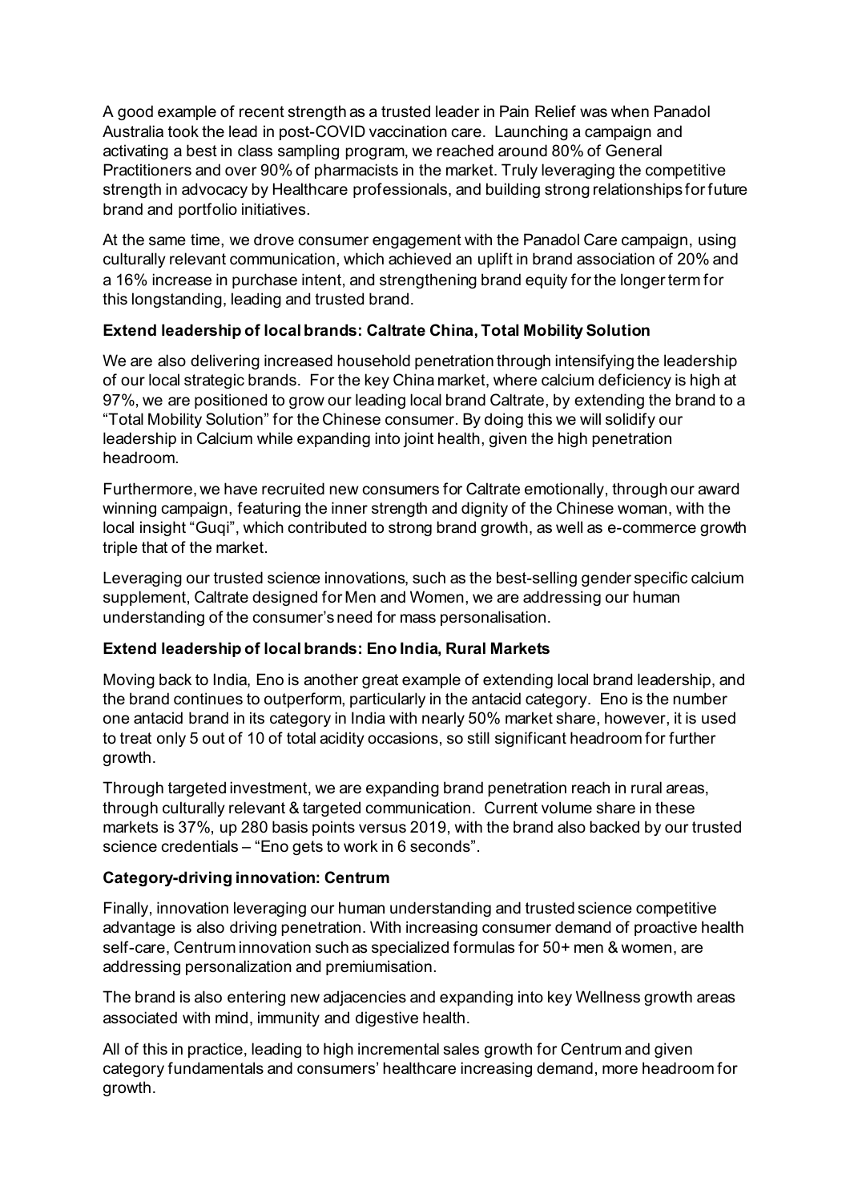A good example of recent strength as a trusted leader in Pain Relief was when Panadol Australia took the lead in post-COVID vaccination care. Launching a campaign and activating a best in class sampling program, we reached around 80% of General Practitioners and over 90% of pharmacists in the market. Truly leveraging the competitive strength in advocacy by Healthcare professionals, and building strong relationships for future brand and portfolio initiatives.

At the same time, we drove consumer engagement with the Panadol Care campaign, using culturally relevant communication, which achieved an uplift in brand association of 20% and a 16% increase in purchase intent, and strengthening brand equity for the longer term for this longstanding, leading and trusted brand.

**Extend leadership of local brands: Caltrate China, Total Mobility Solution**

We are also delivering increased household penetration through intensifying the leadership of our local strategic brands. For the key China market, where calcium deficiency is high at 97%, we are positioned to grow our leading local brand Caltrate, by extending the brand to a "Total Mobility Solution" for the Chinese consumer. By doing this we will solidify our leadership in Calcium while expanding into joint health, given the high penetration headroom.

Furthermore, we have recruited new consumers for Caltrate emotionally, through our award winning campaign, featuring the inner strength and dignity of the Chinese woman, with the local insight "Guqi", which contributed to strong brand growth, as well as e-commerce growth triple that of the market.

Leveraging our trusted science innovations, such as the best-selling gender specific calcium supplement, Caltrate designed for Men and Women, we are addressing our human understanding of the consumer's need for mass personalisation.

**Extend leadership of local brands: Eno India, Rural Markets**

Moving back to India, Eno is another great example of extending local brand leadership, and the brand continues to outperform, particularly in the antacid category. Eno is the number one antacid brand in its category in India with nearly 50% market share, however, it is used to treat only 5 out of 10 of total acidity occasions, so still significant headroom for further growth.

Through targeted investment, we are expanding brand penetration reach in rural areas, through culturally relevant & targeted communication. Current volume share in these markets is 37%, up 280 basis points versus 2019, with the brand also backed by our trusted science credentials – "Eno gets to work in 6 seconds".

**Category-driving innovation: Centrum**

Finally, innovation leveraging our human understanding and trusted science competitive advantage is also driving penetration. With increasing consumer demand of proactive health self-care, Centrum innovation such as specialized formulas for 50+ men & women, are addressing personalization and premiumisation.

The brand is also entering new adjacencies and expanding into key Wellness growth areas associated with mind, immunity and digestive health.

All of this in practice, leading to high incremental sales growth for Centrum and given category fundamentals and consumers' healthcare increasing demand, more headroom for growth.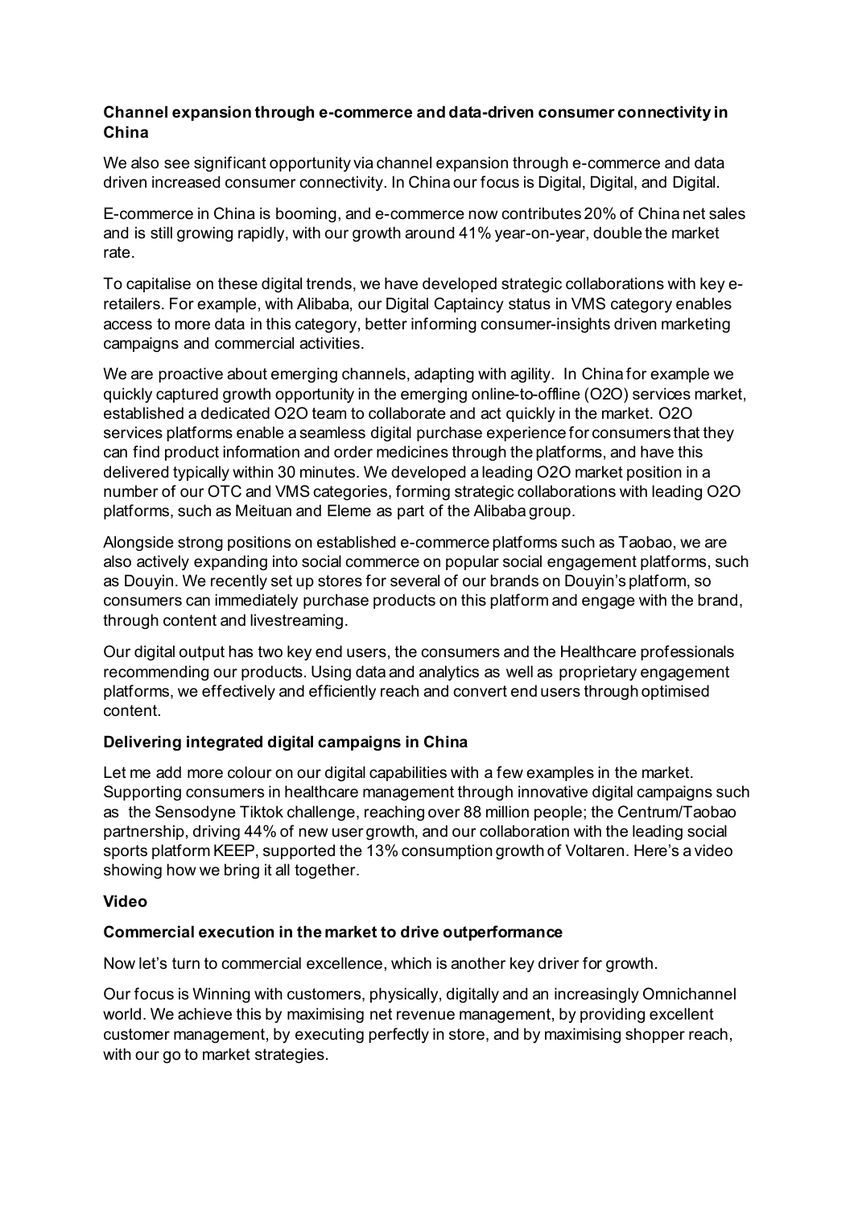**Channel expansion through e-commerce and data-driven consumer connectivity in China**

We also see significant opportunity via channel expansion through e-commerce and data driven increased consumer connectivity. In China our focus is Digital, Digital, and Digital.

E-commerce in China is booming, and e-commerce now contributes 20% of China net sales and is still growing rapidly, with our growth around 41% year-on-year, double the market rate.

To capitalise on these digital trends, we have developed strategic collaborations with key e-retailers. For example, with Alibaba, our Digital Captaincy status in VMS category enables access to more data in this category, better informing consumer-insights driven marketing campaigns and commercial activities.

We are proactive about emerging channels, adapting with agility. In China for example we quickly captured growth opportunity in the emerging online-to-offline (O2O) services market, established a dedicated O2O team to collaborate and act quickly in the market. O2O services platforms enable a seamless digital purchase experience for consumers that they can find product information and order medicines through the platforms, and have this delivered typically within 30 minutes. We developed a leading O2O market position in a number of our OTC and VMS categories, forming strategic collaborations with leading O2O platforms, such as Meituan and Eleme as part of the Alibaba group.

Alongside strong positions on established e-commerce platforms such as Taobao, we are also actively expanding into social commerce on popular social engagement platforms, such as Douyin. We recently set up stores for several of our brands on Douyin's platform, so consumers can immediately purchase products on this platform and engage with the brand, through content and livestreaming.

Our digital output has two key end users, the consumers and the Healthcare professionals recommending our products. Using data and analytics as well as proprietary engagement platforms, we effectively and efficiently reach and convert end users through optimised content.

**Delivering integrated digital campaigns in China**

Let me add more colour on our digital capabilities with a few examples in the market. Supporting consumers in healthcare management through innovative digital campaigns such as the Sensodyne Tiktok challenge, reaching over 88 million people; the Centrum/Taobao partnership, driving 44% of new user growth, and our collaboration with the leading social sports platform KEEP, supported the 13% consumption growth of Voltaren. Here's a video showing how we bring it all together.

**Video**

**Commercial execution in the market to drive outperformance**

Now let's turn to commercial excellence, which is another key driver for growth.

Our focus is Winning with customers, physically, digitally and an increasingly Omnichannel world. We achieve this by maximising net revenue management, by providing excellent customer management, by executing perfectly in store, and by maximising shopper reach, with our go to market strategies.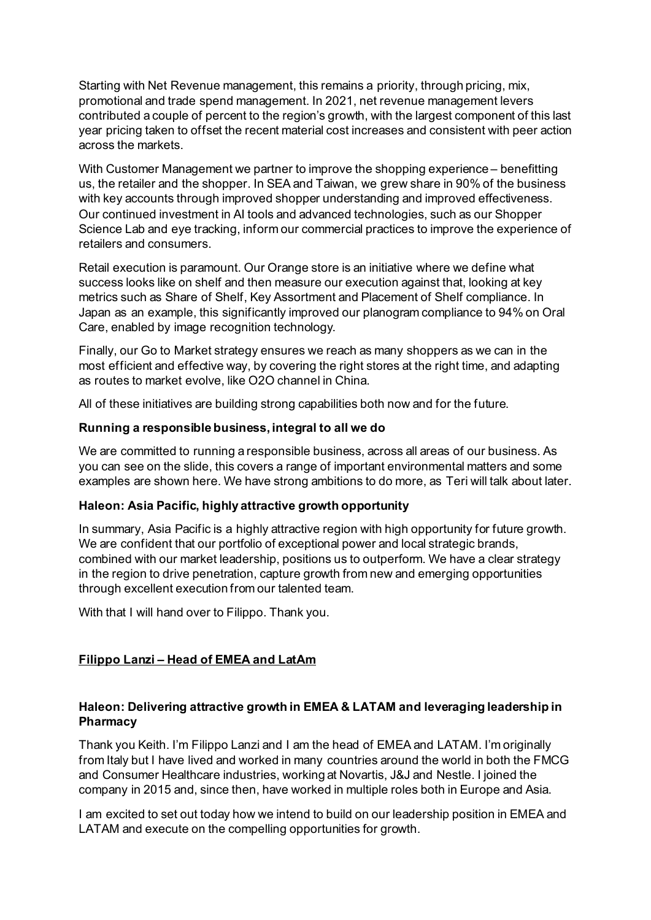Starting with Net Revenue management, this remains a priority, through pricing, mix, promotional and trade spend management. In 2021, net revenue management levers contributed a couple of percent to the region's growth, with the largest component of this last year pricing taken to offset the recent material cost increases and consistent with peer action across the markets.

With Customer Management we partner to improve the shopping experience – benefitting us, the retailer and the shopper. In SEA and Taiwan, we grew share in 90% of the business with key accounts through improved shopper understanding and improved effectiveness. Our continued investment in AI tools and advanced technologies, such as our Shopper Science Lab and eye tracking, inform our commercial practices to improve the experience of retailers and consumers.

Retail execution is paramount. Our Orange store is an initiative where we define what success looks like on shelf and then measure our execution against that, looking at key metrics such as Share of Shelf, Key Assortment and Placement of Shelf compliance. In Japan as an example, this significantly improved our planogram compliance to 94% on Oral Care, enabled by image recognition technology.

Finally, our Go to Market strategy ensures we reach as many shoppers as we can in the most efficient and effective way, by covering the right stores at the right time, and adapting as routes to market evolve, like O2O channel in China.

All of these initiatives are building strong capabilities both now and for the future.

**Running a responsible business, integral to all we do**

We are committed to running a responsible business, across all areas of our business. As you can see on the slide, this covers a range of important environmental matters and some examples are shown here. We have strong ambitions to do more, as Teri will talk about later.

**Haleon: Asia Pacific, highly attractive growth opportunity**

In summary, Asia Pacific is a highly attractive region with high opportunity for future growth. We are confident that our portfolio of exceptional power and local strategic brands, combined with our market leadership, positions us to outperform. We have a clear strategy in the region to drive penetration, capture growth from new and emerging opportunities through excellent execution from our talented team.

With that I will hand over to Filippo. Thank you.

## Filippo Lanzi – Head of EMEA and LatAm

**Haleon: Delivering attractive growth in EMEA & LATAM and leveraging leadership in Pharmacy**

Thank you Keith. I'm Filippo Lanzi and I am the head of EMEA and LATAM. I'm originally from Italy but I have lived and worked in many countries around the world in both the FMCG and Consumer Healthcare industries, working at Novartis, J&J and Nestle. I joined the company in 2015 and, since then, have worked in multiple roles both in Europe and Asia.

I am excited to set out today how we intend to build on our leadership position in EMEA and LATAM and execute on the compelling opportunities for growth.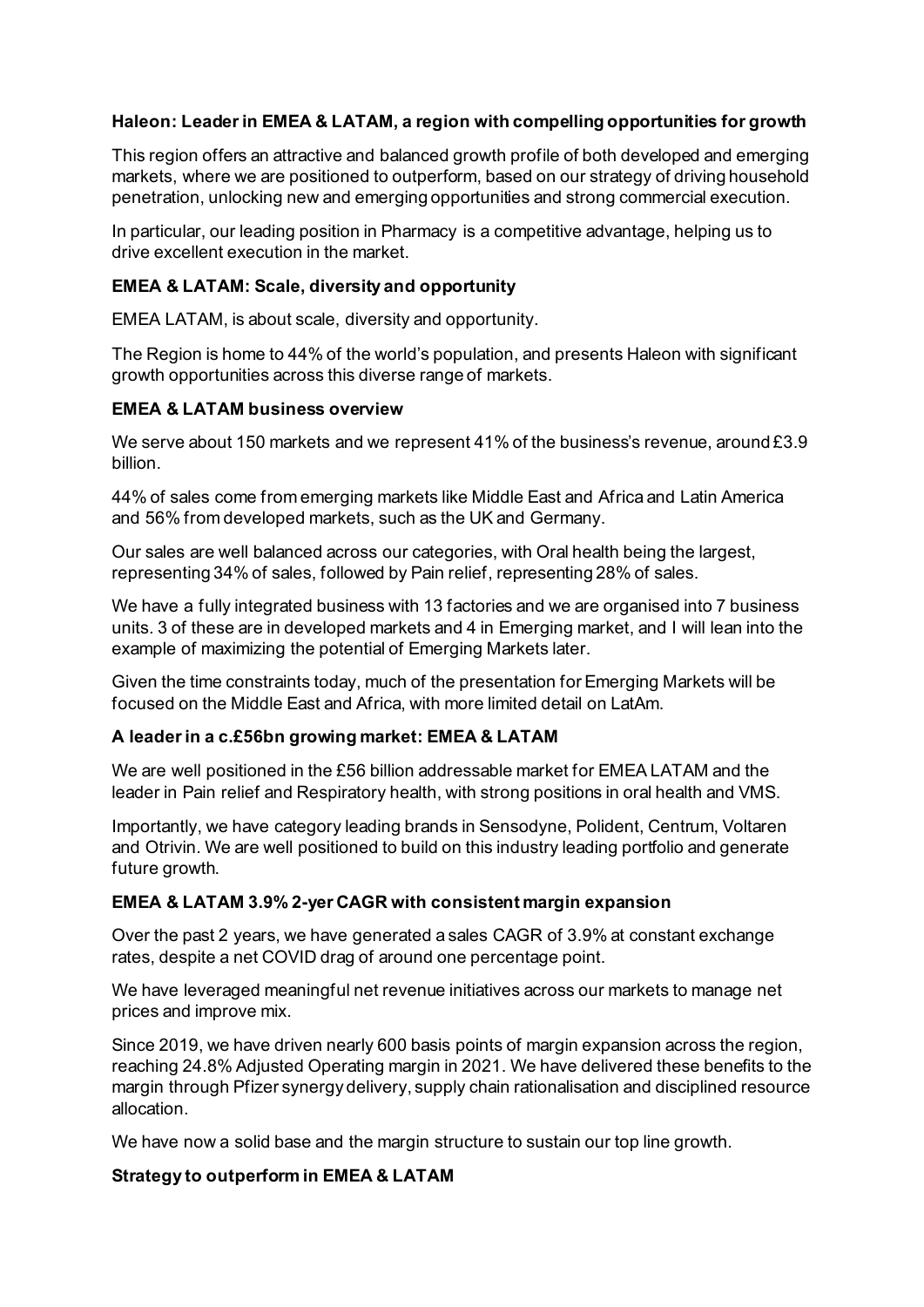**Haleon: Leader in EMEA & LATAM, a region with compelling opportunities for growth**

This region offers an attractive and balanced growth profile of both developed and emerging markets, where we are positioned to outperform, based on our strategy of driving household penetration, unlocking new and emerging opportunities and strong commercial execution.

In particular, our leading position in Pharmacy is a competitive advantage, helping us to drive excellent execution in the market.

**EMEA & LATAM: Scale, diversity and opportunity**

EMEA LATAM, is about scale, diversity and opportunity.

The Region is home to 44% of the world's population, and presents Haleon with significant growth opportunities across this diverse range of markets.

**EMEA & LATAM business overview**

We serve about 150 markets and we represent 41% of the business's revenue, around £3.9 billion.

44% of sales come from emerging markets like Middle East and Africa and Latin America and 56% from developed markets, such as the UK and Germany.

Our sales are well balanced across our categories, with Oral health being the largest, representing 34% of sales, followed by Pain relief, representing 28% of sales.

We have a fully integrated business with 13 factories and we are organised into 7 business units. 3 of these are in developed markets and 4 in Emerging market, and I will lean into the example of maximizing the potential of Emerging Markets later.

Given the time constraints today, much of the presentation for Emerging Markets will be focused on the Middle East and Africa, with more limited detail on LatAm.

**A leader in a c.£56bn growing market: EMEA & LATAM**

We are well positioned in the £56 billion addressable market for EMEA LATAM and the leader in Pain relief and Respiratory health, with strong positions in oral health and VMS.

Importantly, we have category leading brands in Sensodyne, Polident, Centrum, Voltaren and Otrivin. We are well positioned to build on this industry leading portfolio and generate future growth.

**EMEA & LATAM 3.9% 2-yer CAGR with consistent margin expansion**

Over the past 2 years, we have generated a sales CAGR of 3.9% at constant exchange rates, despite a net COVID drag of around one percentage point.

We have leveraged meaningful net revenue initiatives across our markets to manage net prices and improve mix.

Since 2019, we have driven nearly 600 basis points of margin expansion across the region, reaching 24.8% Adjusted Operating margin in 2021. We have delivered these benefits to the margin through Pfizer synergy delivery, supply chain rationalisation and disciplined resource allocation.

We have now a solid base and the margin structure to sustain our top line growth.

**Strategy to outperform in EMEA & LATAM**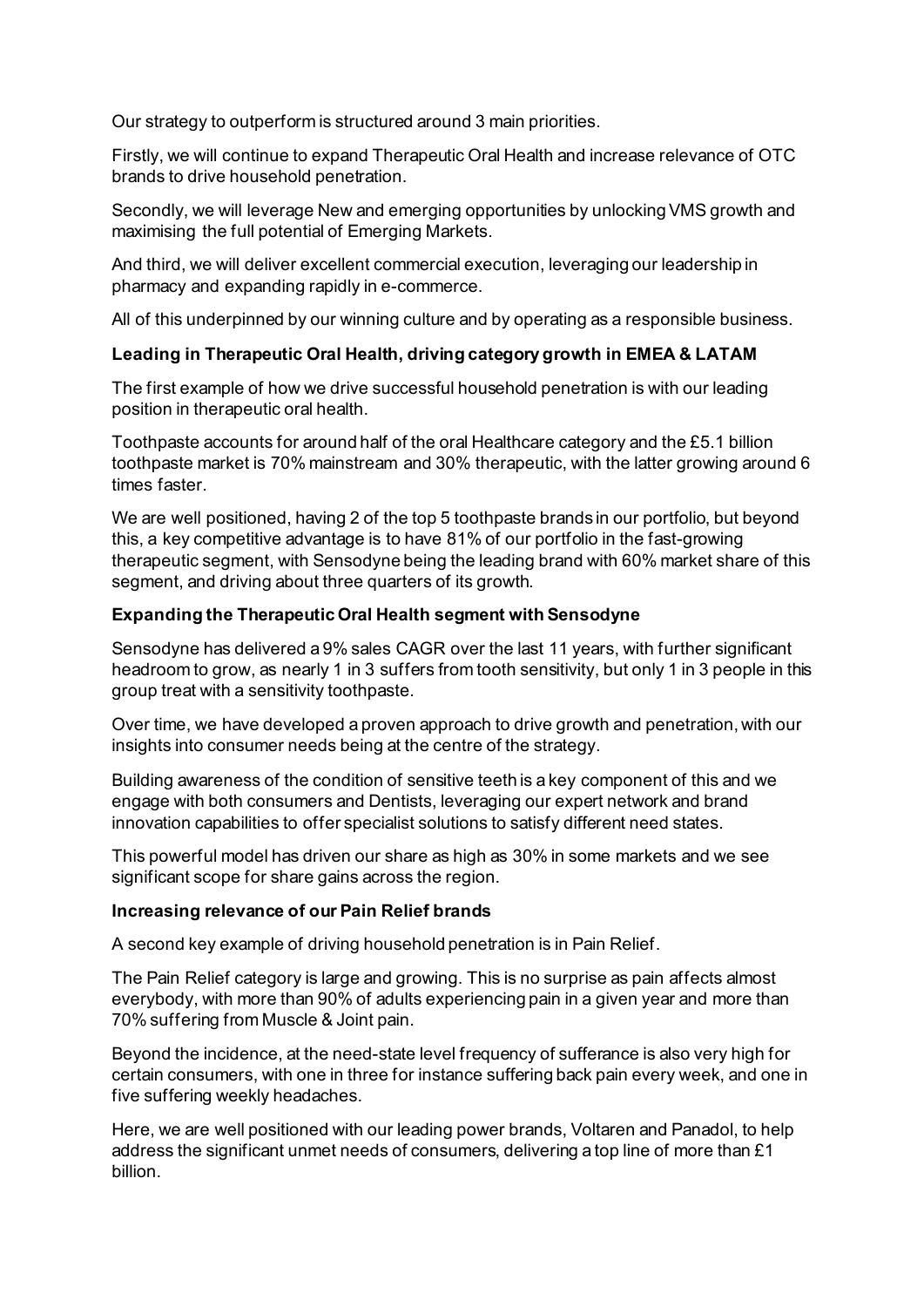Our strategy to outperform is structured around 3 main priorities.

Firstly, we will continue to expand Therapeutic Oral Health and increase relevance of OTC brands to drive household penetration.

Secondly, we will leverage New and emerging opportunities by unlocking VMS growth and maximising the full potential of Emerging Markets.

And third, we will deliver excellent commercial execution, leveraging our leadership in pharmacy and expanding rapidly in e-commerce.

All of this underpinned by our winning culture and by operating as a responsible business.

**Leading in Therapeutic Oral Health, driving category growth in EMEA & LATAM**

The first example of how we drive successful household penetration is with our leading position in therapeutic oral health.

Toothpaste accounts for around half of the oral Healthcare category and the £5.1 billion toothpaste market is 70% mainstream and 30% therapeutic, with the latter growing around 6 times faster.

We are well positioned, having 2 of the top 5 toothpaste brands in our portfolio, but beyond this, a key competitive advantage is to have 81% of our portfolio in the fast-growing therapeutic segment, with Sensodyne being the leading brand with 60% market share of this segment, and driving about three quarters of its growth.

**Expanding the Therapeutic Oral Health segment with Sensodyne**

Sensodyne has delivered a 9% sales CAGR over the last 11 years, with further significant headroom to grow, as nearly 1 in 3 suffers from tooth sensitivity, but only 1 in 3 people in this group treat with a sensitivity toothpaste.

Over time, we have developed a proven approach to drive growth and penetration, with our insights into consumer needs being at the centre of the strategy.

Building awareness of the condition of sensitive teeth is a key component of this and we engage with both consumers and Dentists, leveraging our expert network and brand innovation capabilities to offer specialist solutions to satisfy different need states.

This powerful model has driven our share as high as 30% in some markets and we see significant scope for share gains across the region.

**Increasing relevance of our Pain Relief brands**

A second key example of driving household penetration is in Pain Relief.

The Pain Relief category is large and growing. This is no surprise as pain affects almost everybody, with more than 90% of adults experiencing pain in a given year and more than 70% suffering from Muscle & Joint pain.

Beyond the incidence, at the need-state level frequency of sufferance is also very high for certain consumers, with one in three for instance suffering back pain every week, and one in five suffering weekly headaches.

Here, we are well positioned with our leading power brands, Voltaren and Panadol, to help address the significant unmet needs of consumers, delivering a top line of more than £1 billion.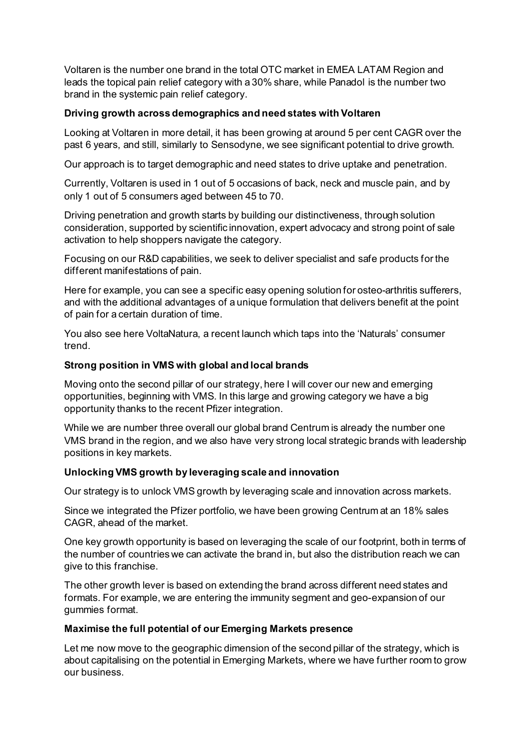Voltaren is the number one brand in the total OTC market in EMEA LATAM Region and leads the topical pain relief category with a 30% share, while Panadol is the number two brand in the systemic pain relief category.

**Driving growth across demographics and need states with Voltaren**

Looking at Voltaren in more detail, it has been growing at around 5 per cent CAGR over the past 6 years, and still, similarly to Sensodyne, we see significant potential to drive growth.

Our approach is to target demographic and need states to drive uptake and penetration.

Currently, Voltaren is used in 1 out of 5 occasions of back, neck and muscle pain, and by only 1 out of 5 consumers aged between 45 to 70.

Driving penetration and growth starts by building our distinctiveness, through solution consideration, supported by scientific innovation, expert advocacy and strong point of sale activation to help shoppers navigate the category.

Focusing on our R&D capabilities, we seek to deliver specialist and safe products for the different manifestations of pain.

Here for example, you can see a specific easy opening solution for osteo-arthritis sufferers, and with the additional advantages of a unique formulation that delivers benefit at the point of pain for a certain duration of time.

You also see here VoltaNatura, a recent launch which taps into the 'Naturals' consumer trend.

**Strong position in VMS with global and local brands**

Moving onto the second pillar of our strategy, here I will cover our new and emerging opportunities, beginning with VMS. In this large and growing category we have a big opportunity thanks to the recent Pfizer integration.

While we are number three overall our global brand Centrum is already the number one VMS brand in the region, and we also have very strong local strategic brands with leadership positions in key markets.

**Unlocking VMS growth by leveraging scale and innovation**

Our strategy is to unlock VMS growth by leveraging scale and innovation across markets.

Since we integrated the Pfizer portfolio, we have been growing Centrum at an 18% sales CAGR, ahead of the market.

One key growth opportunity is based on leveraging the scale of our footprint, both in terms of the number of countries we can activate the brand in, but also the distribution reach we can give to this franchise.

The other growth lever is based on extending the brand across different need states and formats. For example, we are entering the immunity segment and geo-expansion of our gummies format.

**Maximise the full potential of our Emerging Markets presence**

Let me now move to the geographic dimension of the second pillar of the strategy, which is about capitalising on the potential in Emerging Markets, where we have further room to grow our business.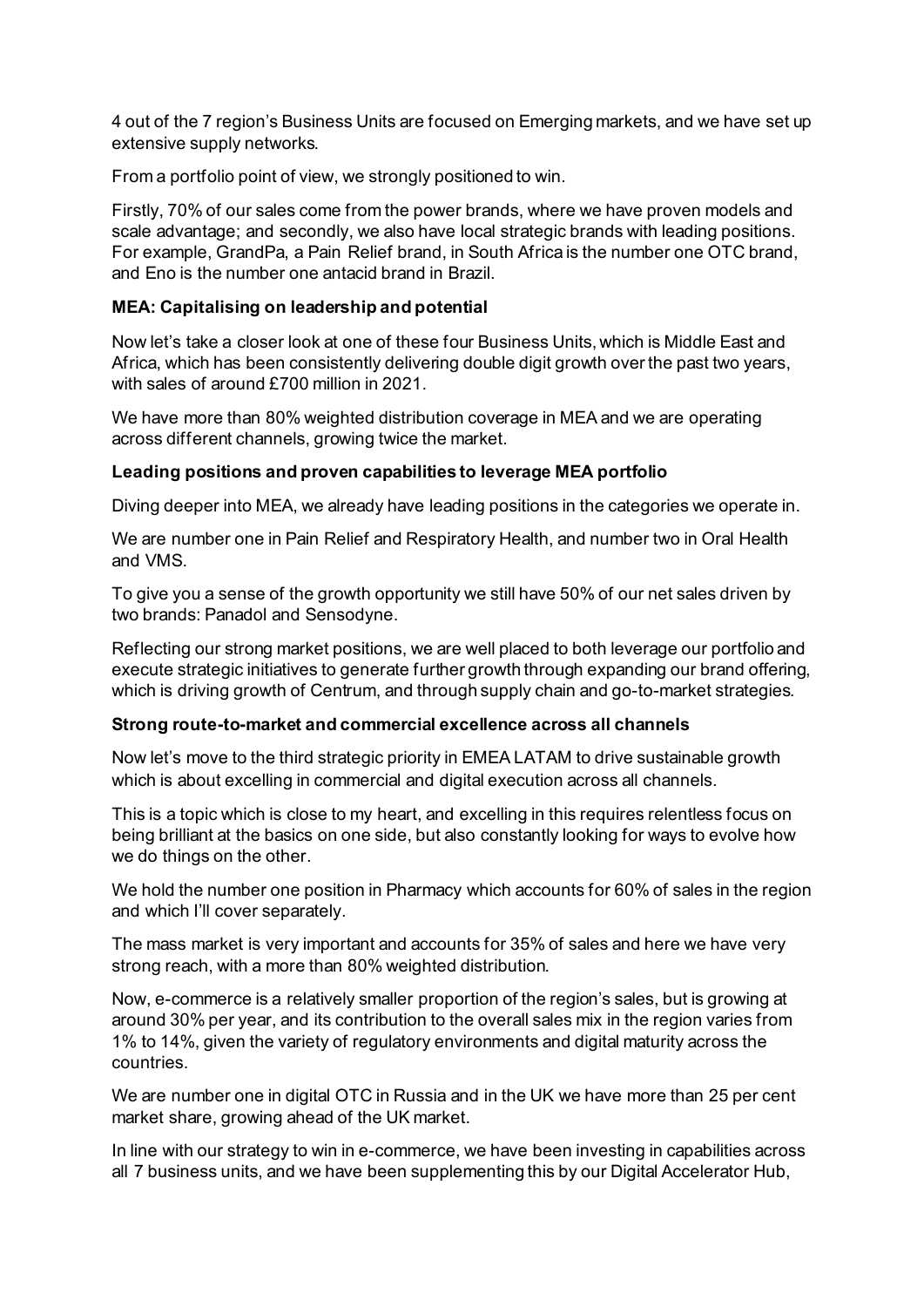4 out of the 7 region's Business Units are focused on Emerging markets, and we have set up extensive supply networks.

From a portfolio point of view, we strongly positioned to win.

Firstly, 70% of our sales come from the power brands, where we have proven models and scale advantage; and secondly, we also have local strategic brands with leading positions. For example, GrandPa, a Pain Relief brand, in South Africa is the number one OTC brand, and Eno is the number one antacid brand in Brazil.

**MEA: Capitalising on leadership and potential**

Now let's take a closer look at one of these four Business Units, which is Middle East and Africa, which has been consistently delivering double digit growth over the past two years, with sales of around £700 million in 2021.

We have more than 80% weighted distribution coverage in MEA and we are operating across different channels, growing twice the market.

**Leading positions and proven capabilities to leverage MEA portfolio**

Diving deeper into MEA, we already have leading positions in the categories we operate in.

We are number one in Pain Relief and Respiratory Health, and number two in Oral Health and VMS.

To give you a sense of the growth opportunity we still have 50% of our net sales driven by two brands: Panadol and Sensodyne.

Reflecting our strong market positions, we are well placed to both leverage our portfolio and execute strategic initiatives to generate further growth through expanding our brand offering, which is driving growth of Centrum, and through supply chain and go-to-market strategies.

**Strong route-to-market and commercial excellence across all channels**

Now let's move to the third strategic priority in EMEA LATAM to drive sustainable growth which is about excelling in commercial and digital execution across all channels.

This is a topic which is close to my heart, and excelling in this requires relentless focus on being brilliant at the basics on one side, but also constantly looking for ways to evolve how we do things on the other.

We hold the number one position in Pharmacy which accounts for 60% of sales in the region and which I'll cover separately.

The mass market is very important and accounts for 35% of sales and here we have very strong reach, with a more than 80% weighted distribution.

Now, e-commerce is a relatively smaller proportion of the region's sales, but is growing at around 30% per year, and its contribution to the overall sales mix in the region varies from 1% to 14%, given the variety of regulatory environments and digital maturity across the countries.

We are number one in digital OTC in Russia and in the UK we have more than 25 per cent market share, growing ahead of the UK market.

In line with our strategy to win in e-commerce, we have been investing in capabilities across all 7 business units, and we have been supplementing this by our Digital Accelerator Hub,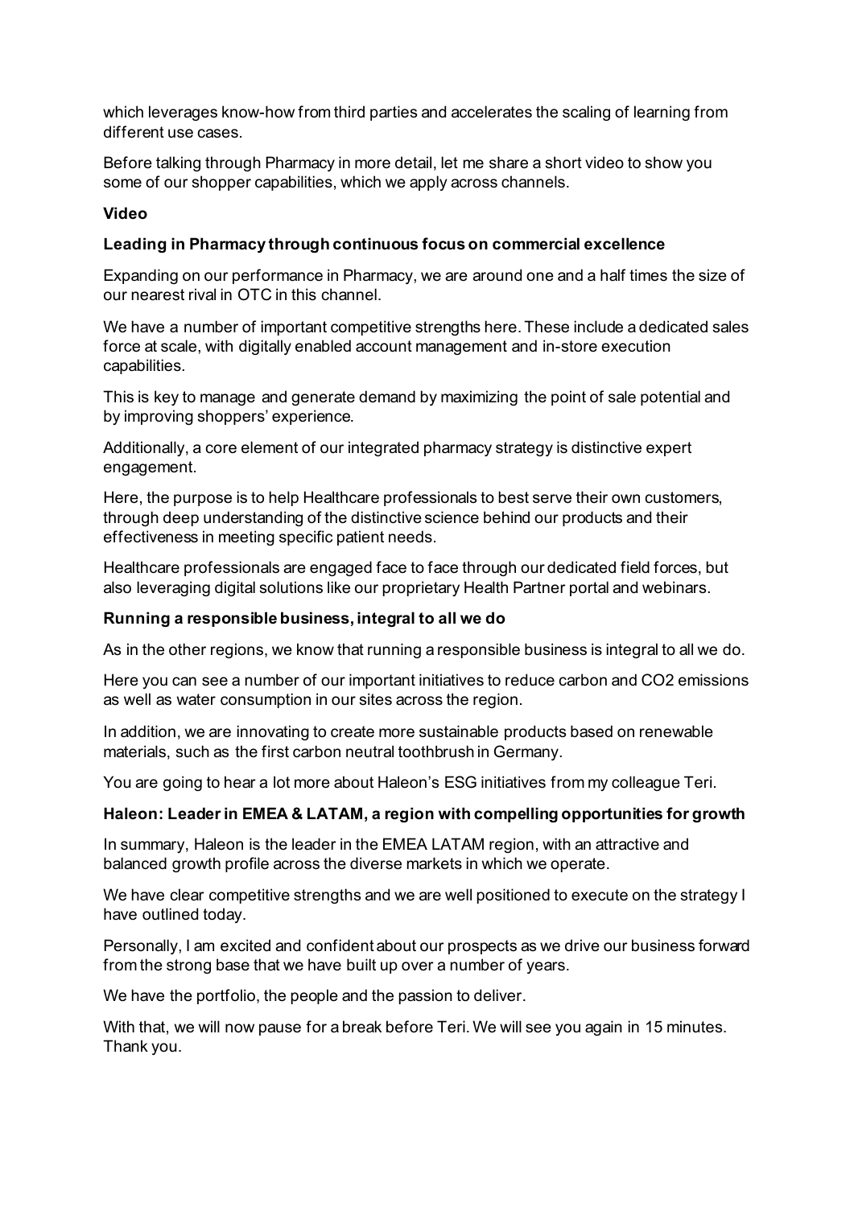which leverages know-how from third parties and accelerates the scaling of learning from different use cases.

Before talking through Pharmacy in more detail, let me share a short video to show you some of our shopper capabilities, which we apply across channels.

**Video**

**Leading in Pharmacy through continuous focus on commercial excellence**

Expanding on our performance in Pharmacy, we are around one and a half times the size of our nearest rival in OTC in this channel.

We have a number of important competitive strengths here. These include a dedicated sales force at scale, with digitally enabled account management and in-store execution capabilities.

This is key to manage and generate demand by maximizing the point of sale potential and by improving shoppers' experience.

Additionally, a core element of our integrated pharmacy strategy is distinctive expert engagement.

Here, the purpose is to help Healthcare professionals to best serve their own customers, through deep understanding of the distinctive science behind our products and their effectiveness in meeting specific patient needs.

Healthcare professionals are engaged face to face through our dedicated field forces, but also leveraging digital solutions like our proprietary Health Partner portal and webinars.

**Running a responsible business, integral to all we do**

As in the other regions, we know that running a responsible business is integral to all we do.

Here you can see a number of our important initiatives to reduce carbon and $CO_2$ emissions as well as water consumption in our sites across the region.

In addition, we are innovating to create more sustainable products based on renewable materials, such as the first carbon neutral toothbrush in Germany.

You are going to hear a lot more about Haleon's ESG initiatives from my colleague Teri.

**Haleon: Leader in EMEA & LATAM, a region with compelling opportunities for growth**

In summary, Haleon is the leader in the EMEA LATAM region, with an attractive and balanced growth profile across the diverse markets in which we operate.

We have clear competitive strengths and we are well positioned to execute on the strategy I have outlined today.

Personally, I am excited and confident about our prospects as we drive our business forward from the strong base that we have built up over a number of years.

We have the portfolio, the people and the passion to deliver.

With that, we will now pause for a break before Teri. We will see you again in 15 minutes. Thank you.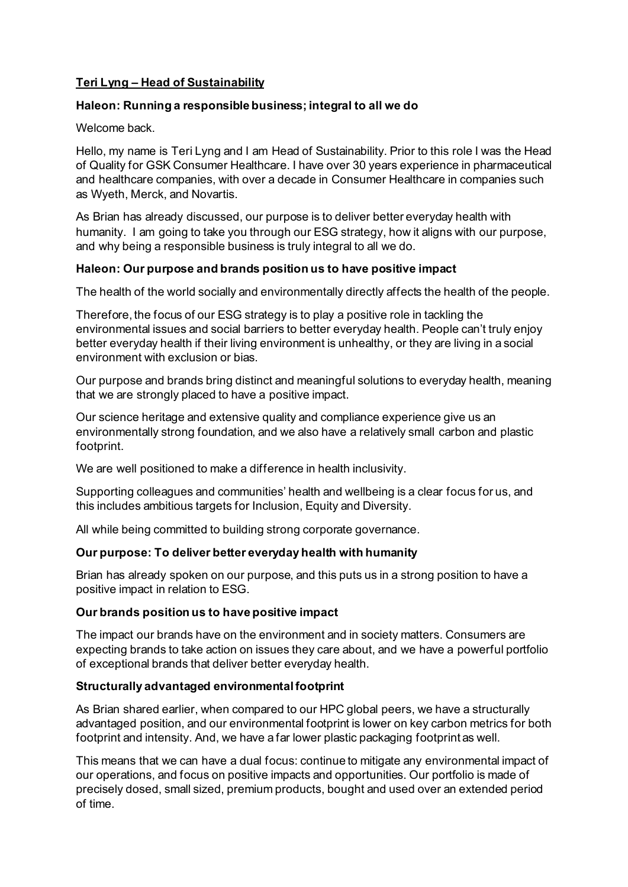**<u>Teri Lyng – Head of Sustainability</u>**

**Haleon: Running a responsible business; integral to all we do**

Welcome back.

Hello, my name is Teri Lyng and I am Head of Sustainability. Prior to this role I was the Head of Quality for GSK Consumer Healthcare. I have over 30 years experience in pharmaceutical and healthcare companies, with over a decade in Consumer Healthcare in companies such as Wyeth, Merck, and Novartis.

As Brian has already discussed, our purpose is to deliver better everyday health with humanity. I am going to take you through our ESG strategy, how it aligns with our purpose, and why being a responsible business is truly integral to all we do.

**Haleon: Our purpose and brands position us to have positive impact**

The health of the world socially and environmentally directly affects the health of the people.

Therefore, the focus of our ESG strategy is to play a positive role in tackling the environmental issues and social barriers to better everyday health. People can't truly enjoy better everyday health if their living environment is unhealthy, or they are living in a social environment with exclusion or bias.

Our purpose and brands bring distinct and meaningful solutions to everyday health, meaning that we are strongly placed to have a positive impact.

Our science heritage and extensive quality and compliance experience give us an environmentally strong foundation, and we also have a relatively small carbon and plastic footprint.

We are well positioned to make a difference in health inclusivity.

Supporting colleagues and communities' health and wellbeing is a clear focus for us, and this includes ambitious targets for Inclusion, Equity and Diversity.

All while being committed to building strong corporate governance.

**Our purpose: To deliver better everyday health with humanity**

Brian has already spoken on our purpose, and this puts us in a strong position to have a positive impact in relation to ESG.

**Our brands position us to have positive impact**

The impact our brands have on the environment and in society matters. Consumers are expecting brands to take action on issues they care about, and we have a powerful portfolio of exceptional brands that deliver better everyday health.

**Structurally advantaged environmental footprint**

As Brian shared earlier, when compared to our HPC global peers, we have a structurally advantaged position, and our environmental footprint is lower on key carbon metrics for both footprint and intensity. And, we have a far lower plastic packaging footprint as well.

This means that we can have a dual focus: continue to mitigate any environmental impact of our operations, and focus on positive impacts and opportunities. Our portfolio is made of precisely dosed, small sized, premium products, bought and used over an extended period of time.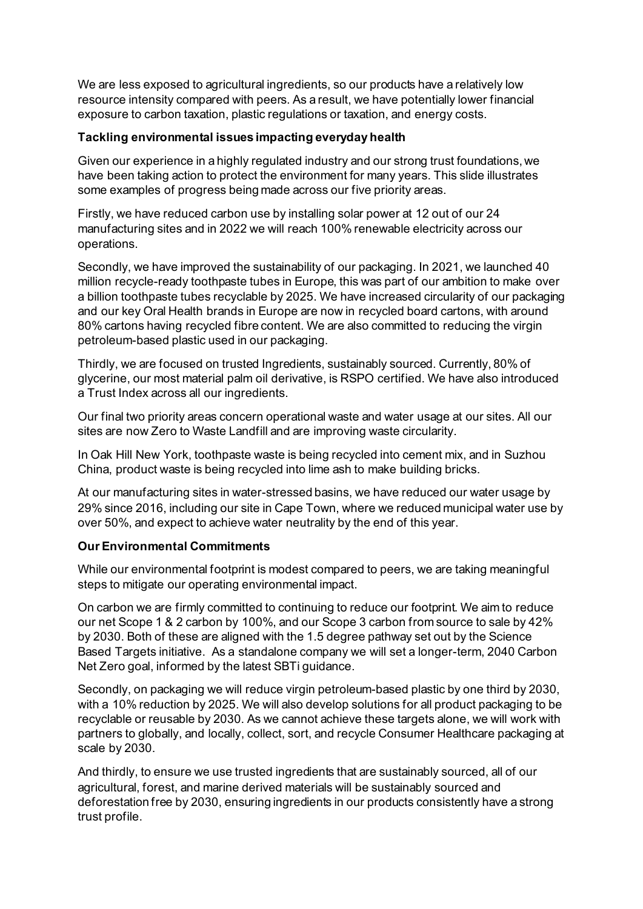We are less exposed to agricultural ingredients, so our products have a relatively low resource intensity compared with peers. As a result, we have potentially lower financial exposure to carbon taxation, plastic regulations or taxation, and energy costs.

**Tackling environmental issues impacting everyday health**

Given our experience in a highly regulated industry and our strong trust foundations, we have been taking action to protect the environment for many years. This slide illustrates some examples of progress being made across our five priority areas.

Firstly, we have reduced carbon use by installing solar power at 12 out of our 24 manufacturing sites and in 2022 we will reach 100% renewable electricity across our operations.

Secondly, we have improved the sustainability of our packaging. In 2021, we launched 40 million recycle-ready toothpaste tubes in Europe, this was part of our ambition to make over a billion toothpaste tubes recyclable by 2025. We have increased circularity of our packaging and our key Oral Health brands in Europe are now in recycled board cartons, with around 80% cartons having recycled fibre content. We are also committed to reducing the virgin petroleum-based plastic used in our packaging.

Thirdly, we are focused on trusted Ingredients, sustainably sourced. Currently, 80% of glycerine, our most material palm oil derivative, is RSPO certified. We have also introduced a Trust Index across all our ingredients.

Our final two priority areas concern operational waste and water usage at our sites. All our sites are now Zero to Waste Landfill and are improving waste circularity.

In Oak Hill New York, toothpaste waste is being recycled into cement mix, and in Suzhou China, product waste is being recycled into lime ash to make building bricks.

At our manufacturing sites in water-stressed basins, we have reduced our water usage by 29% since 2016, including our site in Cape Town, where we reduced municipal water use by over 50%, and expect to achieve water neutrality by the end of this year.

**Our Environmental Commitments**

While our environmental footprint is modest compared to peers, we are taking meaningful steps to mitigate our operating environmental impact.

On carbon we are firmly committed to continuing to reduce our footprint. We aim to reduce our net Scope 1 & 2 carbon by 100%, and our Scope 3 carbon from source to sale by 42% by 2030. Both of these are aligned with the 1.5 degree pathway set out by the Science Based Targets initiative. As a standalone company we will set a longer-term, 2040 Carbon Net Zero goal, informed by the latest SBTi guidance.

Secondly, on packaging we will reduce virgin petroleum-based plastic by one third by 2030, with a 10% reduction by 2025. We will also develop solutions for all product packaging to be recyclable or reusable by 2030. As we cannot achieve these targets alone, we will work with partners to globally, and locally, collect, sort, and recycle Consumer Healthcare packaging at scale by 2030.

And thirdly, to ensure we use trusted ingredients that are sustainably sourced, all of our agricultural, forest, and marine derived materials will be sustainably sourced and deforestation free by 2030, ensuring ingredients in our products consistently have a strong trust profile.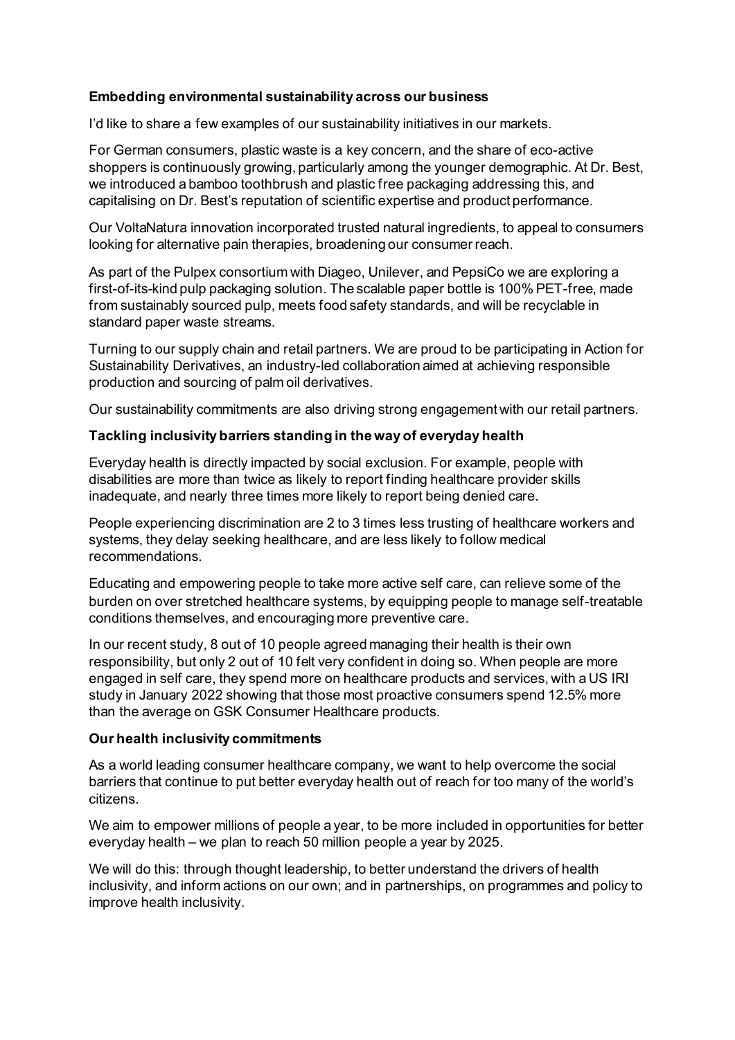**Embedding environmental sustainability across our business**

I'd like to share a few examples of our sustainability initiatives in our markets.

For German consumers, plastic waste is a key concern, and the share of eco-active shoppers is continuously growing, particularly among the younger demographic. At Dr. Best, we introduced a bamboo toothbrush and plastic free packaging addressing this, and capitalising on Dr. Best's reputation of scientific expertise and product performance.

Our VoltaNatura innovation incorporated trusted natural ingredients, to appeal to consumers looking for alternative pain therapies, broadening our consumer reach.

As part of the Pulpex consortium with Diageo, Unilever, and PepsiCo we are exploring a first-of-its-kind pulp packaging solution. The scalable paper bottle is 100% PET-free, made from sustainably sourced pulp, meets food safety standards, and will be recyclable in standard paper waste streams.

Turning to our supply chain and retail partners. We are proud to be participating in Action for Sustainability Derivatives, an industry-led collaboration aimed at achieving responsible production and sourcing of palm oil derivatives.

Our sustainability commitments are also driving strong engagement with our retail partners.

**Tackling inclusivity barriers standing in the way of everyday health**

Everyday health is directly impacted by social exclusion. For example, people with disabilities are more than twice as likely to report finding healthcare provider skills inadequate, and nearly three times more likely to report being denied care.

People experiencing discrimination are 2 to 3 times less trusting of healthcare workers and systems, they delay seeking healthcare, and are less likely to follow medical recommendations.

Educating and empowering people to take more active self care, can relieve some of the burden on over stretched healthcare systems, by equipping people to manage self-treatable conditions themselves, and encouraging more preventive care.

In our recent study, 8 out of 10 people agreed managing their health is their own responsibility, but only 2 out of 10 felt very confident in doing so. When people are more engaged in self care, they spend more on healthcare products and services, with a US IRI study in January 2022 showing that those most proactive consumers spend 12.5% more than the average on GSK Consumer Healthcare products.

**Our health inclusivity commitments**

As a world leading consumer healthcare company, we want to help overcome the social barriers that continue to put better everyday health out of reach for too many of the world's citizens.

We aim to empower millions of people a year, to be more included in opportunities for better everyday health – we plan to reach 50 million people a year by 2025.

We will do this: through thought leadership, to better understand the drivers of health inclusivity, and inform actions on our own; and in partnerships, on programmes and policy to improve health inclusivity.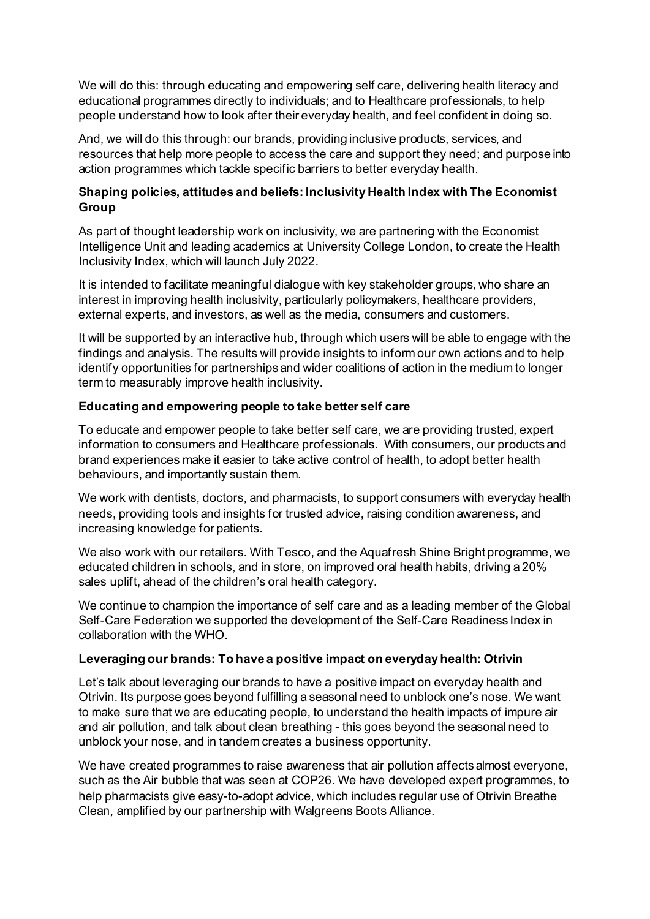We will do this: through educating and empowering self care, delivering health literacy and educational programmes directly to individuals; and to Healthcare professionals, to help people understand how to look after their everyday health, and feel confident in doing so.

And, we will do this through: our brands, providing inclusive products, services, and resources that help more people to access the care and support they need; and purpose into action programmes which tackle specific barriers to better everyday health.

**Shaping policies, attitudes and beliefs: Inclusivity Health Index with The Economist Group**

As part of thought leadership work on inclusivity, we are partnering with the Economist Intelligence Unit and leading academics at University College London, to create the Health Inclusivity Index, which will launch July 2022.

It is intended to facilitate meaningful dialogue with key stakeholder groups, who share an interest in improving health inclusivity, particularly policymakers, healthcare providers, external experts, and investors, as well as the media, consumers and customers.

It will be supported by an interactive hub, through which users will be able to engage with the findings and analysis. The results will provide insights to inform our own actions and to help identify opportunities for partnerships and wider coalitions of action in the medium to longer term to measurably improve health inclusivity.

**Educating and empowering people to take better self care**

To educate and empower people to take better self care, we are providing trusted, expert information to consumers and Healthcare professionals. With consumers, our products and brand experiences make it easier to take active control of health, to adopt better health behaviours, and importantly sustain them.

We work with dentists, doctors, and pharmacists, to support consumers with everyday health needs, providing tools and insights for trusted advice, raising condition awareness, and increasing knowledge for patients.

We also work with our retailers. With Tesco, and the Aquafresh Shine Bright programme, we educated children in schools, and in store, on improved oral health habits, driving a 20% sales uplift, ahead of the children's oral health category.

We continue to champion the importance of self care and as a leading member of the Global Self-Care Federation we supported the development of the Self-Care Readiness Index in collaboration with the WHO.

**Leveraging our brands: To have a positive impact on everyday health: Otrivin**

Let's talk about leveraging our brands to have a positive impact on everyday health and Otrivin. Its purpose goes beyond fulfilling a seasonal need to unblock one's nose. We want to make sure that we are educating people, to understand the health impacts of impure air and air pollution, and talk about clean breathing - this goes beyond the seasonal need to unblock your nose, and in tandem creates a business opportunity.

We have created programmes to raise awareness that air pollution affects almost everyone, such as the Air bubble that was seen at COP26. We have developed expert programmes, to help pharmacists give easy-to-adopt advice, which includes regular use of Otrivin Breathe Clean, amplified by our partnership with Walgreens Boots Alliance.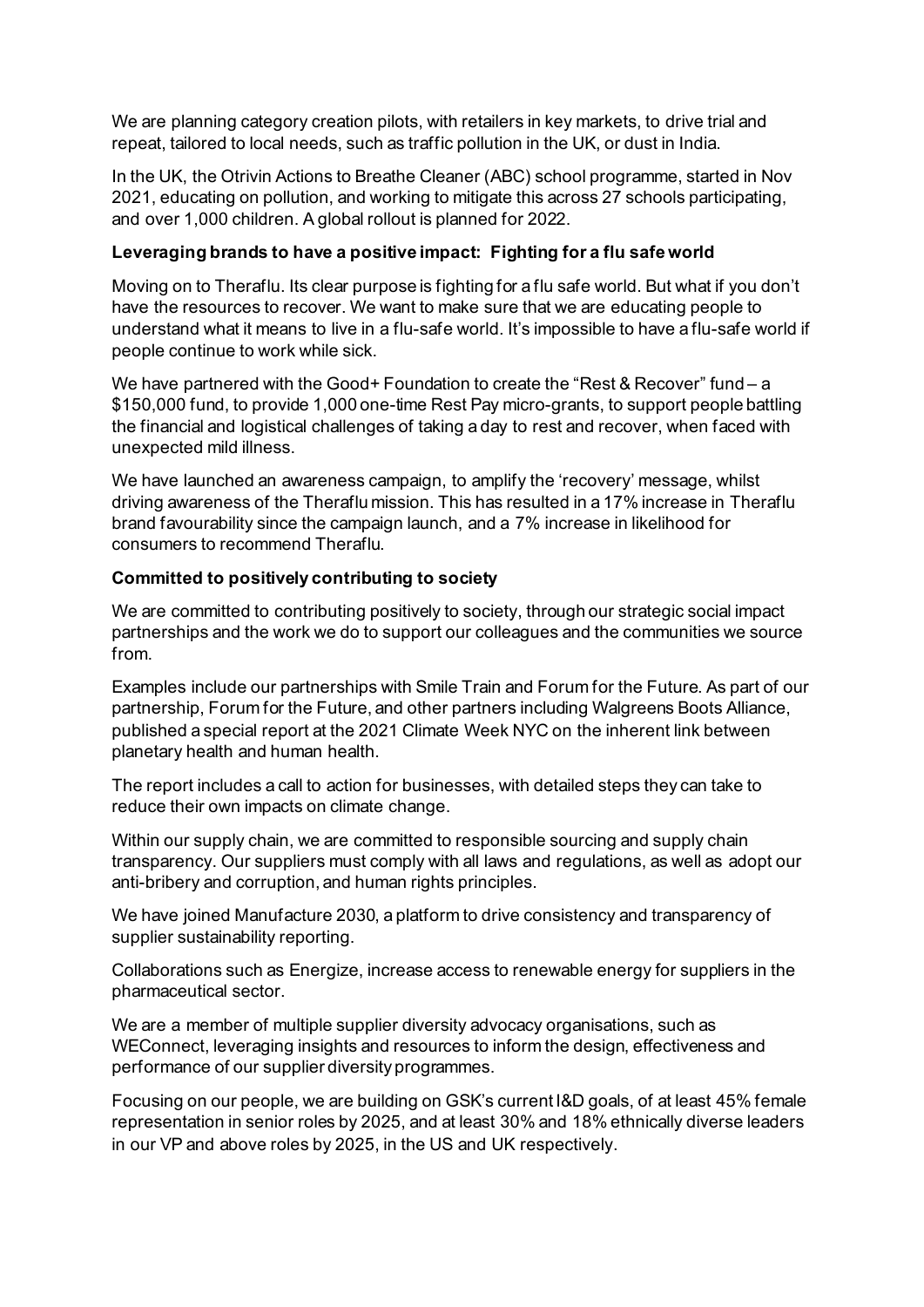We are planning category creation pilots, with retailers in key markets, to drive trial and repeat, tailored to local needs, such as traffic pollution in the UK, or dust in India.

In the UK, the Otrivin Actions to Breathe Cleaner (ABC) school programme, started in Nov 2021, educating on pollution, and working to mitigate this across 27 schools participating, and over 1,000 children. A global rollout is planned for 2022.

**Leveraging brands to have a positive impact: Fighting for a flu safe world**

Moving on to Theraflu. Its clear purpose is fighting for a flu safe world. But what if you don't have the resources to recover. We want to make sure that we are educating people to understand what it means to live in a flu-safe world. It's impossible to have a flu-safe world if people continue to work while sick.

We have partnered with the Good+ Foundation to create the "Rest & Recover" fund – a $150,000 fund, to provide 1,000 one-time Rest Pay micro-grants, to support people battling the financial and logistical challenges of taking a day to rest and recover, when faced with unexpected mild illness.

We have launched an awareness campaign, to amplify the 'recovery' message, whilst driving awareness of the Theraflu mission. This has resulted in a 17% increase in Theraflu brand favourability since the campaign launch, and a 7% increase in likelihood for consumers to recommend Theraflu.

**Committed to positively contributing to society**

We are committed to contributing positively to society, through our strategic social impact partnerships and the work we do to support our colleagues and the communities we source from.

Examples include our partnerships with Smile Train and Forum for the Future. As part of our partnership, Forum for the Future, and other partners including Walgreens Boots Alliance, published a special report at the 2021 Climate Week NYC on the inherent link between planetary health and human health.

The report includes a call to action for businesses, with detailed steps they can take to reduce their own impacts on climate change.

Within our supply chain, we are committed to responsible sourcing and supply chain transparency. Our suppliers must comply with all laws and regulations, as well as adopt our anti-bribery and corruption, and human rights principles.

We have joined Manufacture 2030, a platform to drive consistency and transparency of supplier sustainability reporting.

Collaborations such as Energize, increase access to renewable energy for suppliers in the pharmaceutical sector.

We are a member of multiple supplier diversity advocacy organisations, such as WEConnect, leveraging insights and resources to inform the design, effectiveness and performance of our supplier diversity programmes.

Focusing on our people, we are building on GSK's current I&D goals, of at least 45% female representation in senior roles by 2025, and at least 30% and 18% ethnically diverse leaders in our VP and above roles by 2025, in the US and UK respectively.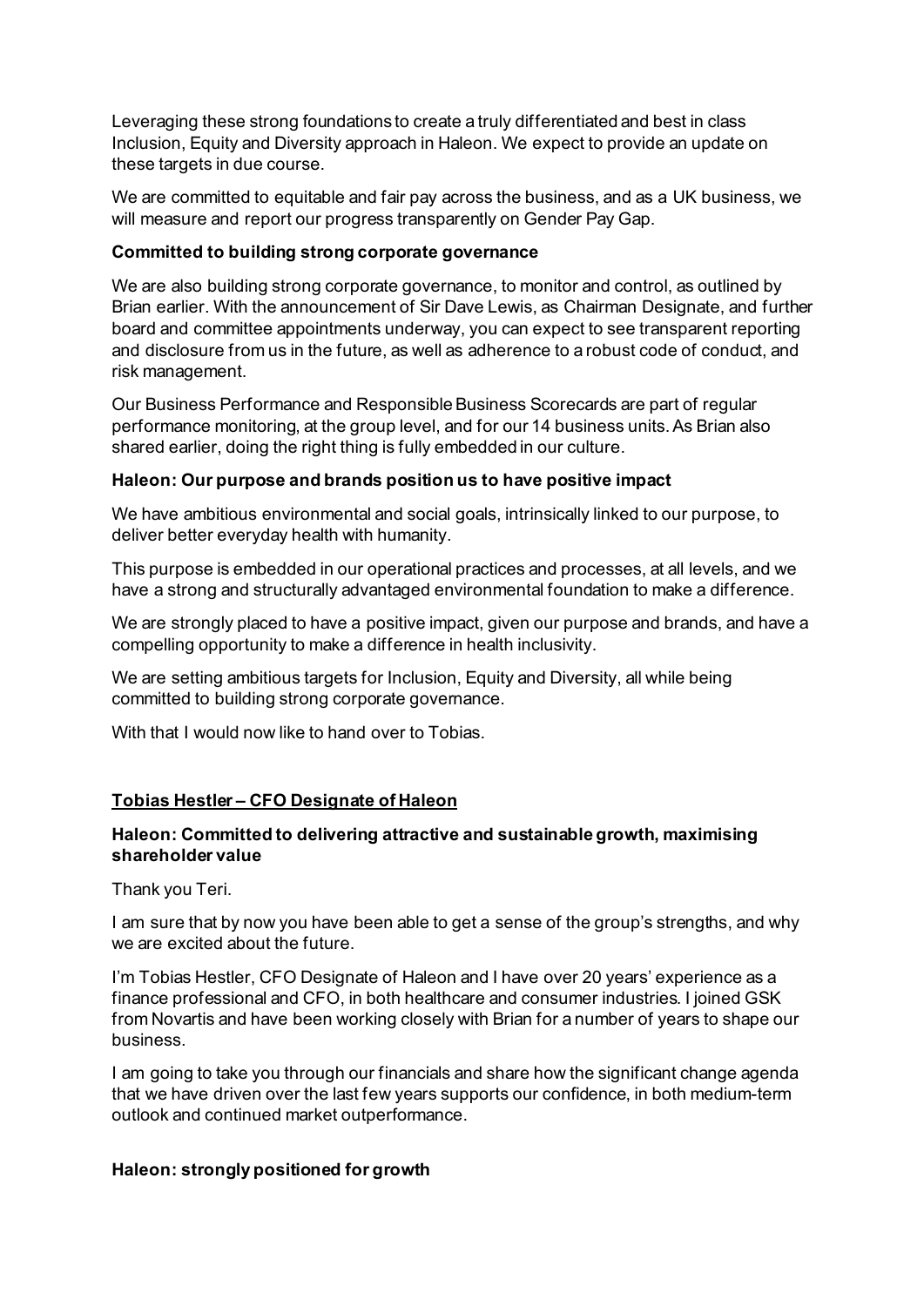Leveraging these strong foundations to create a truly differentiated and best in class Inclusion, Equity and Diversity approach in Haleon. We expect to provide an update on these targets in due course.

We are committed to equitable and fair pay across the business, and as a UK business, we will measure and report our progress transparently on Gender Pay Gap.

**Committed to building strong corporate governance**

We are also building strong corporate governance, to monitor and control, as outlined by Brian earlier. With the announcement of Sir Dave Lewis, as Chairman Designate, and further board and committee appointments underway, you can expect to see transparent reporting and disclosure from us in the future, as well as adherence to a robust code of conduct, and risk management.

Our Business Performance and Responsible Business Scorecards are part of regular performance monitoring, at the group level, and for our 14 business units. As Brian also shared earlier, doing the right thing is fully embedded in our culture.

**Haleon: Our purpose and brands position us to have positive impact**

We have ambitious environmental and social goals, intrinsically linked to our purpose, to deliver better everyday health with humanity.

This purpose is embedded in our operational practices and processes, at all levels, and we have a strong and structurally advantaged environmental foundation to make a difference.

We are strongly placed to have a positive impact, given our purpose and brands, and have a compelling opportunity to make a difference in health inclusivity.

We are setting ambitious targets for Inclusion, Equity and Diversity, all while being committed to building strong corporate governance.

With that I would now like to hand over to Tobias.

## Tobias Hestler – CFO Designate of Haleon

**Haleon: Committed to delivering attractive and sustainable growth, maximising shareholder value**

Thank you Teri.

I am sure that by now you have been able to get a sense of the group's strengths, and why we are excited about the future.

I'm Tobias Hestler, CFO Designate of Haleon and I have over 20 years' experience as a finance professional and CFO, in both healthcare and consumer industries. I joined GSK from Novartis and have been working closely with Brian for a number of years to shape our business.

I am going to take you through our financials and share how the significant change agenda that we have driven over the last few years supports our confidence, in both medium-term outlook and continued market outperformance.

**Haleon: strongly positioned for growth**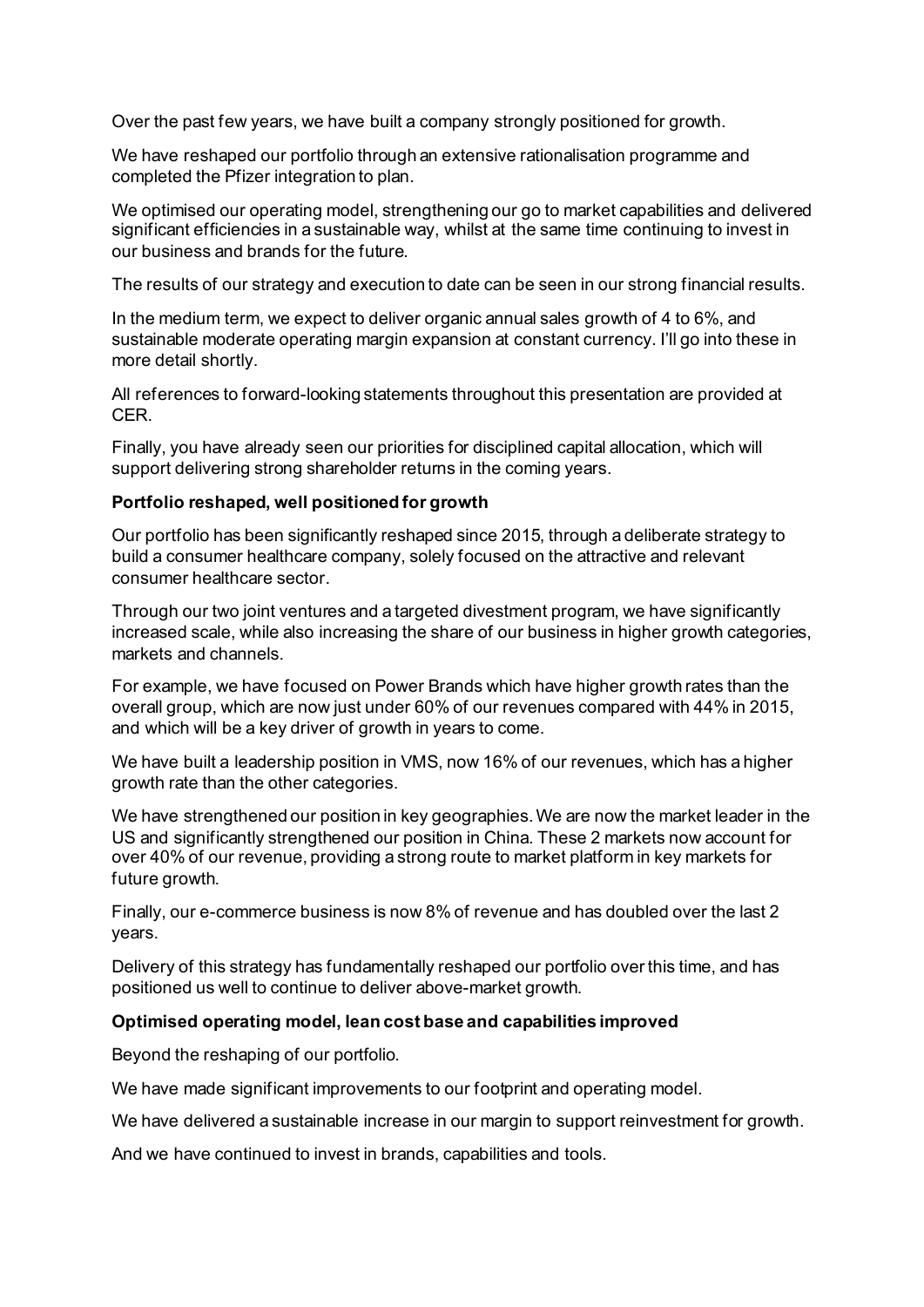Over the past few years, we have built a company strongly positioned for growth.

We have reshaped our portfolio through an extensive rationalisation programme and completed the Pfizer integration to plan.

We optimised our operating model, strengthening our go to market capabilities and delivered significant efficiencies in a sustainable way, whilst at the same time continuing to invest in our business and brands for the future.

The results of our strategy and execution to date can be seen in our strong financial results.

In the medium term, we expect to deliver organic annual sales growth of 4 to 6%, and sustainable moderate operating margin expansion at constant currency. I'll go into these in more detail shortly.

All references to forward-looking statements throughout this presentation are provided at CER.

Finally, you have already seen our priorities for disciplined capital allocation, which will support delivering strong shareholder returns in the coming years.

**Portfolio reshaped, well positioned for growth**

Our portfolio has been significantly reshaped since 2015, through a deliberate strategy to build a consumer healthcare company, solely focused on the attractive and relevant consumer healthcare sector.

Through our two joint ventures and a targeted divestment program, we have significantly increased scale, while also increasing the share of our business in higher growth categories, markets and channels.

For example, we have focused on Power Brands which have higher growth rates than the overall group, which are now just under 60% of our revenues compared with 44% in 2015, and which will be a key driver of growth in years to come.

We have built a leadership position in VMS, now 16% of our revenues, which has a higher growth rate than the other categories.

We have strengthened our position in key geographies. We are now the market leader in the US and significantly strengthened our position in China. These 2 markets now account for over 40% of our revenue, providing a strong route to market platform in key markets for future growth.

Finally, our e-commerce business is now 8% of revenue and has doubled over the last 2 years.

Delivery of this strategy has fundamentally reshaped our portfolio over this time, and has positioned us well to continue to deliver above-market growth.

**Optimised operating model, lean cost base and capabilities improved**

Beyond the reshaping of our portfolio.

We have made significant improvements to our footprint and operating model.

We have delivered a sustainable increase in our margin to support reinvestment for growth.

And we have continued to invest in brands, capabilities and tools.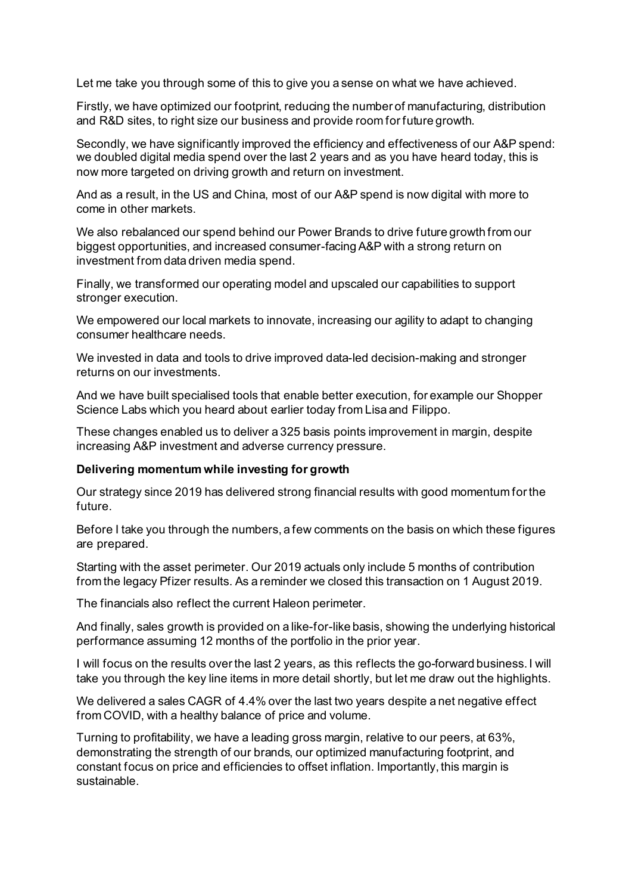Let me take you through some of this to give you a sense on what we have achieved.

Firstly, we have optimized our footprint, reducing the number of manufacturing, distribution and R&D sites, to right size our business and provide room for future growth.

Secondly, we have significantly improved the efficiency and effectiveness of our A&P spend: we doubled digital media spend over the last 2 years and as you have heard today, this is now more targeted on driving growth and return on investment.

And as a result, in the US and China, most of our A&P spend is now digital with more to come in other markets.

We also rebalanced our spend behind our Power Brands to drive future growth from our biggest opportunities, and increased consumer-facing A&P with a strong return on investment from data driven media spend.

Finally, we transformed our operating model and upscaled our capabilities to support stronger execution.

We empowered our local markets to innovate, increasing our agility to adapt to changing consumer healthcare needs.

We invested in data and tools to drive improved data-led decision-making and stronger returns on our investments.

And we have built specialised tools that enable better execution, for example our Shopper Science Labs which you heard about earlier today from Lisa and Filippo.

These changes enabled us to deliver a 325 basis points improvement in margin, despite increasing A&P investment and adverse currency pressure.

**Delivering momentum while investing for growth**

Our strategy since 2019 has delivered strong financial results with good momentum for the future.

Before I take you through the numbers, a few comments on the basis on which these figures are prepared.

Starting with the asset perimeter. Our 2019 actuals only include 5 months of contribution from the legacy Pfizer results. As a reminder we closed this transaction on 1 August 2019.

The financials also reflect the current Haleon perimeter.

And finally, sales growth is provided on a like-for-like basis, showing the underlying historical performance assuming 12 months of the portfolio in the prior year.

I will focus on the results over the last 2 years, as this reflects the go-forward business. I will take you through the key line items in more detail shortly, but let me draw out the highlights.

We delivered a sales CAGR of 4.4% over the last two years despite a net negative effect from COVID, with a healthy balance of price and volume.

Turning to profitability, we have a leading gross margin, relative to our peers, at 63%, demonstrating the strength of our brands, our optimized manufacturing footprint, and constant focus on price and efficiencies to offset inflation. Importantly, this margin is sustainable.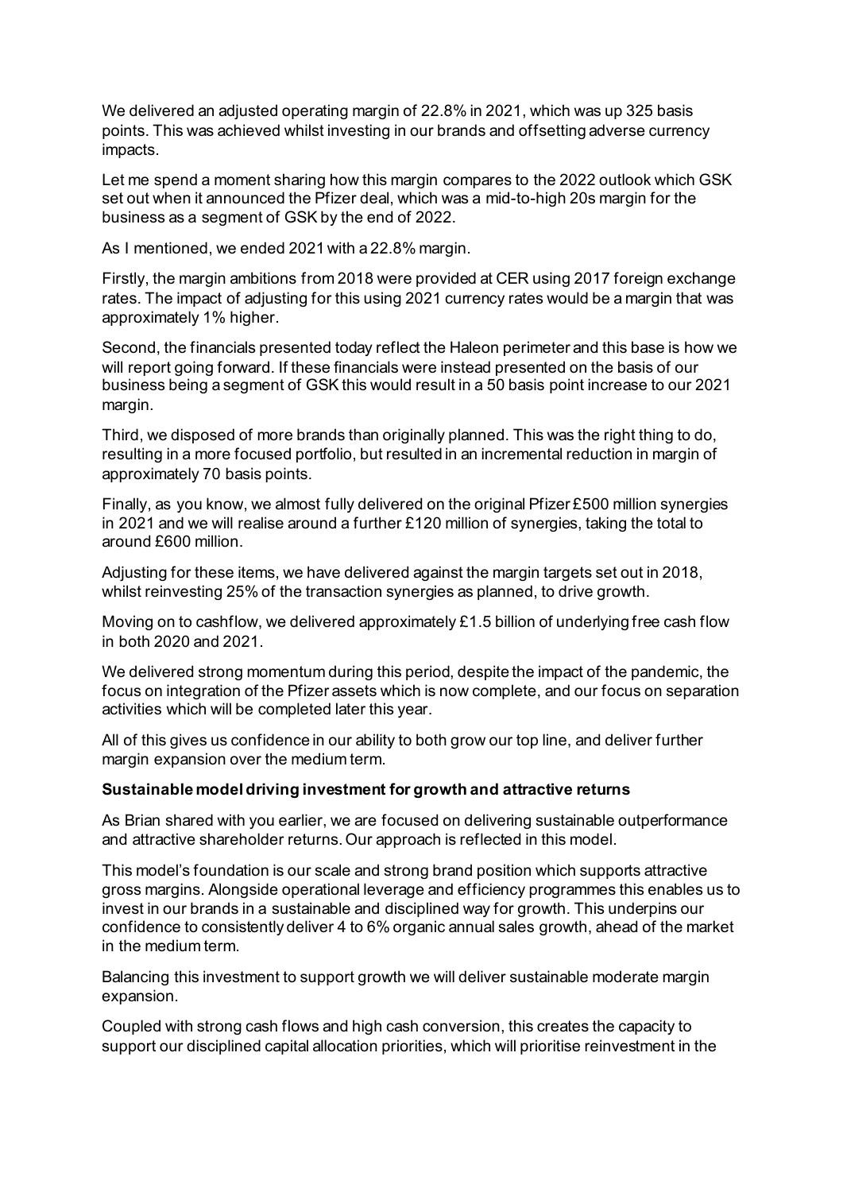We delivered an adjusted operating margin of 22.8% in 2021, which was up 325 basis points. This was achieved whilst investing in our brands and offsetting adverse currency impacts.

Let me spend a moment sharing how this margin compares to the 2022 outlook which GSK set out when it announced the Pfizer deal, which was a mid-to-high 20s margin for the business as a segment of GSK by the end of 2022.

As I mentioned, we ended 2021 with a 22.8% margin.

Firstly, the margin ambitions from 2018 were provided at CER using 2017 foreign exchange rates. The impact of adjusting for this using 2021 currency rates would be a margin that was approximately 1% higher.

Second, the financials presented today reflect the Haleon perimeter and this base is how we will report going forward. If these financials were instead presented on the basis of our business being a segment of GSK this would result in a 50 basis point increase to our 2021 margin.

Third, we disposed of more brands than originally planned. This was the right thing to do, resulting in a more focused portfolio, but resulted in an incremental reduction in margin of approximately 70 basis points.

Finally, as you know, we almost fully delivered on the original Pfizer £500 million synergies in 2021 and we will realise around a further £120 million of synergies, taking the total to around £600 million.

Adjusting for these items, we have delivered against the margin targets set out in 2018, whilst reinvesting 25% of the transaction synergies as planned, to drive growth.

Moving on to cashflow, we delivered approximately £1.5 billion of underlying free cash flow in both 2020 and 2021.

We delivered strong momentum during this period, despite the impact of the pandemic, the focus on integration of the Pfizer assets which is now complete, and our focus on separation activities which will be completed later this year.

All of this gives us confidence in our ability to both grow our top line, and deliver further margin expansion over the medium term.

**Sustainable model driving investment for growth and attractive returns**

As Brian shared with you earlier, we are focused on delivering sustainable outperformance and attractive shareholder returns. Our approach is reflected in this model.

This model's foundation is our scale and strong brand position which supports attractive gross margins. Alongside operational leverage and efficiency programmes this enables us to invest in our brands in a sustainable and disciplined way for growth. This underpins our confidence to consistently deliver 4 to 6% organic annual sales growth, ahead of the market in the medium term.

Balancing this investment to support growth we will deliver sustainable moderate margin expansion.

Coupled with strong cash flows and high cash conversion, this creates the capacity to support our disciplined capital allocation priorities, which will prioritise reinvestment in the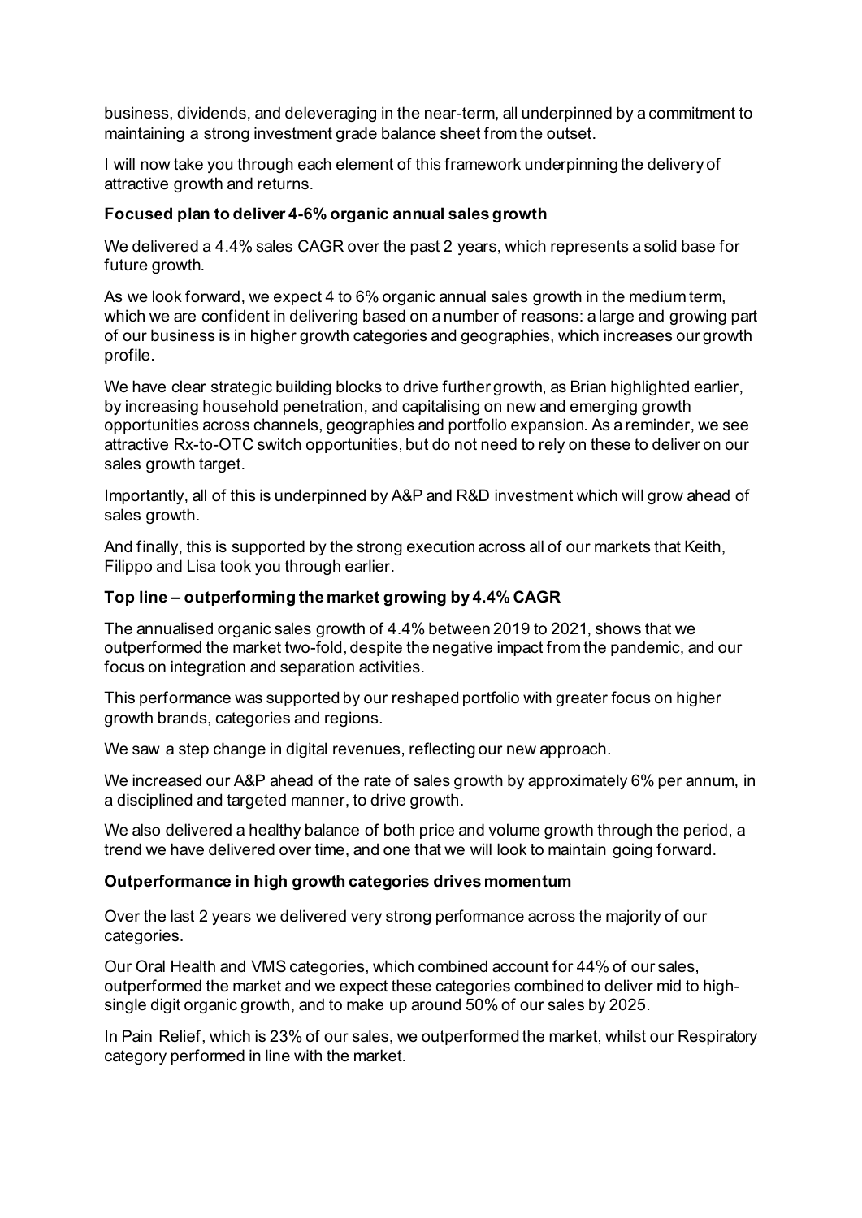business, dividends, and deleveraging in the near-term, all underpinned by a commitment to maintaining a strong investment grade balance sheet from the outset.

I will now take you through each element of this framework underpinning the delivery of attractive growth and returns.

**Focused plan to deliver 4-6% organic annual sales growth**

We delivered a 4.4% sales CAGR over the past 2 years, which represents a solid base for future growth.

As we look forward, we expect 4 to 6% organic annual sales growth in the medium term, which we are confident in delivering based on a number of reasons: a large and growing part of our business is in higher growth categories and geographies, which increases our growth profile.

We have clear strategic building blocks to drive further growth, as Brian highlighted earlier, by increasing household penetration, and capitalising on new and emerging growth opportunities across channels, geographies and portfolio expansion. As a reminder, we see attractive Rx-to-OTC switch opportunities, but do not need to rely on these to deliver on our sales growth target.

Importantly, all of this is underpinned by A&P and R&D investment which will grow ahead of sales growth.

And finally, this is supported by the strong execution across all of our markets that Keith, Filippo and Lisa took you through earlier.

**Top line – outperforming the market growing by 4.4% CAGR**

The annualised organic sales growth of 4.4% between 2019 to 2021, shows that we outperformed the market two-fold, despite the negative impact from the pandemic, and our focus on integration and separation activities.

This performance was supported by our reshaped portfolio with greater focus on higher growth brands, categories and regions.

We saw a step change in digital revenues, reflecting our new approach.

We increased our A&P ahead of the rate of sales growth by approximately 6% per annum, in a disciplined and targeted manner, to drive growth.

We also delivered a healthy balance of both price and volume growth through the period, a trend we have delivered over time, and one that we will look to maintain going forward.

**Outperformance in high growth categories drives momentum**

Over the last 2 years we delivered very strong performance across the majority of our categories.

Our Oral Health and VMS categories, which combined account for 44% of our sales, outperformed the market and we expect these categories combined to deliver mid to high-single digit organic growth, and to make up around 50% of our sales by 2025.

In Pain Relief, which is 23% of our sales, we outperformed the market, whilst our Respiratory category performed in line with the market.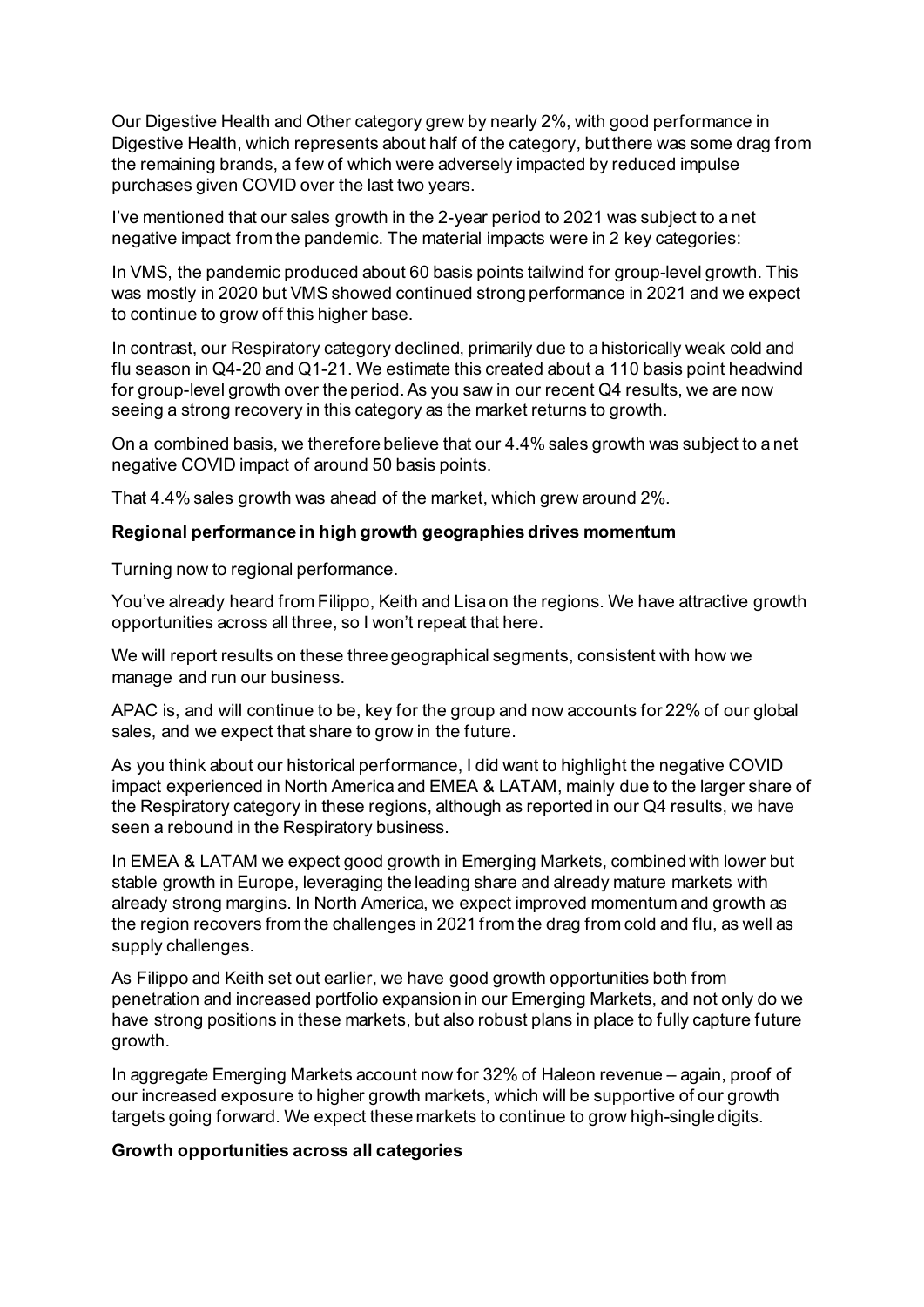Our Digestive Health and Other category grew by nearly 2%, with good performance in Digestive Health, which represents about half of the category, but there was some drag from the remaining brands, a few of which were adversely impacted by reduced impulse purchases given COVID over the last two years.

I've mentioned that our sales growth in the 2-year period to 2021 was subject to a net negative impact from the pandemic. The material impacts were in 2 key categories:

In VMS, the pandemic produced about 60 basis points tailwind for group-level growth. This was mostly in 2020 but VMS showed continued strong performance in 2021 and we expect to continue to grow off this higher base.

In contrast, our Respiratory category declined, primarily due to a historically weak cold and flu season in Q4-20 and Q1-21. We estimate this created about a 110 basis point headwind for group-level growth over the period. As you saw in our recent Q4 results, we are now seeing a strong recovery in this category as the market returns to growth.

On a combined basis, we therefore believe that our 4.4% sales growth was subject to a net negative COVID impact of around 50 basis points.

That 4.4% sales growth was ahead of the market, which grew around 2%.

**Regional performance in high growth geographies drives momentum**

Turning now to regional performance.

You've already heard from Filippo, Keith and Lisa on the regions. We have attractive growth opportunities across all three, so I won't repeat that here.

We will report results on these three geographical segments, consistent with how we manage and run our business.

APAC is, and will continue to be, key for the group and now accounts for 22% of our global sales, and we expect that share to grow in the future.

As you think about our historical performance, I did want to highlight the negative COVID impact experienced in North America and EMEA & LATAM, mainly due to the larger share of the Respiratory category in these regions, although as reported in our Q4 results, we have seen a rebound in the Respiratory business.

In EMEA & LATAM we expect good growth in Emerging Markets, combined with lower but stable growth in Europe, leveraging the leading share and already mature markets with already strong margins. In North America, we expect improved momentum and growth as the region recovers from the challenges in 2021 from the drag from cold and flu, as well as supply challenges.

As Filippo and Keith set out earlier, we have good growth opportunities both from penetration and increased portfolio expansion in our Emerging Markets, and not only do we have strong positions in these markets, but also robust plans in place to fully capture future growth.

In aggregate Emerging Markets account now for 32% of Haleon revenue – again, proof of our increased exposure to higher growth markets, which will be supportive of our growth targets going forward. We expect these markets to continue to grow high-single digits.

**Growth opportunities across all categories**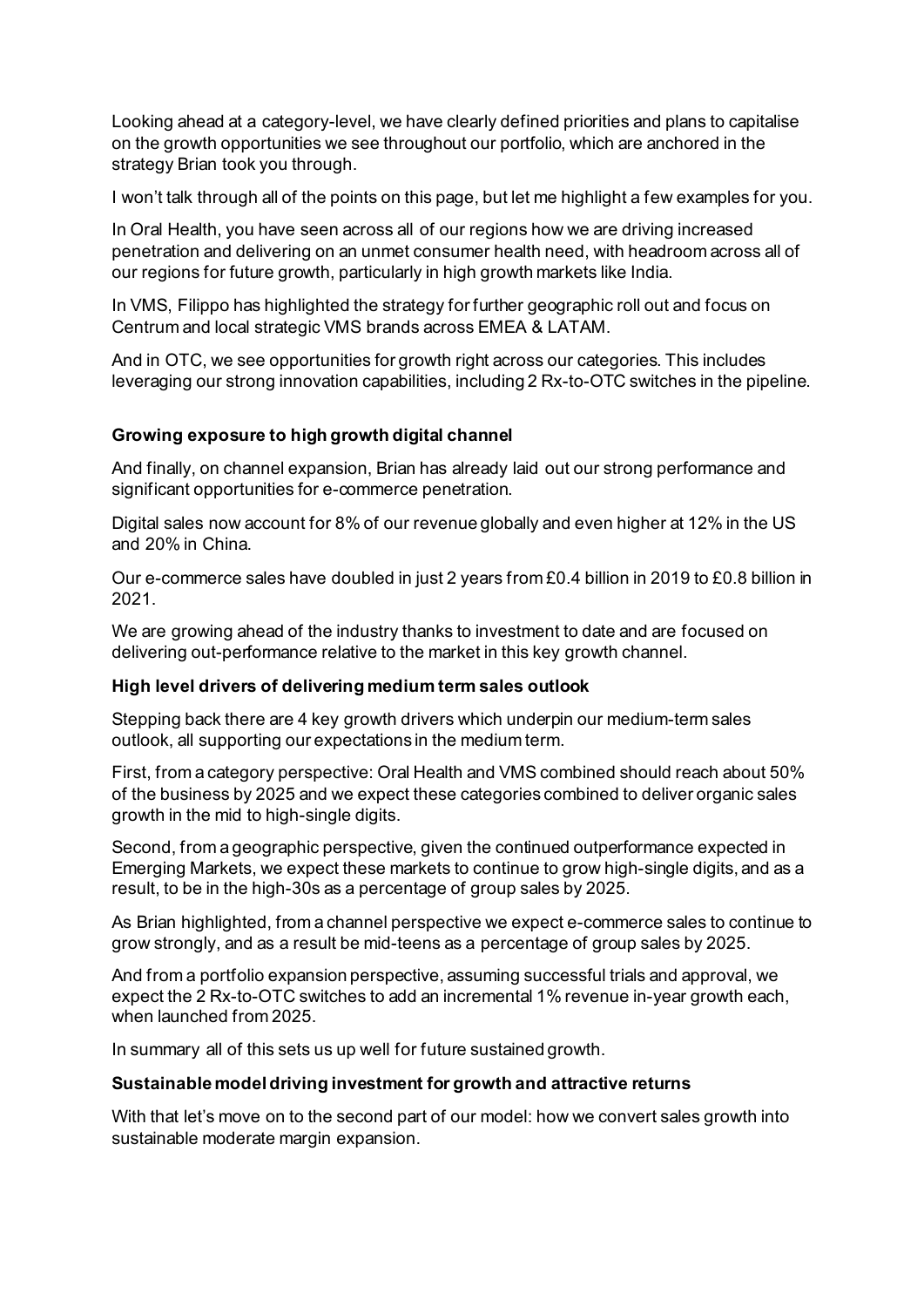Looking ahead at a category-level, we have clearly defined priorities and plans to capitalise on the growth opportunities we see throughout our portfolio, which are anchored in the strategy Brian took you through.

I won't talk through all of the points on this page, but let me highlight a few examples for you.

In Oral Health, you have seen across all of our regions how we are driving increased penetration and delivering on an unmet consumer health need, with headroom across all of our regions for future growth, particularly in high growth markets like India.

In VMS, Filippo has highlighted the strategy for further geographic roll out and focus on Centrum and local strategic VMS brands across EMEA & LATAM.

And in OTC, we see opportunities for growth right across our categories. This includes leveraging our strong innovation capabilities, including 2 Rx-to-OTC switches in the pipeline.

**Growing exposure to high growth digital channel**

And finally, on channel expansion, Brian has already laid out our strong performance and significant opportunities for e-commerce penetration.

Digital sales now account for 8% of our revenue globally and even higher at 12% in the US and 20% in China.

Our e-commerce sales have doubled in just 2 years from £0.4 billion in 2019 to £0.8 billion in 2021.

We are growing ahead of the industry thanks to investment to date and are focused on delivering out-performance relative to the market in this key growth channel.

**High level drivers of delivering medium term sales outlook**

Stepping back there are 4 key growth drivers which underpin our medium-term sales outlook, all supporting our expectations in the medium term.

First, from a category perspective: Oral Health and VMS combined should reach about 50% of the business by 2025 and we expect these categories combined to deliver organic sales growth in the mid to high-single digits.

Second, from a geographic perspective, given the continued outperformance expected in Emerging Markets, we expect these markets to continue to grow high-single digits, and as a result, to be in the high-30s as a percentage of group sales by 2025.

As Brian highlighted, from a channel perspective we expect e-commerce sales to continue to grow strongly, and as a result be mid-teens as a percentage of group sales by 2025.

And from a portfolio expansion perspective, assuming successful trials and approval, we expect the 2 Rx-to-OTC switches to add an incremental 1% revenue in-year growth each, when launched from 2025.

In summary all of this sets us up well for future sustained growth.

**Sustainable model driving investment for growth and attractive returns**

With that let's move on to the second part of our model: how we convert sales growth into sustainable moderate margin expansion.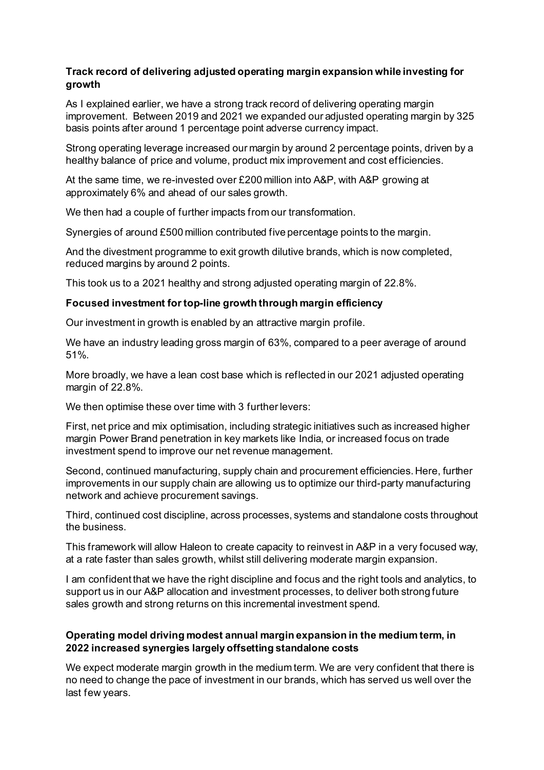**Track record of delivering adjusted operating margin expansion while investing for growth**

As I explained earlier, we have a strong track record of delivering operating margin improvement. Between 2019 and 2021 we expanded our adjusted operating margin by 325 basis points after around 1 percentage point adverse currency impact.

Strong operating leverage increased our margin by around 2 percentage points, driven by a healthy balance of price and volume, product mix improvement and cost efficiencies.

At the same time, we re-invested over £200 million into A&P, with A&P growing at approximately 6% and ahead of our sales growth.

We then had a couple of further impacts from our transformation.

Synergies of around £500 million contributed five percentage points to the margin.

And the divestment programme to exit growth dilutive brands, which is now completed, reduced margins by around 2 points.

This took us to a 2021 healthy and strong adjusted operating margin of 22.8%.

**Focused investment for top-line growth through margin efficiency**

Our investment in growth is enabled by an attractive margin profile.

We have an industry leading gross margin of 63%, compared to a peer average of around 51%.

More broadly, we have a lean cost base which is reflected in our 2021 adjusted operating margin of 22.8%.

We then optimise these over time with 3 further levers:

First, net price and mix optimisation, including strategic initiatives such as increased higher margin Power Brand penetration in key markets like India, or increased focus on trade investment spend to improve our net revenue management.

Second, continued manufacturing, supply chain and procurement efficiencies. Here, further improvements in our supply chain are allowing us to optimize our third-party manufacturing network and achieve procurement savings.

Third, continued cost discipline, across processes, systems and standalone costs throughout the business.

This framework will allow Haleon to create capacity to reinvest in A&P in a very focused way, at a rate faster than sales growth, whilst still delivering moderate margin expansion.

I am confident that we have the right discipline and focus and the right tools and analytics, to support us in our A&P allocation and investment processes, to deliver both strong future sales growth and strong returns on this incremental investment spend.

**Operating model driving modest annual margin expansion in the medium term, in 2022 increased synergies largely offsetting standalone costs**

We expect moderate margin growth in the medium term. We are very confident that there is no need to change the pace of investment in our brands, which has served us well over the last few years.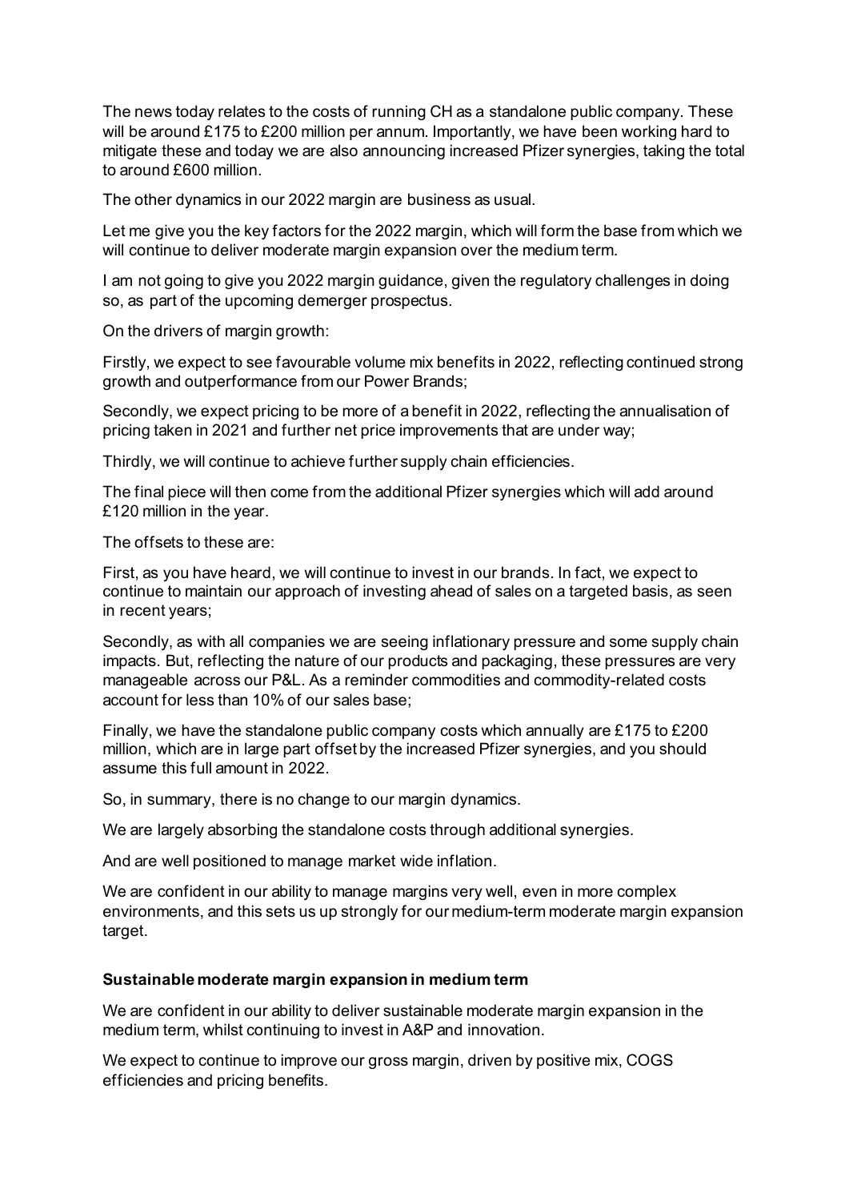The news today relates to the costs of running CH as a standalone public company. These will be around £175 to £200 million per annum. Importantly, we have been working hard to mitigate these and today we are also announcing increased Pfizer synergies, taking the total to around £600 million.

The other dynamics in our 2022 margin are business as usual.

Let me give you the key factors for the 2022 margin, which will form the base from which we will continue to deliver moderate margin expansion over the medium term.

I am not going to give you 2022 margin guidance, given the regulatory challenges in doing so, as part of the upcoming demerger prospectus.

On the drivers of margin growth:

Firstly, we expect to see favourable volume mix benefits in 2022, reflecting continued strong growth and outperformance from our Power Brands;

Secondly, we expect pricing to be more of a benefit in 2022, reflecting the annualisation of pricing taken in 2021 and further net price improvements that are under way;

Thirdly, we will continue to achieve further supply chain efficiencies.

The final piece will then come from the additional Pfizer synergies which will add around £120 million in the year.

The offsets to these are:

First, as you have heard, we will continue to invest in our brands. In fact, we expect to continue to maintain our approach of investing ahead of sales on a targeted basis, as seen in recent years;

Secondly, as with all companies we are seeing inflationary pressure and some supply chain impacts. But, reflecting the nature of our products and packaging, these pressures are very manageable across our P&L. As a reminder commodities and commodity-related costs account for less than 10% of our sales base;

Finally, we have the standalone public company costs which annually are £175 to £200 million, which are in large part offset by the increased Pfizer synergies, and you should assume this full amount in 2022.

So, in summary, there is no change to our margin dynamics.

We are largely absorbing the standalone costs through additional synergies.

And are well positioned to manage market wide inflation.

We are confident in our ability to manage margins very well, even in more complex environments, and this sets us up strongly for our medium-term moderate margin expansion target.

**Sustainable moderate margin expansion in medium term**

We are confident in our ability to deliver sustainable moderate margin expansion in the medium term, whilst continuing to invest in A&P and innovation.

We expect to continue to improve our gross margin, driven by positive mix, COGS efficiencies and pricing benefits.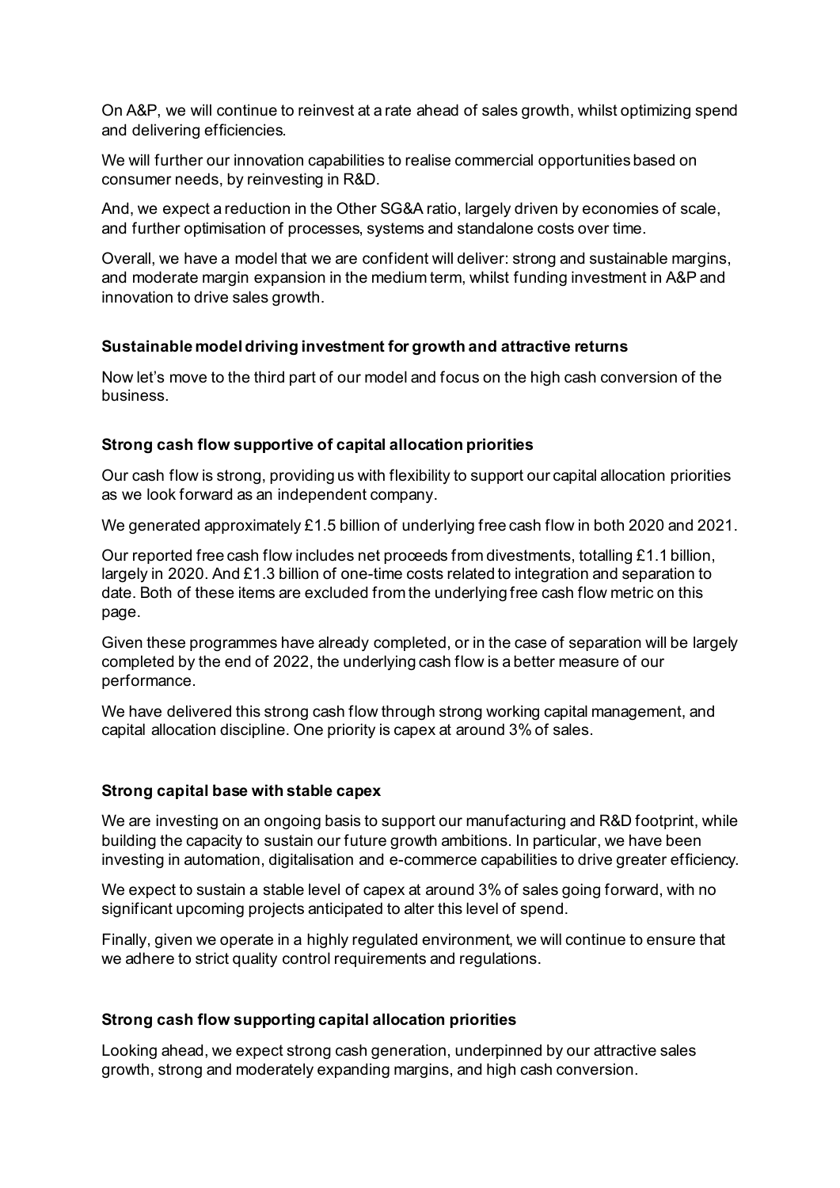On A&P, we will continue to reinvest at a rate ahead of sales growth, whilst optimizing spend and delivering efficiencies.

We will further our innovation capabilities to realise commercial opportunities based on consumer needs, by reinvesting in R&D.

And, we expect a reduction in the Other SG&A ratio, largely driven by economies of scale, and further optimisation of processes, systems and standalone costs over time.

Overall, we have a model that we are confident will deliver: strong and sustainable margins, and moderate margin expansion in the medium term, whilst funding investment in A&P and innovation to drive sales growth.

**Sustainable model driving investment for growth and attractive returns**

Now let's move to the third part of our model and focus on the high cash conversion of the business.

**Strong cash flow supportive of capital allocation priorities**

Our cash flow is strong, providing us with flexibility to support our capital allocation priorities as we look forward as an independent company.

We generated approximately £1.5 billion of underlying free cash flow in both 2020 and 2021.

Our reported free cash flow includes net proceeds from divestments, totalling £1.1 billion, largely in 2020. And £1.3 billion of one-time costs related to integration and separation to date. Both of these items are excluded from the underlying free cash flow metric on this page.

Given these programmes have already completed, or in the case of separation will be largely completed by the end of 2022, the underlying cash flow is a better measure of our performance.

We have delivered this strong cash flow through strong working capital management, and capital allocation discipline. One priority is capex at around 3% of sales.

**Strong capital base with stable capex**

We are investing on an ongoing basis to support our manufacturing and R&D footprint, while building the capacity to sustain our future growth ambitions. In particular, we have been investing in automation, digitalisation and e-commerce capabilities to drive greater efficiency.

We expect to sustain a stable level of capex at around 3% of sales going forward, with no significant upcoming projects anticipated to alter this level of spend.

Finally, given we operate in a highly regulated environment, we will continue to ensure that we adhere to strict quality control requirements and regulations.

**Strong cash flow supporting capital allocation priorities**

Looking ahead, we expect strong cash generation, underpinned by our attractive sales growth, strong and moderately expanding margins, and high cash conversion.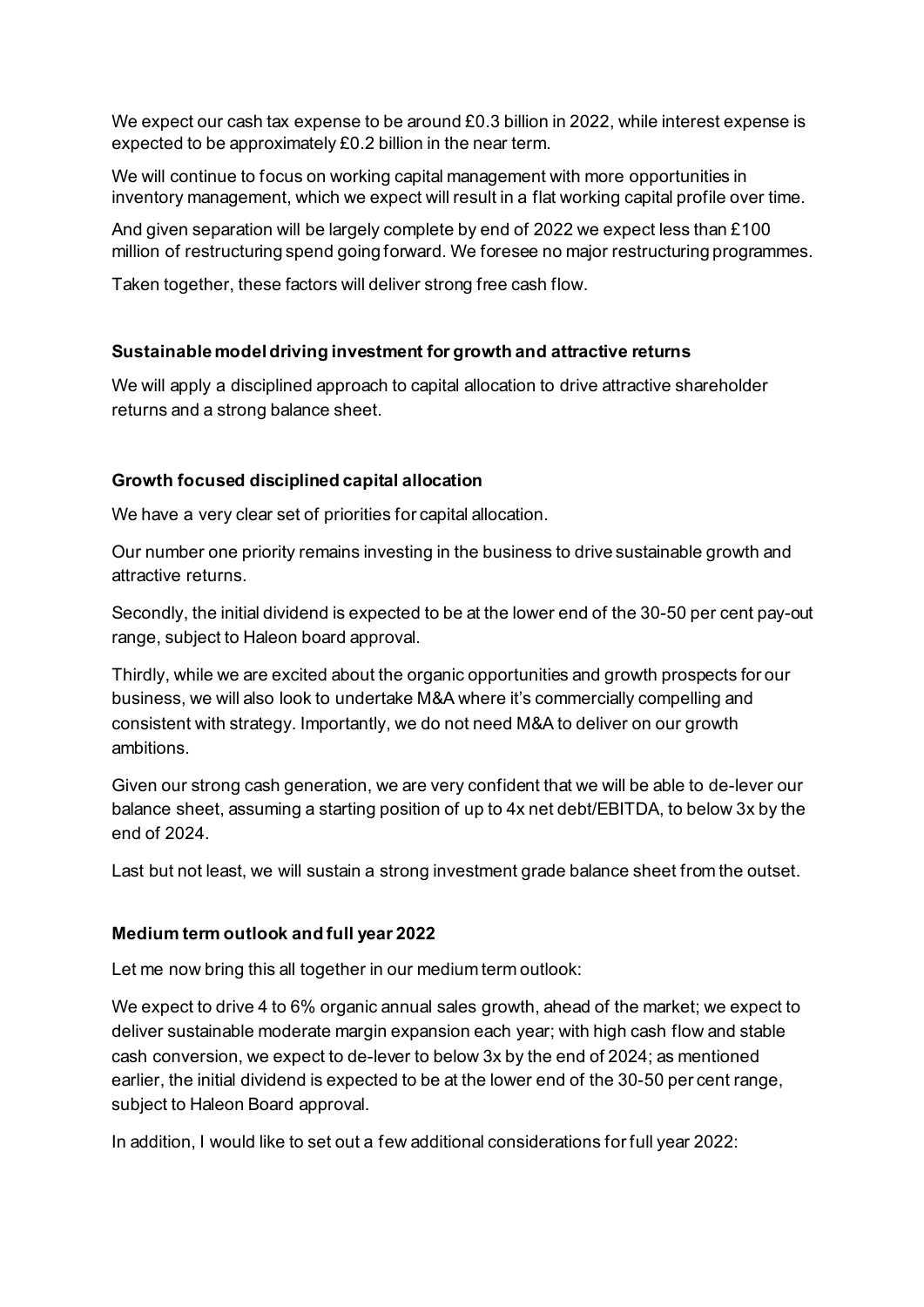We expect our cash tax expense to be around £0.3 billion in 2022, while interest expense is expected to be approximately £0.2 billion in the near term.

We will continue to focus on working capital management with more opportunities in inventory management, which we expect will result in a flat working capital profile over time.

And given separation will be largely complete by end of 2022 we expect less than £100 million of restructuring spend going forward. We foresee no major restructuring programmes.

Taken together, these factors will deliver strong free cash flow.

**Sustainable model driving investment for growth and attractive returns**

We will apply a disciplined approach to capital allocation to drive attractive shareholder returns and a strong balance sheet.

**Growth focused disciplined capital allocation**

We have a very clear set of priorities for capital allocation.

Our number one priority remains investing in the business to drive sustainable growth and attractive returns.

Secondly, the initial dividend is expected to be at the lower end of the 30-50 per cent pay-out range, subject to Haleon board approval.

Thirdly, while we are excited about the organic opportunities and growth prospects for our business, we will also look to undertake M&A where it's commercially compelling and consistent with strategy. Importantly, we do not need M&A to deliver on our growth ambitions.

Given our strong cash generation, we are very confident that we will be able to de-lever our balance sheet, assuming a starting position of up to 4x net debt/EBITDA, to below 3x by the end of 2024.

Last but not least, we will sustain a strong investment grade balance sheet from the outset.

**Medium term outlook and full year 2022**

Let me now bring this all together in our medium term outlook:

We expect to drive 4 to 6% organic annual sales growth, ahead of the market; we expect to deliver sustainable moderate margin expansion each year; with high cash flow and stable cash conversion, we expect to de-lever to below 3x by the end of 2024; as mentioned earlier, the initial dividend is expected to be at the lower end of the 30-50 per cent range, subject to Haleon Board approval.

In addition, I would like to set out a few additional considerations for full year 2022: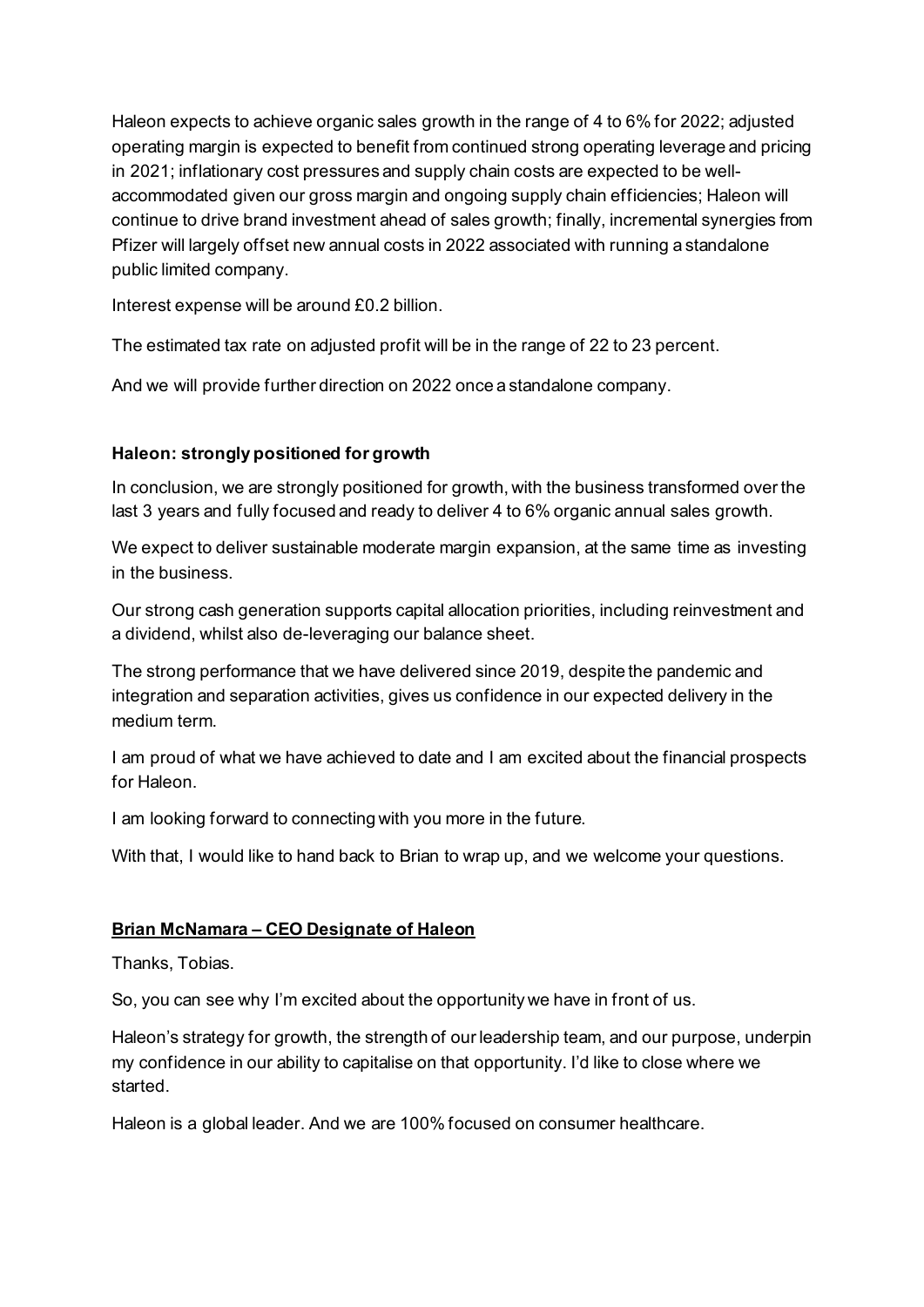Haleon expects to achieve organic sales growth in the range of 4 to 6% for 2022; adjusted operating margin is expected to benefit from continued strong operating leverage and pricing in 2021; inflationary cost pressures and supply chain costs are expected to be well-accommodated given our gross margin and ongoing supply chain efficiencies; Haleon will continue to drive brand investment ahead of sales growth; finally, incremental synergies from Pfizer will largely offset new annual costs in 2022 associated with running a standalone public limited company.

Interest expense will be around £0.2 billion.

The estimated tax rate on adjusted profit will be in the range of 22 to 23 percent.

And we will provide further direction on 2022 once a standalone company.

**Haleon: strongly positioned for growth**

In conclusion, we are strongly positioned for growth, with the business transformed over the last 3 years and fully focused and ready to deliver 4 to 6% organic annual sales growth.

We expect to deliver sustainable moderate margin expansion, at the same time as investing in the business.

Our strong cash generation supports capital allocation priorities, including reinvestment and a dividend, whilst also de-leveraging our balance sheet.

The strong performance that we have delivered since 2019, despite the pandemic and integration and separation activities, gives us confidence in our expected delivery in the medium term.

I am proud of what we have achieved to date and I am excited about the financial prospects for Haleon.

I am looking forward to connecting with you more in the future.

With that, I would like to hand back to Brian to wrap up, and we welcome your questions.

**Brian McNamara – CEO Designate of Haleon**

Thanks, Tobias.

So, you can see why I'm excited about the opportunity we have in front of us.

Haleon's strategy for growth, the strength of our leadership team, and our purpose, underpin my confidence in our ability to capitalise on that opportunity. I'd like to close where we started.

Haleon is a global leader. And we are 100% focused on consumer healthcare.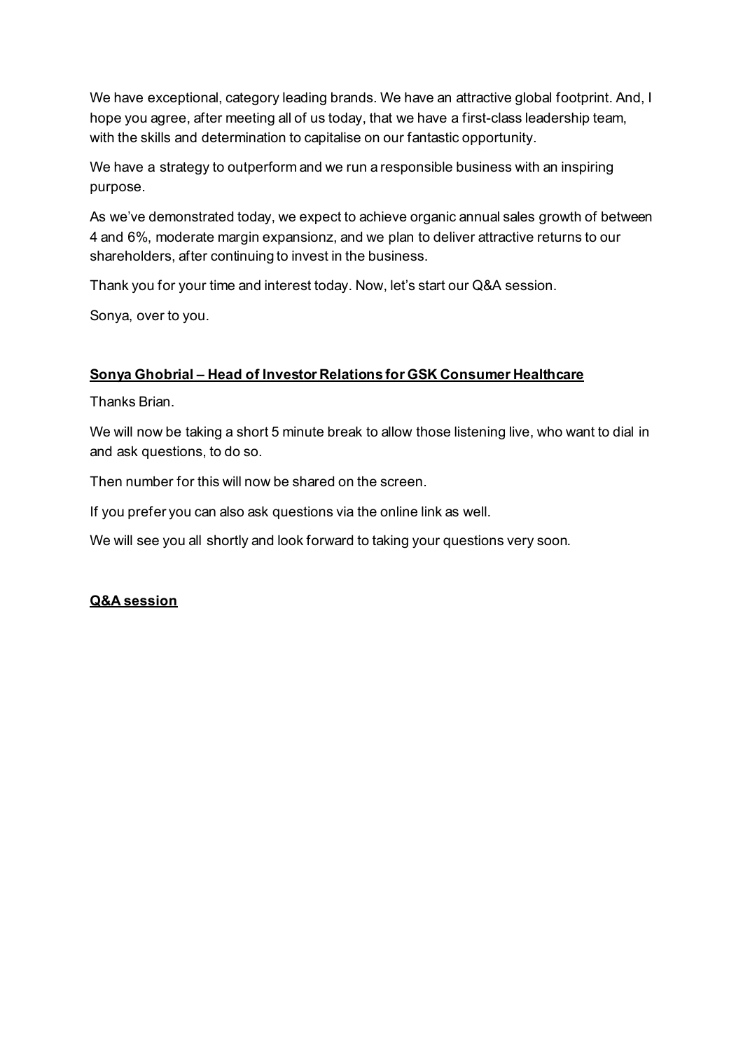We have exceptional, category leading brands. We have an attractive global footprint. And, I hope you agree, after meeting all of us today, that we have a first-class leadership team, with the skills and determination to capitalise on our fantastic opportunity.

We have a strategy to outperform and we run a responsible business with an inspiring purpose.

As we've demonstrated today, we expect to achieve organic annual sales growth of between 4 and 6%, moderate margin expansionz, and we plan to deliver attractive returns to our shareholders, after continuing to invest in the business.

Thank you for your time and interest today. Now, let's start our Q&A session.

Sonya, over to you.

**Sonya Ghobrial – Head of Investor Relations for GSK Consumer Healthcare**

Thanks Brian.

We will now be taking a short 5 minute break to allow those listening live, who want to dial in and ask questions, to do so.

Then number for this will now be shared on the screen.

If you prefer you can also ask questions via the online link as well.

We will see you all shortly and look forward to taking your questions very soon.

**Q&A session**